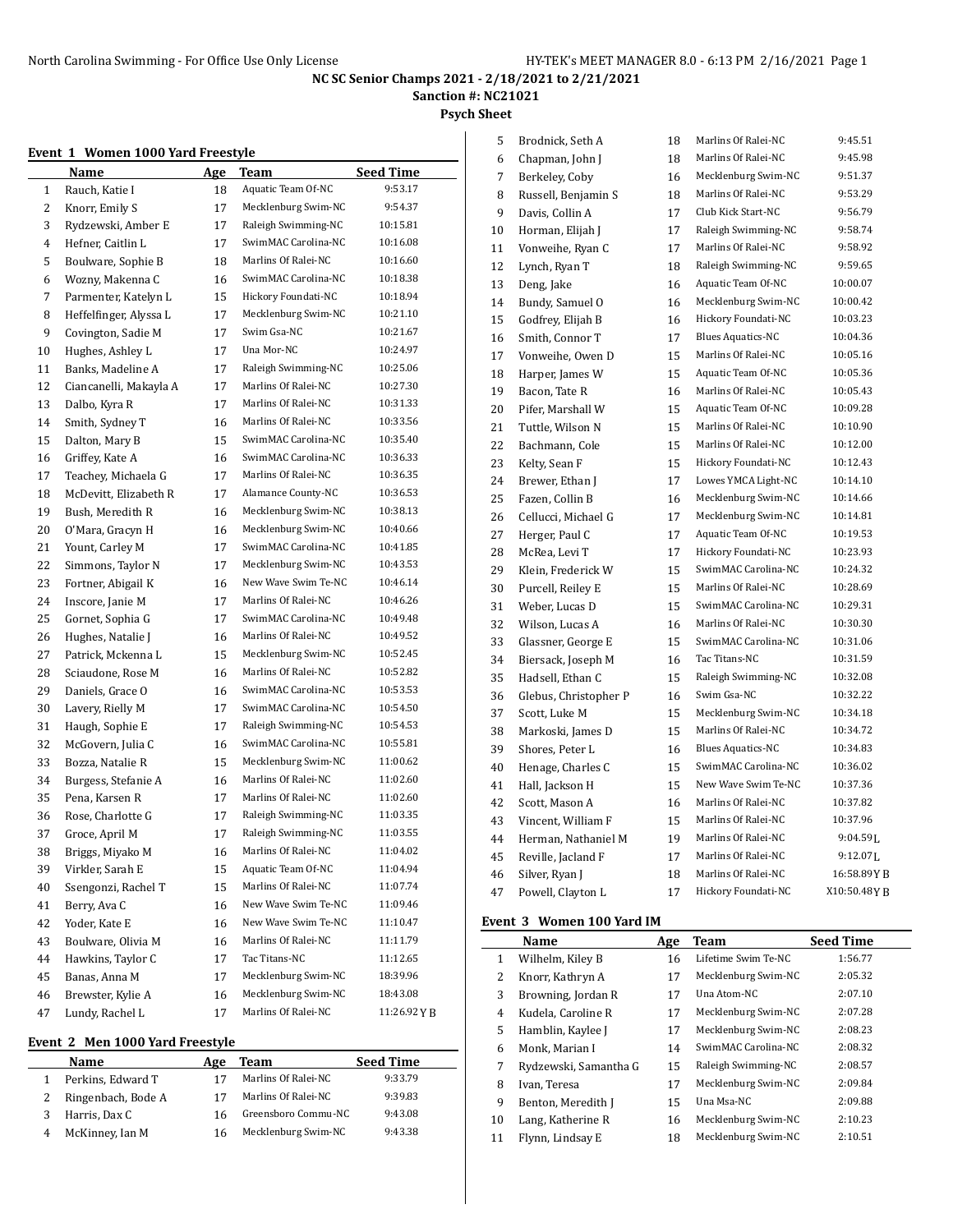NC SC Senior Champs 2021 - 2/18/2021 to 2/21/2021

Sanction #: NC21021

Psych Sheet

### Event 1 Women 1000 Yard Freestyle

| | Name | Age | Team | Seed Time |
|---|---|---|---|---|
| 1 | Rauch, Katie I | 18 | Aquatic Team Of-NC | 9:53.17 |
| 2 | Knorr, Emily S | 17 | Mecklenburg Swim-NC | 9:54.37 |
| 3 | Rydzewski, Amber E | 17 | Raleigh Swimming-NC | 10:15.81 |
| 4 | Hefner, Caitlin L | 17 | SwimMAC Carolina-NC | 10:16.08 |
| 5 | Boulware, Sophie B | 18 | Marlins Of Ralei-NC | 10:16.60 |
| 6 | Wozny, Makenna C | 16 | SwimMAC Carolina-NC | 10:18.38 |
| 7 | Parmenter, Katelyn L | 15 | Hickory Foundati-NC | 10:18.94 |
| 8 | Heffelfinger, Alyssa L | 17 | Mecklenburg Swim-NC | 10:21.10 |
| 9 | Covington, Sadie M | 17 | Swim Gsa-NC | 10:21.67 |
| 10 | Hughes, Ashley L | 17 | Una Mor-NC | 10:24.97 |
| 11 | Banks, Madeline A | 17 | Raleigh Swimming-NC | 10:25.06 |
| 12 | Ciancanelli, Makayla A | 17 | Marlins Of Ralei-NC | 10:27.30 |
| 13 | Dalbo, Kyra R | 17 | Marlins Of Ralei-NC | 10:31.33 |
| 14 | Smith, Sydney T | 16 | Marlins Of Ralei-NC | 10:33.56 |
| 15 | Dalton, Mary B | 15 | SwimMAC Carolina-NC | 10:35.40 |
| 16 | Griffey, Kate A | 16 | SwimMAC Carolina-NC | 10:36.33 |
| 17 | Teachey, Michaela G | 17 | Marlins Of Ralei-NC | 10:36.35 |
| 18 | McDevitt, Elizabeth R | 17 | Alamance County-NC | 10:36.53 |
| 19 | Bush, Meredith R | 16 | Mecklenburg Swim-NC | 10:38.13 |
| 20 | O'Mara, Gracyn H | 16 | Mecklenburg Swim-NC | 10:40.66 |
| 21 | Yount, Carley M | 17 | SwimMAC Carolina-NC | 10:41.85 |
| 22 | Simmons, Taylor N | 17 | Mecklenburg Swim-NC | 10:43.53 |
| 23 | Fortner, Abigail K | 16 | New Wave Swim Te-NC | 10:46.14 |
| 24 | Inscore, Janie M | 17 | Marlins Of Ralei-NC | 10:46.26 |
| 25 | Gornet, Sophia G | 17 | SwimMAC Carolina-NC | 10:49.48 |
| 26 | Hughes, Natalie J | 16 | Marlins Of Ralei-NC | 10:49.52 |
| 27 | Patrick, Mckenna L | 15 | Mecklenburg Swim-NC | 10:52.45 |
| 28 | Sciaudone, Rose M | 16 | Marlins Of Ralei-NC | 10:52.82 |
| 29 | Daniels, Grace O | 16 | SwimMAC Carolina-NC | 10:53.53 |
| 30 | Lavery, Rielly M | 17 | SwimMAC Carolina-NC | 10:54.50 |
| 31 | Haugh, Sophie E | 17 | Raleigh Swimming-NC | 10:54.53 |
| 32 | McGovern, Julia C | 16 | SwimMAC Carolina-NC | 10:55.81 |
| 33 | Bozza, Natalie R | 15 | Mecklenburg Swim-NC | 11:00.62 |
| 34 | Burgess, Stefanie A | 16 | Marlins Of Ralei-NC | 11:02.60 |
| 35 | Pena, Karsen R | 17 | Marlins Of Ralei-NC | 11:02.60 |
| 36 | Rose, Charlotte G | 17 | Raleigh Swimming-NC | 11:03.35 |
| 37 | Groce, April M | 17 | Raleigh Swimming-NC | 11:03.55 |
| 38 | Briggs, Miyako M | 16 | Marlins Of Ralei-NC | 11:04.02 |
| 39 | Virkler, Sarah E | 15 | Aquatic Team Of-NC | 11:04.94 |
| 40 | Ssengonzi, Rachel T | 15 | Marlins Of Ralei-NC | 11:07.74 |
| 41 | Berry, Ava C | 16 | New Wave Swim Te-NC | 11:09.46 |
| 42 | Yoder, Kate E | 16 | New Wave Swim Te-NC | 11:10.47 |
| 43 | Boulware, Olivia M | 16 | Marlins Of Ralei-NC | 11:11.79 |
| 44 | Hawkins, Taylor C | 17 | Tac Titans-NC | 11:12.65 |
| 45 | Banas, Anna M | 17 | Mecklenburg Swim-NC | 18:39.96 |
| 46 | Brewster, Kylie A | 16 | Mecklenburg Swim-NC | 18:43.08 |
| 47 | Lundy, Rachel L | 17 | Marlins Of Ralei-NC | 11:26.92 Y B |

### Event 2 Men 1000 Yard Freestyle

| | Name | Age | Team | Seed Time |
|---|---|---|---|---|
| 1 | Perkins, Edward T | 17 | Marlins Of Ralei-NC | 9:33.79 |
| 2 | Ringenbach, Bode A | 17 | Marlins Of Ralei-NC | 9:39.83 |
| 3 | Harris, Dax C | 16 | Greensboro Commu-NC | 9:43.08 |
| 4 | McKinney, Ian M | 16 | Mecklenburg Swim-NC | 9:43.38 |
| 5 | Brodnick, Seth A | 18 | Marlins Of Ralei-NC | 9:45.51 |
| 6 | Chapman, John J | 18 | Marlins Of Ralei-NC | 9:45.98 |
| 7 | Berkeley, Coby | 16 | Mecklenburg Swim-NC | 9:51.37 |
| 8 | Russell, Benjamin S | 18 | Marlins Of Ralei-NC | 9:53.29 |
| 9 | Davis, Collin A | 17 | Club Kick Start-NC | 9:56.79 |
| 10 | Horman, Elijah J | 17 | Raleigh Swimming-NC | 9:58.74 |
| 11 | Vonweihe, Ryan C | 17 | Marlins Of Ralei-NC | 9:58.92 |
| 12 | Lynch, Ryan T | 18 | Raleigh Swimming-NC | 9:59.65 |
| 13 | Deng, Jake | 16 | Aquatic Team Of-NC | 10:00.07 |
| 14 | Bundy, Samuel O | 16 | Mecklenburg Swim-NC | 10:00.42 |
| 15 | Godfrey, Elijah B | 16 | Hickory Foundati-NC | 10:03.23 |
| 16 | Smith, Connor T | 17 | Blues Aquatics-NC | 10:04.36 |
| 17 | Vonweihe, Owen D | 15 | Marlins Of Ralei-NC | 10:05.16 |
| 18 | Harper, James W | 15 | Aquatic Team Of-NC | 10:05.36 |
| 19 | Bacon, Tate R | 16 | Marlins Of Ralei-NC | 10:05.43 |
| 20 | Pifer, Marshall W | 15 | Aquatic Team Of-NC | 10:09.28 |
| 21 | Tuttle, Wilson N | 15 | Marlins Of Ralei-NC | 10:10.90 |
| 22 | Bachmann, Cole | 15 | Marlins Of Ralei-NC | 10:12.00 |
| 23 | Kelty, Sean F | 15 | Hickory Foundati-NC | 10:12.43 |
| 24 | Brewer, Ethan J | 17 | Lowes YMCA Light-NC | 10:14.10 |
| 25 | Fazen, Collin B | 16 | Mecklenburg Swim-NC | 10:14.66 |
| 26 | Cellucci, Michael G | 17 | Mecklenburg Swim-NC | 10:14.81 |
| 27 | Herger, Paul C | 17 | Aquatic Team Of-NC | 10:19.53 |
| 28 | McRea, Levi T | 17 | Hickory Foundati-NC | 10:23.93 |
| 29 | Klein, Frederick W | 15 | SwimMAC Carolina-NC | 10:24.32 |
| 30 | Purcell, Reiley E | 15 | Marlins Of Ralei-NC | 10:28.69 |
| 31 | Weber, Lucas D | 15 | SwimMAC Carolina-NC | 10:29.31 |
| 32 | Wilson, Lucas A | 16 | Marlins Of Ralei-NC | 10:30.30 |
| 33 | Glassner, George E | 15 | SwimMAC Carolina-NC | 10:31.06 |
| 34 | Biersack, Joseph M | 16 | Tac Titans-NC | 10:31.59 |
| 35 | Hadsell, Ethan C | 15 | Raleigh Swimming-NC | 10:32.08 |
| 36 | Glebus, Christopher P | 16 | Swim Gsa-NC | 10:32.22 |
| 37 | Scott, Luke M | 15 | Mecklenburg Swim-NC | 10:34.18 |
| 38 | Markoski, James D | 15 | Marlins Of Ralei-NC | 10:34.72 |
| 39 | Shores, Peter L | 16 | Blues Aquatics-NC | 10:34.83 |
| 40 | Henage, Charles C | 15 | SwimMAC Carolina-NC | 10:36.02 |
| 41 | Hall, Jackson H | 15 | New Wave Swim Te-NC | 10:37.36 |
| 42 | Scott, Mason A | 16 | Marlins Of Ralei-NC | 10:37.82 |
| 43 | Vincent, William F | 15 | Marlins Of Ralei-NC | 10:37.96 |
| 44 | Herman, Nathaniel M | 19 | Marlins Of Ralei-NC | 9:04.59 L |
| 45 | Reville, Jacland F | 17 | Marlins Of Ralei-NC | 9:12.07 L |
| 46 | Silver, Ryan J | 18 | Marlins Of Ralei-NC | 16:58.89 Y B |
| 47 | Powell, Clayton L | 17 | Hickory Foundati-NC | X10:50.48 Y B |

### Event 3 Women 100 Yard IM

| | Name | Age | Team | Seed Time |
|---|---|---|---|---|
| 1 | Wilhelm, Kiley B | 16 | Lifetime Swim Te-NC | 1:56.77 |
| 2 | Knorr, Kathryn A | 17 | Mecklenburg Swim-NC | 2:05.32 |
| 3 | Browning, Jordan R | 17 | Una Atom-NC | 2:07.10 |
| 4 | Kudela, Caroline R | 17 | Mecklenburg Swim-NC | 2:07.28 |
| 5 | Hamblin, Kaylee J | 17 | Mecklenburg Swim-NC | 2:08.23 |
| 6 | Monk, Marian I | 14 | SwimMAC Carolina-NC | 2:08.32 |
| 7 | Rydzewski, Samantha G | 15 | Raleigh Swimming-NC | 2:08.57 |
| 8 | Ivan, Teresa | 17 | Mecklenburg Swim-NC | 2:09.84 |
| 9 | Benton, Meredith J | 15 | Una Msa-NC | 2:09.88 |
| 10 | Lang, Katherine R | 16 | Mecklenburg Swim-NC | 2:10.23 |
| 11 | Flynn, Lindsay E | 18 | Mecklenburg Swim-NC | 2:10.51 |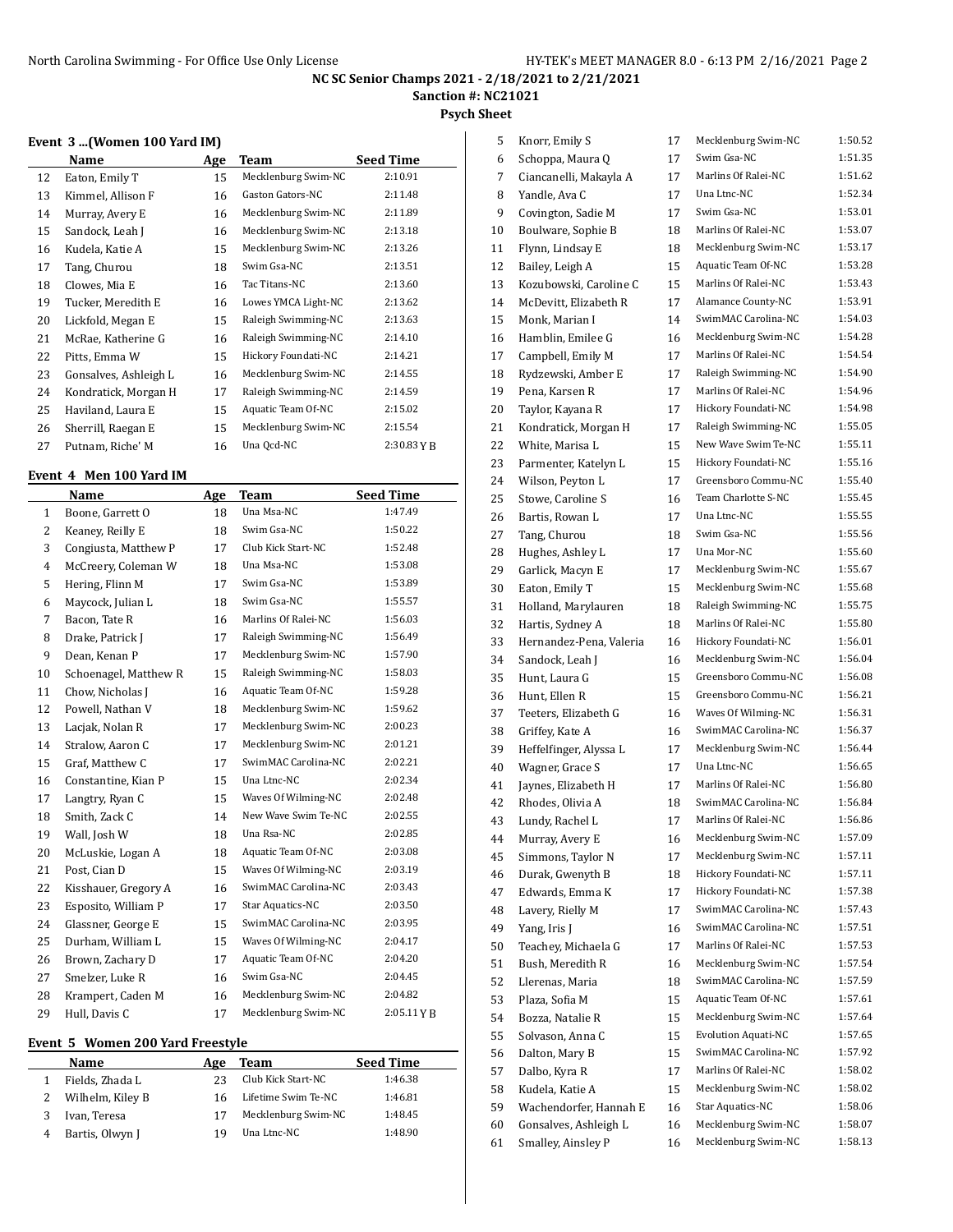NC SC Senior Champs 2021 - 2/18/2021 to 2/21/2021

Sanction #: NC21021

Psych Sheet

### Event 3 ...(Women 100 Yard IM)

| | Name | Age | Team | Seed Time |
|---|---|---|---|---|
| 12 | Eaton, Emily T | 15 | Mecklenburg Swim-NC | 2:10.91 |
| 13 | Kimmel, Allison F | 16 | Gaston Gators-NC | 2:11.48 |
| 14 | Murray, Avery E | 16 | Mecklenburg Swim-NC | 2:11.89 |
| 15 | Sandock, Leah J | 16 | Mecklenburg Swim-NC | 2:13.18 |
| 16 | Kudela, Katie A | 15 | Mecklenburg Swim-NC | 2:13.26 |
| 17 | Tang, Churou | 18 | Swim Gsa-NC | 2:13.51 |
| 18 | Clowes, Mia E | 16 | Tac Titans-NC | 2:13.60 |
| 19 | Tucker, Meredith E | 16 | Lowes YMCA Light-NC | 2:13.62 |
| 20 | Lickfold, Megan E | 15 | Raleigh Swimming-NC | 2:13.63 |
| 21 | McRae, Katherine G | 16 | Raleigh Swimming-NC | 2:14.10 |
| 22 | Pitts, Emma W | 15 | Hickory Foundati-NC | 2:14.21 |
| 23 | Gonsalves, Ashleigh L | 16 | Mecklenburg Swim-NC | 2:14.55 |
| 24 | Kondratick, Morgan H | 17 | Raleigh Swimming-NC | 2:14.59 |
| 25 | Haviland, Laura E | 15 | Aquatic Team Of-NC | 2:15.02 |
| 26 | Sherrill, Raegan E | 15 | Mecklenburg Swim-NC | 2:15.54 |
| 27 | Putnam, Riche' M | 16 | Una Qcd-NC | 2:30.83 Y B |

### Event 4 Men 100 Yard IM

| | Name | Age | Team | Seed Time |
|---|---|---|---|---|
| 1 | Boone, Garrett O | 18 | Una Msa-NC | 1:47.49 |
| 2 | Keaney, Reilly E | 18 | Swim Gsa-NC | 1:50.22 |
| 3 | Congiusta, Matthew P | 17 | Club Kick Start-NC | 1:52.48 |
| 4 | McCreery, Coleman W | 18 | Una Msa-NC | 1:53.08 |
| 5 | Hering, Flinn M | 17 | Swim Gsa-NC | 1:53.89 |
| 6 | Maycock, Julian L | 18 | Swim Gsa-NC | 1:55.57 |
| 7 | Bacon, Tate R | 16 | Marlins Of Ralei-NC | 1:56.03 |
| 8 | Drake, Patrick J | 17 | Raleigh Swimming-NC | 1:56.49 |
| 9 | Dean, Kenan P | 17 | Mecklenburg Swim-NC | 1:57.90 |
| 10 | Schoenagel, Matthew R | 15 | Raleigh Swimming-NC | 1:58.03 |
| 11 | Chow, Nicholas J | 16 | Aquatic Team Of-NC | 1:59.28 |
| 12 | Powell, Nathan V | 18 | Mecklenburg Swim-NC | 1:59.62 |
| 13 | Lacjak, Nolan R | 17 | Mecklenburg Swim-NC | 2:00.23 |
| 14 | Stralow, Aaron C | 17 | Mecklenburg Swim-NC | 2:01.21 |
| 15 | Graf, Matthew C | 17 | SwimMAC Carolina-NC | 2:02.21 |
| 16 | Constantine, Kian P | 15 | Una Ltnc-NC | 2:02.34 |
| 17 | Langtry, Ryan C | 15 | Waves Of Wilming-NC | 2:02.48 |
| 18 | Smith, Zack C | 14 | New Wave Swim Te-NC | 2:02.55 |
| 19 | Wall, Josh W | 18 | Una Rsa-NC | 2:02.85 |
| 20 | McLuskie, Logan A | 18 | Aquatic Team Of-NC | 2:03.08 |
| 21 | Post, Cian D | 15 | Waves Of Wilming-NC | 2:03.19 |
| 22 | Kisshauer, Gregory A | 16 | SwimMAC Carolina-NC | 2:03.43 |
| 23 | Esposito, William P | 17 | Star Aquatics-NC | 2:03.50 |
| 24 | Glassner, George E | 15 | SwimMAC Carolina-NC | 2:03.95 |
| 25 | Durham, William L | 15 | Waves Of Wilming-NC | 2:04.17 |
| 26 | Brown, Zachary D | 17 | Aquatic Team Of-NC | 2:04.20 |
| 27 | Smelzer, Luke R | 16 | Swim Gsa-NC | 2:04.45 |
| 28 | Krampert, Caden M | 16 | Mecklenburg Swim-NC | 2:04.82 |
| 29 | Hull, Davis C | 17 | Mecklenburg Swim-NC | 2:05.11 Y B |

### Event 5 Women 200 Yard Freestyle

| | Name | Age | Team | Seed Time |
|---|---|---|---|---|
| 1 | Fields, Zhada L | 23 | Club Kick Start-NC | 1:46.38 |
| 2 | Wilhelm, Kiley B | 16 | Lifetime Swim Te-NC | 1:46.81 |
| 3 | Ivan, Teresa | 17 | Mecklenburg Swim-NC | 1:48.45 |
| 4 | Bartis, Olwyn J | 19 | Una Ltnc-NC | 1:48.90 |
| 5 | Knorr, Emily S | 17 | Mecklenburg Swim-NC | 1:50.52 |
| 6 | Schoppa, Maura Q | 17 | Swim Gsa-NC | 1:51.35 |
| 7 | Ciancanelli, Makayla A | 17 | Marlins Of Ralei-NC | 1:51.62 |
| 8 | Yandle, Ava C | 17 | Una Ltnc-NC | 1:52.34 |
| 9 | Covington, Sadie M | 17 | Swim Gsa-NC | 1:53.01 |
| 10 | Boulware, Sophie B | 18 | Marlins Of Ralei-NC | 1:53.07 |
| 11 | Flynn, Lindsay E | 18 | Mecklenburg Swim-NC | 1:53.17 |
| 12 | Bailey, Leigh A | 15 | Aquatic Team Of-NC | 1:53.28 |
| 13 | Kozubowski, Caroline C | 15 | Marlins Of Ralei-NC | 1:53.43 |
| 14 | McDevitt, Elizabeth R | 17 | Alamance County-NC | 1:53.91 |
| 15 | Monk, Marian I | 14 | SwimMAC Carolina-NC | 1:54.03 |
| 16 | Hamblin, Emilee G | 16 | Mecklenburg Swim-NC | 1:54.28 |
| 17 | Campbell, Emily M | 17 | Marlins Of Ralei-NC | 1:54.54 |
| 18 | Rydzewski, Amber E | 17 | Raleigh Swimming-NC | 1:54.90 |
| 19 | Pena, Karsen R | 17 | Marlins Of Ralei-NC | 1:54.96 |
| 20 | Taylor, Kayana R | 17 | Hickory Foundati-NC | 1:54.98 |
| 21 | Kondratick, Morgan H | 17 | Raleigh Swimming-NC | 1:55.05 |
| 22 | White, Marisa L | 15 | New Wave Swim Te-NC | 1:55.11 |
| 23 | Parmenter, Katelyn L | 15 | Hickory Foundati-NC | 1:55.16 |
| 24 | Wilson, Peyton L | 17 | Greensboro Commu-NC | 1:55.40 |
| 25 | Stowe, Caroline S | 16 | Team Charlotte S-NC | 1:55.45 |
| 26 | Bartis, Rowan L | 17 | Una Ltnc-NC | 1:55.55 |
| 27 | Tang, Churou | 18 | Swim Gsa-NC | 1:55.56 |
| 28 | Hughes, Ashley L | 17 | Una Mor-NC | 1:55.60 |
| 29 | Garlick, Macyn E | 17 | Mecklenburg Swim-NC | 1:55.67 |
| 30 | Eaton, Emily T | 15 | Mecklenburg Swim-NC | 1:55.68 |
| 31 | Holland, Marylauren | 18 | Raleigh Swimming-NC | 1:55.75 |
| 32 | Hartis, Sydney A | 18 | Marlins Of Ralei-NC | 1:55.80 |
| 33 | Hernandez-Pena, Valeria | 16 | Hickory Foundati-NC | 1:56.01 |
| 34 | Sandock, Leah J | 16 | Mecklenburg Swim-NC | 1:56.04 |
| 35 | Hunt, Laura G | 15 | Greensboro Commu-NC | 1:56.08 |
| 36 | Hunt, Ellen R | 15 | Greensboro Commu-NC | 1:56.21 |
| 37 | Teeters, Elizabeth G | 16 | Waves Of Wilming-NC | 1:56.31 |
| 38 | Griffey, Kate A | 16 | SwimMAC Carolina-NC | 1:56.37 |
| 39 | Heffelfinger, Alyssa L | 17 | Mecklenburg Swim-NC | 1:56.44 |
| 40 | Wagner, Grace S | 17 | Una Ltnc-NC | 1:56.65 |
| 41 | Jaynes, Elizabeth H | 17 | Marlins Of Ralei-NC | 1:56.80 |
| 42 | Rhodes, Olivia A | 18 | SwimMAC Carolina-NC | 1:56.84 |
| 43 | Lundy, Rachel L | 17 | Marlins Of Ralei-NC | 1:56.86 |
| 44 | Murray, Avery E | 16 | Mecklenburg Swim-NC | 1:57.09 |
| 45 | Simmons, Taylor N | 17 | Mecklenburg Swim-NC | 1:57.11 |
| 46 | Durak, Gwenyth B | 18 | Hickory Foundati-NC | 1:57.11 |
| 47 | Edwards, Emma K | 17 | Hickory Foundati-NC | 1:57.38 |
| 48 | Lavery, Rielly M | 17 | SwimMAC Carolina-NC | 1:57.43 |
| 49 | Yang, Iris J | 16 | SwimMAC Carolina-NC | 1:57.51 |
| 50 | Teachey, Michaela G | 17 | Marlins Of Ralei-NC | 1:57.53 |
| 51 | Bush, Meredith R | 16 | Mecklenburg Swim-NC | 1:57.54 |
| 52 | Llerenas, Maria | 18 | SwimMAC Carolina-NC | 1:57.59 |
| 53 | Plaza, Sofia M | 15 | Aquatic Team Of-NC | 1:57.61 |
| 54 | Bozza, Natalie R | 15 | Mecklenburg Swim-NC | 1:57.64 |
| 55 | Solvason, Anna C | 15 | Evolution Aquati-NC | 1:57.65 |
| 56 | Dalton, Mary B | 15 | SwimMAC Carolina-NC | 1:57.92 |
| 57 | Dalbo, Kyra R | 17 | Marlins Of Ralei-NC | 1:58.02 |
| 58 | Kudela, Katie A | 15 | Mecklenburg Swim-NC | 1:58.02 |
| 59 | Wachendorfer, Hannah E | 16 | Star Aquatics-NC | 1:58.06 |
| 60 | Gonsalves, Ashleigh L | 16 | Mecklenburg Swim-NC | 1:58.07 |
| 61 | Smalley, Ainsley P | 16 | Mecklenburg Swim-NC | 1:58.13 |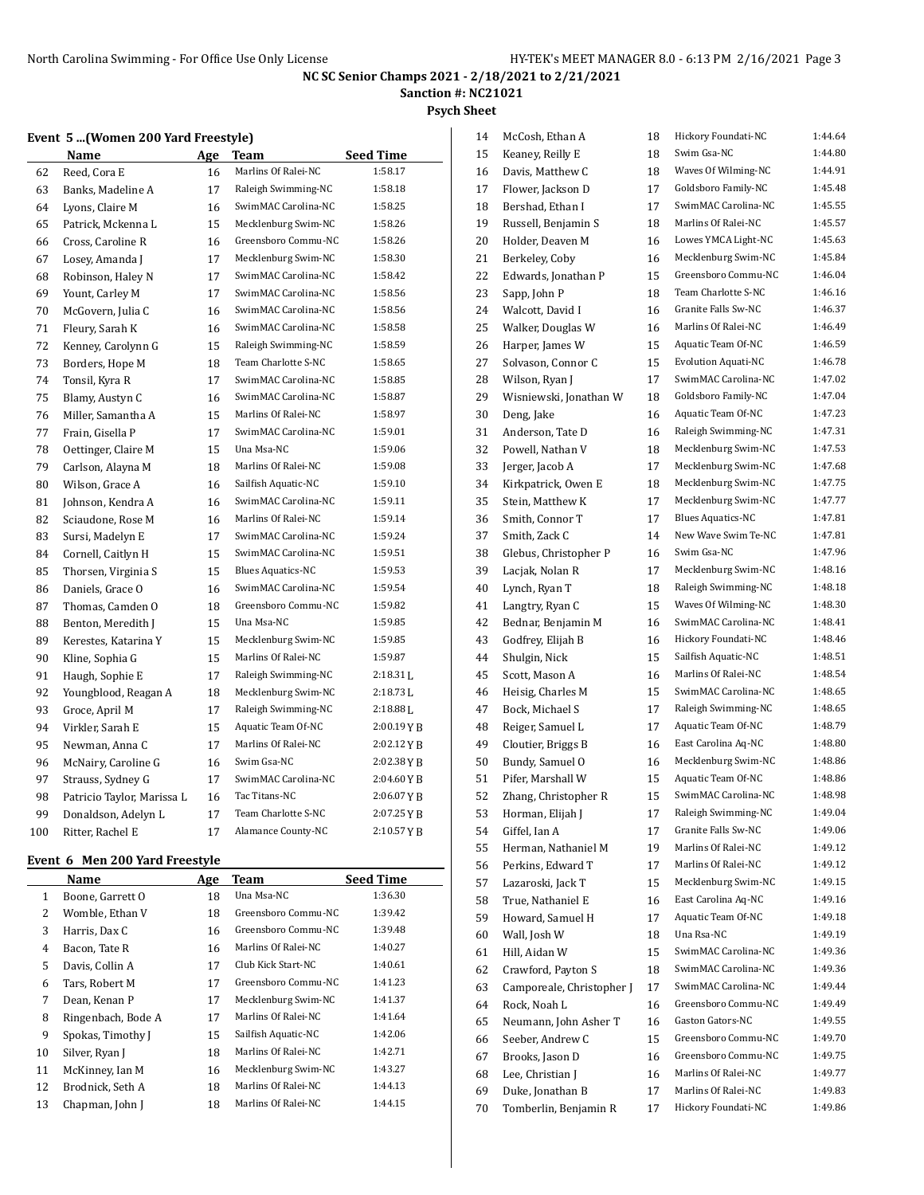NC SC Senior Champs 2021 - 2/18/2021 to 2/21/2021

Sanction #: NC21021

Psych Sheet

**Event 5 ...(Women 200 Yard Freestyle)**

| | Name | Age | Team | Seed Time |
|---|---|---|---|---|
| 62 | Reed, Cora E | 16 | Marlins Of Ralei-NC | 1:58.17 |
| 63 | Banks, Madeline A | 17 | Raleigh Swimming-NC | 1:58.18 |
| 64 | Lyons, Claire M | 16 | SwimMAC Carolina-NC | 1:58.25 |
| 65 | Patrick, Mckenna L | 15 | Mecklenburg Swim-NC | 1:58.26 |
| 66 | Cross, Caroline R | 16 | Greensboro Commu-NC | 1:58.26 |
| 67 | Losey, Amanda J | 17 | Mecklenburg Swim-NC | 1:58.30 |
| 68 | Robinson, Haley N | 17 | SwimMAC Carolina-NC | 1:58.42 |
| 69 | Yount, Carley M | 17 | SwimMAC Carolina-NC | 1:58.56 |
| 70 | McGovern, Julia C | 16 | SwimMAC Carolina-NC | 1:58.56 |
| 71 | Fleury, Sarah K | 16 | SwimMAC Carolina-NC | 1:58.58 |
| 72 | Kenney, Carolynn G | 15 | Raleigh Swimming-NC | 1:58.59 |
| 73 | Borders, Hope M | 18 | Team Charlotte S-NC | 1:58.65 |
| 74 | Tonsil, Kyra R | 17 | SwimMAC Carolina-NC | 1:58.85 |
| 75 | Blamy, Austyn C | 16 | SwimMAC Carolina-NC | 1:58.87 |
| 76 | Miller, Samantha A | 15 | Marlins Of Ralei-NC | 1:58.97 |
| 77 | Frain, Gisella P | 17 | SwimMAC Carolina-NC | 1:59.01 |
| 78 | Oettinger, Claire M | 15 | Una Msa-NC | 1:59.06 |
| 79 | Carlson, Alayna M | 18 | Marlins Of Ralei-NC | 1:59.08 |
| 80 | Wilson, Grace A | 16 | Sailfish Aquatic-NC | 1:59.10 |
| 81 | Johnson, Kendra A | 16 | SwimMAC Carolina-NC | 1:59.11 |
| 82 | Sciaudone, Rose M | 16 | Marlins Of Ralei-NC | 1:59.14 |
| 83 | Sursi, Madelyn E | 17 | SwimMAC Carolina-NC | 1:59.24 |
| 84 | Cornell, Caitlyn H | 15 | SwimMAC Carolina-NC | 1:59.51 |
| 85 | Thorsen, Virginia S | 15 | Blues Aquatics-NC | 1:59.53 |
| 86 | Daniels, Grace O | 16 | SwimMAC Carolina-NC | 1:59.54 |
| 87 | Thomas, Camden O | 18 | Greensboro Commu-NC | 1:59.82 |
| 88 | Benton, Meredith J | 15 | Una Msa-NC | 1:59.85 |
| 89 | Kerestes, Katarina Y | 15 | Mecklenburg Swim-NC | 1:59.85 |
| 90 | Kline, Sophia G | 15 | Marlins Of Ralei-NC | 1:59.87 |
| 91 | Haugh, Sophie E | 17 | Raleigh Swimming-NC | 2:18.31 L |
| 92 | Youngblood, Reagan A | 18 | Mecklenburg Swim-NC | 2:18.73 L |
| 93 | Groce, April M | 17 | Raleigh Swimming-NC | 2:18.88 L |
| 94 | Virkler, Sarah E | 15 | Aquatic Team Of-NC | 2:00.19 Y B |
| 95 | Newman, Anna C | 17 | Marlins Of Ralei-NC | 2:02.12 Y B |
| 96 | McNairy, Caroline G | 16 | Swim Gsa-NC | 2:02.38 Y B |
| 97 | Strauss, Sydney G | 17 | SwimMAC Carolina-NC | 2:04.60 Y B |
| 98 | Patricio Taylor, Marissa L | 16 | Tac Titans-NC | 2:06.07 Y B |
| 99 | Donaldson, Adelyn L | 17 | Team Charlotte S-NC | 2:07.25 Y B |
| 100 | Ritter, Rachel E | 17 | Alamance County-NC | 2:10.57 Y B |

**Event 6 Men 200 Yard Freestyle**

| | Name | Age | Team | Seed Time |
|---|---|---|---|---|
| 1 | Boone, Garrett O | 18 | Una Msa-NC | 1:36.30 |
| 2 | Womble, Ethan V | 18 | Greensboro Commu-NC | 1:39.42 |
| 3 | Harris, Dax C | 16 | Greensboro Commu-NC | 1:39.48 |
| 4 | Bacon, Tate R | 16 | Marlins Of Ralei-NC | 1:40.27 |
| 5 | Davis, Collin A | 17 | Club Kick Start-NC | 1:40.61 |
| 6 | Tars, Robert M | 17 | Greensboro Commu-NC | 1:41.23 |
| 7 | Dean, Kenan P | 17 | Mecklenburg Swim-NC | 1:41.37 |
| 8 | Ringenbach, Bode A | 17 | Marlins Of Ralei-NC | 1:41.64 |
| 9 | Spokas, Timothy J | 15 | Sailfish Aquatic-NC | 1:42.06 |
| 10 | Silver, Ryan J | 18 | Marlins Of Ralei-NC | 1:42.71 |
| 11 | McKinney, Ian M | 16 | Mecklenburg Swim-NC | 1:43.27 |
| 12 | Brodnick, Seth A | 18 | Marlins Of Ralei-NC | 1:44.13 |
| 13 | Chapman, John J | 18 | Marlins Of Ralei-NC | 1:44.15 |
| 14 | McCosh, Ethan A | 18 | Hickory Foundati-NC | 1:44.64 |
| 15 | Keaney, Reilly E | 18 | Swim Gsa-NC | 1:44.80 |
| 16 | Davis, Matthew C | 18 | Waves Of Wilming-NC | 1:44.91 |
| 17 | Flower, Jackson D | 17 | Goldsboro Family-NC | 1:45.48 |
| 18 | Bershad, Ethan I | 17 | SwimMAC Carolina-NC | 1:45.55 |
| 19 | Russell, Benjamin S | 18 | Marlins Of Ralei-NC | 1:45.57 |
| 20 | Holder, Deaven M | 16 | Lowes YMCA Light-NC | 1:45.63 |
| 21 | Berkeley, Coby | 16 | Mecklenburg Swim-NC | 1:45.84 |
| 22 | Edwards, Jonathan P | 15 | Greensboro Commu-NC | 1:46.04 |
| 23 | Sapp, John P | 18 | Team Charlotte S-NC | 1:46.16 |
| 24 | Walcott, David I | 16 | Granite Falls Sw-NC | 1:46.37 |
| 25 | Walker, Douglas W | 16 | Marlins Of Ralei-NC | 1:46.49 |
| 26 | Harper, James W | 15 | Aquatic Team Of-NC | 1:46.59 |
| 27 | Solvason, Connor C | 15 | Evolution Aquati-NC | 1:46.78 |
| 28 | Wilson, Ryan J | 17 | SwimMAC Carolina-NC | 1:47.02 |
| 29 | Wisniewski, Jonathan W | 18 | Goldsboro Family-NC | 1:47.04 |
| 30 | Deng, Jake | 16 | Aquatic Team Of-NC | 1:47.23 |
| 31 | Anderson, Tate D | 16 | Raleigh Swimming-NC | 1:47.31 |
| 32 | Powell, Nathan V | 18 | Mecklenburg Swim-NC | 1:47.53 |
| 33 | Jerger, Jacob A | 17 | Mecklenburg Swim-NC | 1:47.68 |
| 34 | Kirkpatrick, Owen E | 18 | Mecklenburg Swim-NC | 1:47.75 |
| 35 | Stein, Matthew K | 17 | Mecklenburg Swim-NC | 1:47.77 |
| 36 | Smith, Connor T | 17 | Blues Aquatics-NC | 1:47.81 |
| 37 | Smith, Zack C | 14 | New Wave Swim Te-NC | 1:47.81 |
| 38 | Glebus, Christopher P | 16 | Swim Gsa-NC | 1:47.96 |
| 39 | Lacjak, Nolan R | 17 | Mecklenburg Swim-NC | 1:48.16 |
| 40 | Lynch, Ryan T | 18 | Raleigh Swimming-NC | 1:48.18 |
| 41 | Langtry, Ryan C | 15 | Waves Of Wilming-NC | 1:48.30 |
| 42 | Bednar, Benjamin M | 16 | SwimMAC Carolina-NC | 1:48.41 |
| 43 | Godfrey, Elijah B | 16 | Hickory Foundati-NC | 1:48.46 |
| 44 | Shulgin, Nick | 15 | Sailfish Aquatic-NC | 1:48.51 |
| 45 | Scott, Mason A | 16 | Marlins Of Ralei-NC | 1:48.54 |
| 46 | Heisig, Charles M | 15 | SwimMAC Carolina-NC | 1:48.65 |
| 47 | Bock, Michael S | 17 | Raleigh Swimming-NC | 1:48.65 |
| 48 | Reiger, Samuel L | 17 | Aquatic Team Of-NC | 1:48.79 |
| 49 | Cloutier, Briggs B | 16 | East Carolina Aq-NC | 1:48.80 |
| 50 | Bundy, Samuel O | 16 | Mecklenburg Swim-NC | 1:48.86 |
| 51 | Pifer, Marshall W | 15 | Aquatic Team Of-NC | 1:48.86 |
| 52 | Zhang, Christopher R | 15 | SwimMAC Carolina-NC | 1:48.98 |
| 53 | Horman, Elijah J | 17 | Raleigh Swimming-NC | 1:49.04 |
| 54 | Giffel, Ian A | 17 | Granite Falls Sw-NC | 1:49.06 |
| 55 | Herman, Nathaniel M | 19 | Marlins Of Ralei-NC | 1:49.12 |
| 56 | Perkins, Edward T | 17 | Marlins Of Ralei-NC | 1:49.12 |
| 57 | Lazaroski, Jack T | 15 | Mecklenburg Swim-NC | 1:49.15 |
| 58 | True, Nathaniel E | 16 | East Carolina Aq-NC | 1:49.16 |
| 59 | Howard, Samuel H | 17 | Aquatic Team Of-NC | 1:49.18 |
| 60 | Wall, Josh W | 18 | Una Rsa-NC | 1:49.19 |
| 61 | Hill, Aidan W | 15 | SwimMAC Carolina-NC | 1:49.36 |
| 62 | Crawford, Payton S | 18 | SwimMAC Carolina-NC | 1:49.36 |
| 63 | Camporeale, Christopher J | 17 | SwimMAC Carolina-NC | 1:49.44 |
| 64 | Rock, Noah L | 16 | Greensboro Commu-NC | 1:49.49 |
| 65 | Neumann, John Asher T | 16 | Gaston Gators-NC | 1:49.55 |
| 66 | Seeber, Andrew C | 15 | Greensboro Commu-NC | 1:49.70 |
| 67 | Brooks, Jason D | 16 | Greensboro Commu-NC | 1:49.75 |
| 68 | Lee, Christian J | 16 | Marlins Of Ralei-NC | 1:49.77 |
| 69 | Duke, Jonathan B | 17 | Marlins Of Ralei-NC | 1:49.83 |
| 70 | Tomberlin, Benjamin R | 17 | Hickory Foundati-NC | 1:49.86 |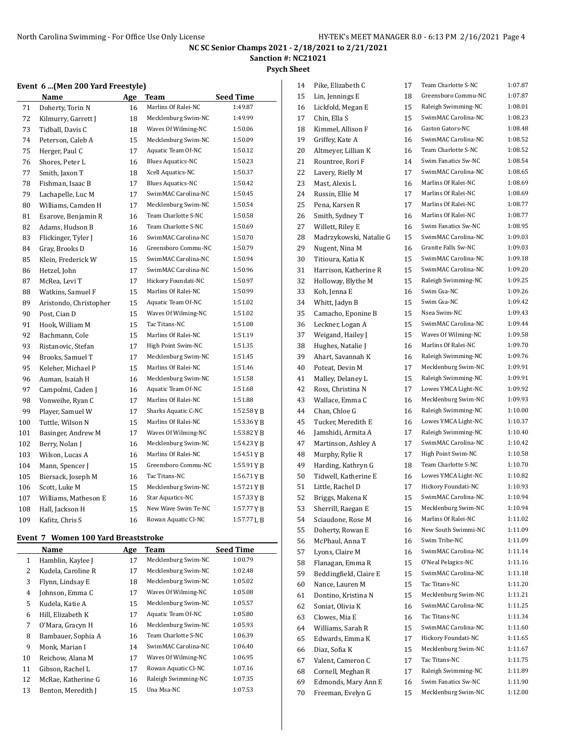NC SC Senior Champs 2021 - 2/18/2021 to 2/21/2021

Sanction #: NC21021

Psych Sheet

### Event 6 ...(Men 200 Yard Freestyle)

| | Name | Age | Team | Seed Time |
|---|---|---|---|---|
| 71 | Doherty, Torin N | 16 | Marlins Of Ralei-NC | 1:49.87 |
| 72 | Kilmurry, Garrett J | 18 | Mecklenburg Swim-NC | 1:49.99 |
| 73 | Tidball, Davis C | 18 | Waves Of Wilming-NC | 1:50.06 |
| 74 | Peterson, Caleb A | 15 | Mecklenburg Swim-NC | 1:50.09 |
| 75 | Herger, Paul C | 17 | Aquatic Team Of-NC | 1:50.12 |
| 76 | Shores, Peter L | 16 | Blues Aquatics-NC | 1:50.23 |
| 77 | Smith, Jaxon T | 18 | Xcell Aquatics-NC | 1:50.37 |
| 78 | Fishman, Isaac B | 17 | Blues Aquatics-NC | 1:50.42 |
| 79 | Lachapelle, Luc M | 17 | SwimMAC Carolina-NC | 1:50.45 |
| 80 | Williams, Camden H | 17 | Mecklenburg Swim-NC | 1:50.54 |
| 81 | Esarove, Benjamin R | 16 | Team Charlotte S-NC | 1:50.58 |
| 82 | Adams, Hudson B | 16 | Team Charlotte S-NC | 1:50.69 |
| 83 | Flickinger, Tyler J | 16 | SwimMAC Carolina-NC | 1:50.70 |
| 84 | Gray, Brooks D | 16 | Greensboro Commu-NC | 1:50.79 |
| 85 | Klein, Frederick W | 15 | SwimMAC Carolina-NC | 1:50.94 |
| 86 | Hetzel, John | 17 | SwimMAC Carolina-NC | 1:50.96 |
| 87 | McRea, Levi T | 17 | Hickory Foundati-NC | 1:50.97 |
| 88 | Watkins, Samuel F | 15 | Marlins Of Ralei-NC | 1:50.99 |
| 89 | Aristondo, Christopher | 15 | Aquatic Team Of-NC | 1:51.02 |
| 90 | Post, Cian D | 15 | Waves Of Wilming-NC | 1:51.02 |
| 91 | Hook, William M | 15 | Tac Titans-NC | 1:51.08 |
| 92 | Bachmann, Cole | 15 | Marlins Of Ralei-NC | 1:51.19 |
| 93 | Ristanovic, Stefan | 17 | High Point Swim-NC | 1:51.35 |
| 94 | Brooks, Samuel T | 17 | Mecklenburg Swim-NC | 1:51.45 |
| 95 | Keleher, Michael P | 15 | Marlins Of Ralei-NC | 1:51.46 |
| 96 | Auman, Isaiah H | 16 | Mecklenburg Swim-NC | 1:51.58 |
| 97 | Campolmi, Caden J | 16 | Aquatic Team Of-NC | 1:51.68 |
| 98 | Vonweihe, Ryan C | 17 | Marlins Of Ralei-NC | 1:51.88 |
| 99 | Player, Samuel W | 17 | Sharks Aquatic C-NC | 1:52.58 Y B |
| 100 | Tuttle, Wilson N | 15 | Marlins Of Ralei-NC | 1:53.36 Y B |
| 101 | Basinger, Andrew M | 17 | Waves Of Wilming-NC | 1:53.82 Y B |
| 102 | Berry, Nolan J | 16 | Mecklenburg Swim-NC | 1:54.23 Y B |
| 103 | Wilson, Lucas A | 16 | Marlins Of Ralei-NC | 1:54.51 Y B |
| 104 | Mann, Spencer J | 15 | Greensboro Commu-NC | 1:55.91 Y B |
| 105 | Biersack, Joseph M | 16 | Tac Titans-NC | 1:56.71 Y B |
| 106 | Scott, Luke M | 15 | Mecklenburg Swim-NC | 1:57.21 Y B |
| 107 | Williams, Matheson E | 16 | Star Aquatics-NC | 1:57.33 Y B |
| 108 | Hall, Jackson H | 15 | New Wave Swim Te-NC | 1:57.77 Y B |
| 109 | Kafitz, Chris S | 16 | Rowan Aquatic Cl-NC | 1:57.77 L B |

### Event 7 Women 100 Yard Breaststroke

| | Name | Age | Team | Seed Time |
|---|---|---|---|---|
| 1 | Hamblin, Kaylee J | 17 | Mecklenburg Swim-NC | 1:00.79 |
| 2 | Kudela, Caroline R | 17 | Mecklenburg Swim-NC | 1:02.48 |
| 3 | Flynn, Lindsay E | 18 | Mecklenburg Swim-NC | 1:05.02 |
| 4 | Johnson, Emma C | 17 | Waves Of Wilming-NC | 1:05.08 |
| 5 | Kudela, Katie A | 15 | Mecklenburg Swim-NC | 1:05.57 |
| 6 | Hill, Elizabeth K | 17 | Aquatic Team Of-NC | 1:05.80 |
| 7 | O'Mara, Gracyn H | 16 | Mecklenburg Swim-NC | 1:05.93 |
| 8 | Bambauer, Sophia A | 16 | Team Charlotte S-NC | 1:06.39 |
| 9 | Monk, Marian I | 14 | SwimMAC Carolina-NC | 1:06.40 |
| 10 | Reichow, Alana M | 17 | Waves Of Wilming-NC | 1:06.95 |
| 11 | Gibson, Rachel L | 17 | Rowan Aquatic Cl-NC | 1:07.16 |
| 12 | McRae, Katherine G | 16 | Raleigh Swimming-NC | 1:07.35 |
| 13 | Benton, Meredith J | 15 | Una Msa-NC | 1:07.53 |
| 14 | Pike, Elizabeth C | 17 | Team Charlotte S-NC | 1:07.87 |
| 15 | Lin, Jennings E | 18 | Greensboro Commu-NC | 1:07.87 |
| 16 | Lickfold, Megan E | 15 | Raleigh Swimming-NC | 1:08.01 |
| 17 | Chin, Ella S | 15 | SwimMAC Carolina-NC | 1:08.23 |
| 18 | Kimmel, Allison F | 16 | Gaston Gators-NC | 1:08.48 |
| 19 | Griffey, Kate A | 16 | SwimMAC Carolina-NC | 1:08.52 |
| 20 | Altmeyer, Lillian K | 16 | Team Charlotte S-NC | 1:08.52 |
| 21 | Rountree, Rori F | 14 | Swim Fanatics Sw-NC | 1:08.54 |
| 22 | Lavery, Rielly M | 17 | SwimMAC Carolina-NC | 1:08.65 |
| 23 | Mast, Alexis L | 16 | Marlins Of Ralei-NC | 1:08.69 |
| 24 | Russin, Ellie M | 17 | Marlins Of Ralei-NC | 1:08.69 |
| 25 | Pena, Karsen R | 17 | Marlins Of Ralei-NC | 1:08.77 |
| 26 | Smith, Sydney T | 16 | Marlins Of Ralei-NC | 1:08.77 |
| 27 | Willett, Riley E | 16 | Swim Fanatics Sw-NC | 1:08.95 |
| 28 | Madrzykowski, Natalie G | 15 | SwimMAC Carolina-NC | 1:09.03 |
| 29 | Nugent, Nina M | 16 | Granite Falls Sw-NC | 1:09.03 |
| 30 | Titioura, Katia K | 15 | SwimMAC Carolina-NC | 1:09.18 |
| 31 | Harrison, Katherine R | 15 | SwimMAC Carolina-NC | 1:09.20 |
| 32 | Holloway, Blythe M | 15 | Raleigh Swimming-NC | 1:09.25 |
| 33 | Koh, Jenna E | 16 | Swim Gsa-NC | 1:09.26 |
| 34 | Whitt, Jadyn B | 15 | Swim Gsa-NC | 1:09.42 |
| 35 | Camacho, Eponine B | 15 | Nsea Swim-NC | 1:09.43 |
| 36 | Leckner, Logan A | 15 | SwimMAC Carolina-NC | 1:09.44 |
| 37 | Weigand, Hailey J | 15 | Waves Of Wilming-NC | 1:09.58 |
| 38 | Hughes, Natalie J | 16 | Marlins Of Ralei-NC | 1:09.70 |
| 39 | Ahart, Savannah K | 16 | Raleigh Swimming-NC | 1:09.76 |
| 40 | Poteat, Devin M | 17 | Mecklenburg Swim-NC | 1:09.91 |
| 41 | Malley, Delaney L | 15 | Raleigh Swimming-NC | 1:09.91 |
| 42 | Ross, Christina N | 17 | Lowes YMCA Light-NC | 1:09.92 |
| 43 | Wallace, Emma C | 16 | Mecklenburg Swim-NC | 1:09.93 |
| 44 | Chan, Chloe G | 16 | Raleigh Swimming-NC | 1:10.00 |
| 45 | Tucker, Meredith E | 16 | Lowes YMCA Light-NC | 1:10.37 |
| 46 | Jamshidi, Armita A | 17 | Raleigh Swimming-NC | 1:10.40 |
| 47 | Martinson, Ashley A | 17 | SwimMAC Carolina-NC | 1:10.42 |
| 48 | Murphy, Rylie R | 17 | High Point Swim-NC | 1:10.58 |
| 49 | Harding, Kathryn G | 18 | Team Charlotte S-NC | 1:10.70 |
| 50 | Tidwell, Katherine E | 16 | Lowes YMCA Light-NC | 1:10.82 |
| 51 | Little, Rachel D | 17 | Hickory Foundati-NC | 1:10.93 |
| 52 | Briggs, Makena K | 15 | SwimMAC Carolina-NC | 1:10.94 |
| 53 | Sherrill, Raegan E | 15 | Mecklenburg Swim-NC | 1:10.94 |
| 54 | Sciaudone, Rose M | 16 | Marlins Of Ralei-NC | 1:11.02 |
| 55 | Doherty, Rowan E | 16 | New South Swimmi-NC | 1:11.09 |
| 56 | McPhaul, Anna T | 16 | Swim Tribe-NC | 1:11.09 |
| 57 | Lyons, Claire M | 16 | SwimMAC Carolina-NC | 1:11.14 |
| 58 | Flanagan, Emma R | 15 | O'Neal Pelagics-NC | 1:11.16 |
| 59 | Beddingfield, Claire E | 15 | SwimMAC Carolina-NC | 1:11.18 |
| 60 | Nance, Lauren M | 15 | Tac Titans-NC | 1:11.20 |
| 61 | Dontino, Kristina N | 15 | Mecklenburg Swim-NC | 1:11.21 |
| 62 | Soniat, Olivia K | 16 | SwimMAC Carolina-NC | 1:11.25 |
| 63 | Clowes, Mia E | 16 | Tac Titans-NC | 1:11.34 |
| 64 | Williams, Sarah R | 15 | SwimMAC Carolina-NC | 1:11.60 |
| 65 | Edwards, Emma K | 17 | Hickory Foundati-NC | 1:11.65 |
| 66 | Diaz, Sofia K | 15 | Mecklenburg Swim-NC | 1:11.67 |
| 67 | Valent, Cameron C | 17 | Tac Titans-NC | 1:11.75 |
| 68 | Cornell, Meghan R | 17 | Raleigh Swimming-NC | 1:11.89 |
| 69 | Edmonds, Mary Ann E | 16 | Swim Fanatics Sw-NC | 1:11.90 |
| 70 | Freeman, Evelyn G | 15 | Mecklenburg Swim-NC | 1:12.00 |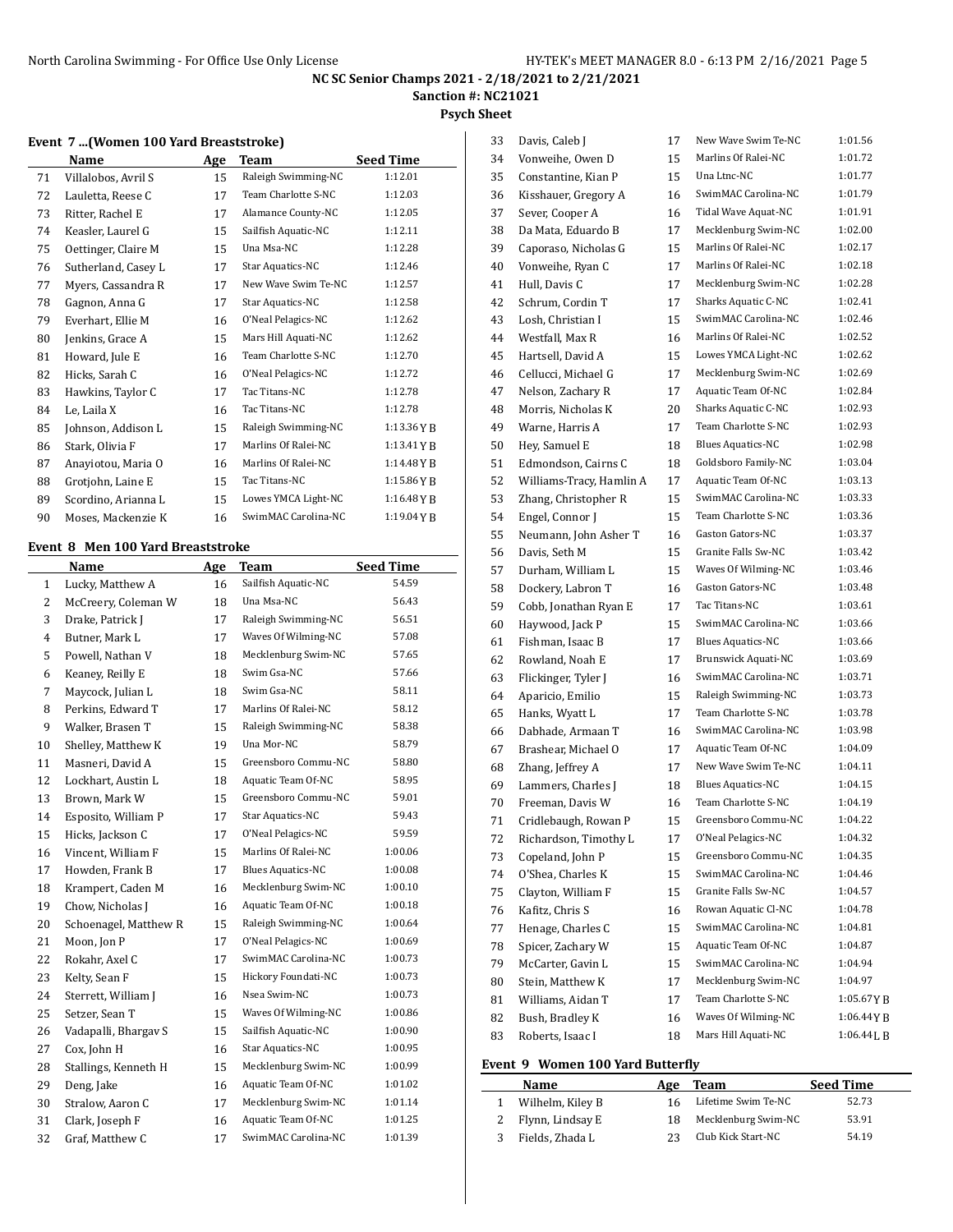**NC SC Senior Champs 2021 - 2/18/2021 to 2/21/2021**

**Sanction #: NC21021**

**Psych Sheet**

### Event 7 ...(Women 100 Yard Breaststroke)

| | Name | Age | Team | Seed Time |
|---|---|---|---|---|
| 71 | Villalobos, Avril S | 15 | Raleigh Swimming-NC | 1:12.01 |
| 72 | Lauletta, Reese C | 17 | Team Charlotte S-NC | 1:12.03 |
| 73 | Ritter, Rachel E | 17 | Alamance County-NC | 1:12.05 |
| 74 | Keasler, Laurel G | 15 | Sailfish Aquatic-NC | 1:12.11 |
| 75 | Oettinger, Claire M | 15 | Una Msa-NC | 1:12.28 |
| 76 | Sutherland, Casey L | 17 | Star Aquatics-NC | 1:12.46 |
| 77 | Myers, Cassandra R | 17 | New Wave Swim Te-NC | 1:12.57 |
| 78 | Gagnon, Anna G | 17 | Star Aquatics-NC | 1:12.58 |
| 79 | Everhart, Ellie M | 16 | O'Neal Pelagics-NC | 1:12.62 |
| 80 | Jenkins, Grace A | 15 | Mars Hill Aquati-NC | 1:12.62 |
| 81 | Howard, Jule E | 16 | Team Charlotte S-NC | 1:12.70 |
| 82 | Hicks, Sarah C | 16 | O'Neal Pelagics-NC | 1:12.72 |
| 83 | Hawkins, Taylor C | 17 | Tac Titans-NC | 1:12.78 |
| 84 | Le, Laila X | 16 | Tac Titans-NC | 1:12.78 |
| 85 | Johnson, Addison L | 15 | Raleigh Swimming-NC | 1:13.36 Y B |
| 86 | Stark, Olivia F | 17 | Marlins Of Ralei-NC | 1:13.41 Y B |
| 87 | Anayiotou, Maria O | 16 | Marlins Of Ralei-NC | 1:14.48 Y B |
| 88 | Grotjohn, Laine E | 15 | Tac Titans-NC | 1:15.86 Y B |
| 89 | Scordino, Arianna L | 15 | Lowes YMCA Light-NC | 1:16.48 Y B |
| 90 | Moses, Mackenzie K | 16 | SwimMAC Carolina-NC | 1:19.04 Y B |

### Event 8 Men 100 Yard Breaststroke

| | Name | Age | Team | Seed Time |
|---|---|---|---|---|
| 1 | Lucky, Matthew A | 16 | Sailfish Aquatic-NC | 54.59 |
| 2 | McCreery, Coleman W | 18 | Una Msa-NC | 56.43 |
| 3 | Drake, Patrick J | 17 | Raleigh Swimming-NC | 56.51 |
| 4 | Butner, Mark L | 17 | Waves Of Wilming-NC | 57.08 |
| 5 | Powell, Nathan V | 18 | Mecklenburg Swim-NC | 57.65 |
| 6 | Keaney, Reilly E | 18 | Swim Gsa-NC | 57.66 |
| 7 | Maycock, Julian L | 18 | Swim Gsa-NC | 58.11 |
| 8 | Perkins, Edward T | 17 | Marlins Of Ralei-NC | 58.12 |
| 9 | Walker, Brasen T | 15 | Raleigh Swimming-NC | 58.38 |
| 10 | Shelley, Matthew K | 19 | Una Mor-NC | 58.79 |
| 11 | Masneri, David A | 15 | Greensboro Commu-NC | 58.80 |
| 12 | Lockhart, Austin L | 18 | Aquatic Team Of-NC | 58.95 |
| 13 | Brown, Mark W | 15 | Greensboro Commu-NC | 59.01 |
| 14 | Esposito, William P | 17 | Star Aquatics-NC | 59.43 |
| 15 | Hicks, Jackson C | 17 | O'Neal Pelagics-NC | 59.59 |
| 16 | Vincent, William F | 15 | Marlins Of Ralei-NC | 1:00.06 |
| 17 | Howden, Frank B | 17 | Blues Aquatics-NC | 1:00.08 |
| 18 | Krampert, Caden M | 16 | Mecklenburg Swim-NC | 1:00.10 |
| 19 | Chow, Nicholas J | 16 | Aquatic Team Of-NC | 1:00.18 |
| 20 | Schoenagel, Matthew R | 15 | Raleigh Swimming-NC | 1:00.64 |
| 21 | Moon, Jon P | 17 | O'Neal Pelagics-NC | 1:00.69 |
| 22 | Rokahr, Axel C | 17 | SwimMAC Carolina-NC | 1:00.73 |
| 23 | Kelty, Sean F | 15 | Hickory Foundati-NC | 1:00.73 |
| 24 | Sterrett, William J | 16 | Nsea Swim-NC | 1:00.73 |
| 25 | Setzer, Sean T | 15 | Waves Of Wilming-NC | 1:00.86 |
| 26 | Vadapalli, Bhargav S | 15 | Sailfish Aquatic-NC | 1:00.90 |
| 27 | Cox, John H | 16 | Star Aquatics-NC | 1:00.95 |
| 28 | Stallings, Kenneth H | 15 | Mecklenburg Swim-NC | 1:00.99 |
| 29 | Deng, Jake | 16 | Aquatic Team Of-NC | 1:01.02 |
| 30 | Stralow, Aaron C | 17 | Mecklenburg Swim-NC | 1:01.14 |
| 31 | Clark, Joseph F | 16 | Aquatic Team Of-NC | 1:01.25 |
| 32 | Graf, Matthew C | 17 | SwimMAC Carolina-NC | 1:01.39 |
| 33 | Davis, Caleb J | 17 | New Wave Swim Te-NC | 1:01.56 |
| 34 | Vonweihe, Owen D | 15 | Marlins Of Ralei-NC | 1:01.72 |
| 35 | Constantine, Kian P | 15 | Una Ltnc-NC | 1:01.77 |
| 36 | Kisshauer, Gregory A | 16 | SwimMAC Carolina-NC | 1:01.79 |
| 37 | Sever, Cooper A | 16 | Tidal Wave Aquat-NC | 1:01.91 |
| 38 | Da Mata, Eduardo B | 17 | Mecklenburg Swim-NC | 1:02.00 |
| 39 | Caporaso, Nicholas G | 15 | Marlins Of Ralei-NC | 1:02.17 |
| 40 | Vonweihe, Ryan C | 17 | Marlins Of Ralei-NC | 1:02.18 |
| 41 | Hull, Davis C | 17 | Mecklenburg Swim-NC | 1:02.28 |
| 42 | Schrum, Cordin T | 17 | Sharks Aquatic C-NC | 1:02.41 |
| 43 | Losh, Christian I | 15 | SwimMAC Carolina-NC | 1:02.46 |
| 44 | Westfall, Max R | 16 | Marlins Of Ralei-NC | 1:02.52 |
| 45 | Hartsell, David A | 15 | Lowes YMCA Light-NC | 1:02.62 |
| 46 | Cellucci, Michael G | 17 | Mecklenburg Swim-NC | 1:02.69 |
| 47 | Nelson, Zachary R | 17 | Aquatic Team Of-NC | 1:02.84 |
| 48 | Morris, Nicholas K | 20 | Sharks Aquatic C-NC | 1:02.93 |
| 49 | Warne, Harris A | 17 | Team Charlotte S-NC | 1:02.93 |
| 50 | Hey, Samuel E | 18 | Blues Aquatics-NC | 1:02.98 |
| 51 | Edmondson, Cairns C | 18 | Goldsboro Family-NC | 1:03.04 |
| 52 | Williams-Tracy, Hamlin A | 17 | Aquatic Team Of-NC | 1:03.13 |
| 53 | Zhang, Christopher R | 15 | SwimMAC Carolina-NC | 1:03.33 |
| 54 | Engel, Connor J | 15 | Team Charlotte S-NC | 1:03.36 |
| 55 | Neumann, John Asher T | 16 | Gaston Gators-NC | 1:03.37 |
| 56 | Davis, Seth M | 15 | Granite Falls Sw-NC | 1:03.42 |
| 57 | Durham, William L | 15 | Waves Of Wilming-NC | 1:03.46 |
| 58 | Dockery, Labron T | 16 | Gaston Gators-NC | 1:03.48 |
| 59 | Cobb, Jonathan Ryan E | 17 | Tac Titans-NC | 1:03.61 |
| 60 | Haywood, Jack P | 15 | SwimMAC Carolina-NC | 1:03.66 |
| 61 | Fishman, Isaac B | 17 | Blues Aquatics-NC | 1:03.66 |
| 62 | Rowland, Noah E | 17 | Brunswick Aquati-NC | 1:03.69 |
| 63 | Flickinger, Tyler J | 16 | SwimMAC Carolina-NC | 1:03.71 |
| 64 | Aparicio, Emilio | 15 | Raleigh Swimming-NC | 1:03.73 |
| 65 | Hanks, Wyatt L | 17 | Team Charlotte S-NC | 1:03.78 |
| 66 | Dabhade, Armaan T | 16 | SwimMAC Carolina-NC | 1:03.98 |
| 67 | Brashear, Michael O | 17 | Aquatic Team Of-NC | 1:04.09 |
| 68 | Zhang, Jeffrey A | 17 | New Wave Swim Te-NC | 1:04.11 |
| 69 | Lammers, Charles J | 18 | Blues Aquatics-NC | 1:04.15 |
| 70 | Freeman, Davis W | 16 | Team Charlotte S-NC | 1:04.19 |
| 71 | Cridlebaugh, Rowan P | 15 | Greensboro Commu-NC | 1:04.22 |
| 72 | Richardson, Timothy L | 17 | O'Neal Pelagics-NC | 1:04.32 |
| 73 | Copeland, John P | 15 | Greensboro Commu-NC | 1:04.35 |
| 74 | O'Shea, Charles K | 15 | SwimMAC Carolina-NC | 1:04.46 |
| 75 | Clayton, William F | 15 | Granite Falls Sw-NC | 1:04.57 |
| 76 | Kafitz, Chris S | 16 | Rowan Aquatic Cl-NC | 1:04.78 |
| 77 | Henage, Charles C | 15 | SwimMAC Carolina-NC | 1:04.81 |
| 78 | Spicer, Zachary W | 15 | Aquatic Team Of-NC | 1:04.87 |
| 79 | McCarter, Gavin L | 15 | SwimMAC Carolina-NC | 1:04.94 |
| 80 | Stein, Matthew K | 17 | Mecklenburg Swim-NC | 1:04.97 |
| 81 | Williams, Aidan T | 17 | Team Charlotte S-NC | 1:05.67 Y B |
| 82 | Bush, Bradley K | 16 | Waves Of Wilming-NC | 1:06.44 Y B |
| 83 | Roberts, Isaac I | 18 | Mars Hill Aquati-NC | 1:06.44 L B |

### Event 9 Women 100 Yard Butterfly

| | Name | Age | Team | Seed Time |
|---|---|---|---|---|
| 1 | Wilhelm, Kiley B | 16 | Lifetime Swim Te-NC | 52.73 |
| 2 | Flynn, Lindsay E | 18 | Mecklenburg Swim-NC | 53.91 |
| 3 | Fields, Zhada L | 23 | Club Kick Start-NC | 54.19 |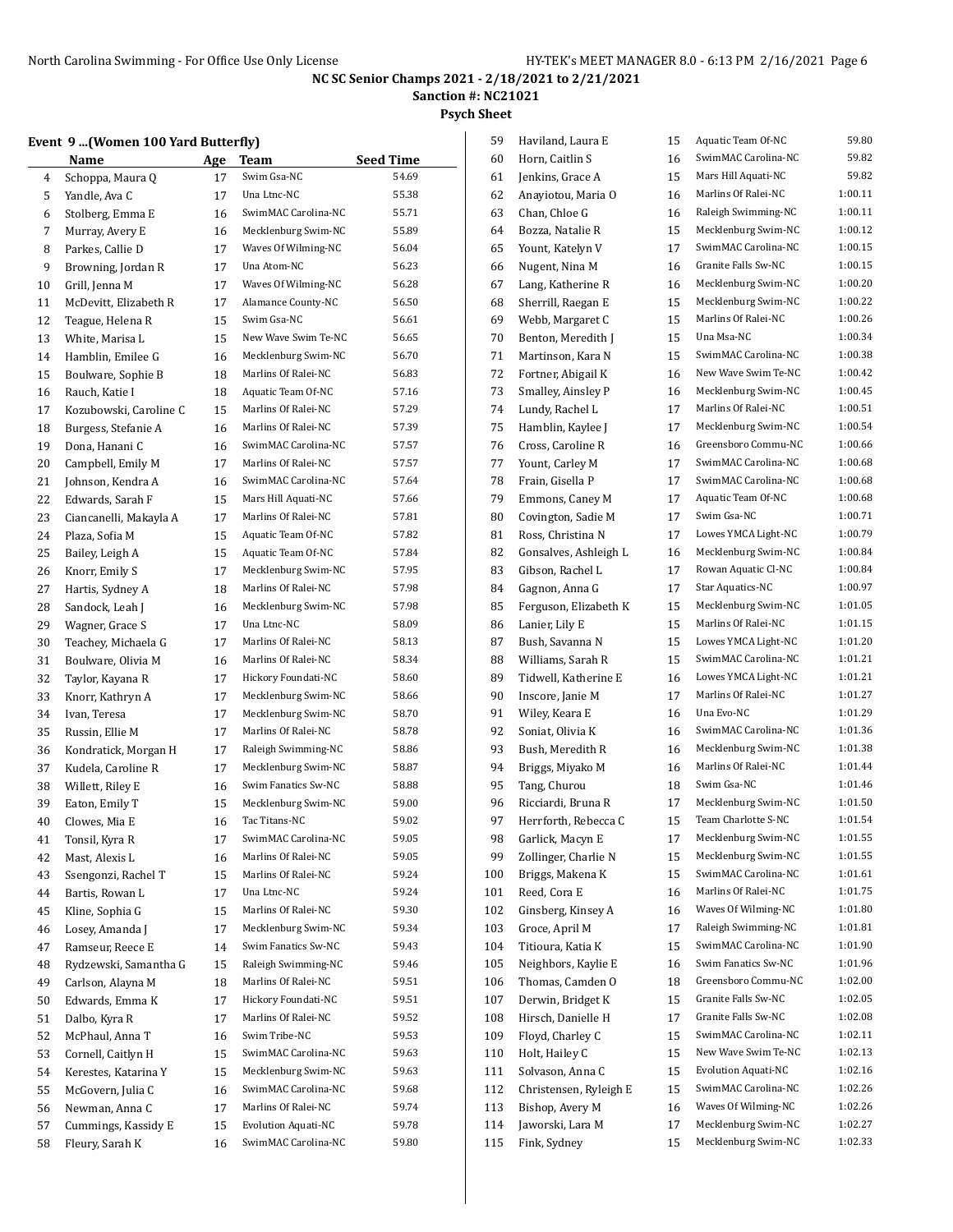NC SC Senior Champs 2021 - 2/18/2021 to 2/21/2021

Sanction #: NC21021

Psych Sheet

### Event 9 ...(Women 100 Yard Butterfly)

| | Name | Age | Team | Seed Time |
|---|---|---|---|---|
| 4 | Schoppa, Maura Q | 17 | Swim Gsa-NC | 54.69 |
| 5 | Yandle, Ava C | 17 | Una Ltnc-NC | 55.38 |
| 6 | Stolberg, Emma E | 16 | SwimMAC Carolina-NC | 55.71 |
| 7 | Murray, Avery E | 16 | Mecklenburg Swim-NC | 55.89 |
| 8 | Parkes, Callie D | 17 | Waves Of Wilming-NC | 56.04 |
| 9 | Browning, Jordan R | 17 | Una Atom-NC | 56.23 |
| 10 | Grill, Jenna M | 17 | Waves Of Wilming-NC | 56.28 |
| 11 | McDevitt, Elizabeth R | 17 | Alamance County-NC | 56.50 |
| 12 | Teague, Helena R | 15 | Swim Gsa-NC | 56.61 |
| 13 | White, Marisa L | 15 | New Wave Swim Te-NC | 56.65 |
| 14 | Hamblin, Emilee G | 16 | Mecklenburg Swim-NC | 56.70 |
| 15 | Boulware, Sophie B | 18 | Marlins Of Ralei-NC | 56.83 |
| 16 | Rauch, Katie I | 18 | Aquatic Team Of-NC | 57.16 |
| 17 | Kozubowski, Caroline C | 15 | Marlins Of Ralei-NC | 57.29 |
| 18 | Burgess, Stefanie A | 16 | Marlins Of Ralei-NC | 57.39 |
| 19 | Dona, Hanani C | 16 | SwimMAC Carolina-NC | 57.57 |
| 20 | Campbell, Emily M | 17 | Marlins Of Ralei-NC | 57.57 |
| 21 | Johnson, Kendra A | 16 | SwimMAC Carolina-NC | 57.64 |
| 22 | Edwards, Sarah F | 15 | Mars Hill Aquati-NC | 57.66 |
| 23 | Ciancanelli, Makayla A | 17 | Marlins Of Ralei-NC | 57.81 |
| 24 | Plaza, Sofia M | 15 | Aquatic Team Of-NC | 57.82 |
| 25 | Bailey, Leigh A | 15 | Aquatic Team Of-NC | 57.84 |
| 26 | Knorr, Emily S | 17 | Mecklenburg Swim-NC | 57.95 |
| 27 | Hartis, Sydney A | 18 | Marlins Of Ralei-NC | 57.98 |
| 28 | Sandock, Leah J | 16 | Mecklenburg Swim-NC | 57.98 |
| 29 | Wagner, Grace S | 17 | Una Ltnc-NC | 58.09 |
| 30 | Teachey, Michaela G | 17 | Marlins Of Ralei-NC | 58.13 |
| 31 | Boulware, Olivia M | 16 | Marlins Of Ralei-NC | 58.34 |
| 32 | Taylor, Kayana R | 17 | Hickory Foundati-NC | 58.60 |
| 33 | Knorr, Kathryn A | 17 | Mecklenburg Swim-NC | 58.66 |
| 34 | Ivan, Teresa | 17 | Mecklenburg Swim-NC | 58.70 |
| 35 | Russin, Ellie M | 17 | Marlins Of Ralei-NC | 58.78 |
| 36 | Kondratick, Morgan H | 17 | Raleigh Swimming-NC | 58.86 |
| 37 | Kudela, Caroline R | 17 | Mecklenburg Swim-NC | 58.87 |
| 38 | Willett, Riley E | 16 | Swim Fanatics Sw-NC | 58.88 |
| 39 | Eaton, Emily T | 15 | Mecklenburg Swim-NC | 59.00 |
| 40 | Clowes, Mia E | 16 | Tac Titans-NC | 59.02 |
| 41 | Tonsil, Kyra R | 17 | SwimMAC Carolina-NC | 59.05 |
| 42 | Mast, Alexis L | 16 | Marlins Of Ralei-NC | 59.05 |
| 43 | Ssengonzi, Rachel T | 15 | Marlins Of Ralei-NC | 59.24 |
| 44 | Bartis, Rowan L | 17 | Una Ltnc-NC | 59.24 |
| 45 | Kline, Sophia G | 15 | Marlins Of Ralei-NC | 59.30 |
| 46 | Losey, Amanda J | 17 | Mecklenburg Swim-NC | 59.34 |
| 47 | Ramseur, Reece E | 14 | Swim Fanatics Sw-NC | 59.43 |
| 48 | Rydzewski, Samantha G | 15 | Raleigh Swimming-NC | 59.46 |
| 49 | Carlson, Alayna M | 18 | Marlins Of Ralei-NC | 59.51 |
| 50 | Edwards, Emma K | 17 | Hickory Foundati-NC | 59.51 |
| 51 | Dalbo, Kyra R | 17 | Marlins Of Ralei-NC | 59.52 |
| 52 | McPhaul, Anna T | 16 | Swim Tribe-NC | 59.53 |
| 53 | Cornell, Caitlyn H | 15 | SwimMAC Carolina-NC | 59.63 |
| 54 | Kerestes, Katarina Y | 15 | Mecklenburg Swim-NC | 59.63 |
| 55 | McGovern, Julia C | 16 | SwimMAC Carolina-NC | 59.68 |
| 56 | Newman, Anna C | 17 | Marlins Of Ralei-NC | 59.74 |
| 57 | Cummings, Kassidy E | 15 | Evolution Aquati-NC | 59.78 |
| 58 | Fleury, Sarah K | 16 | SwimMAC Carolina-NC | 59.80 |
| 59 | Haviland, Laura E | 15 | Aquatic Team Of-NC | 59.80 |
| 60 | Horn, Caitlin S | 16 | SwimMAC Carolina-NC | 59.82 |
| 61 | Jenkins, Grace A | 15 | Mars Hill Aquati-NC | 59.82 |
| 62 | Anayiotou, Maria O | 16 | Marlins Of Ralei-NC | 1:00.11 |
| 63 | Chan, Chloe G | 16 | Raleigh Swimming-NC | 1:00.11 |
| 64 | Bozza, Natalie R | 15 | Mecklenburg Swim-NC | 1:00.12 |
| 65 | Yount, Katelyn V | 17 | SwimMAC Carolina-NC | 1:00.15 |
| 66 | Nugent, Nina M | 16 | Granite Falls Sw-NC | 1:00.15 |
| 67 | Lang, Katherine R | 16 | Mecklenburg Swim-NC | 1:00.20 |
| 68 | Sherrill, Raegan E | 15 | Mecklenburg Swim-NC | 1:00.22 |
| 69 | Webb, Margaret C | 15 | Marlins Of Ralei-NC | 1:00.26 |
| 70 | Benton, Meredith J | 15 | Una Msa-NC | 1:00.34 |
| 71 | Martinson, Kara N | 15 | SwimMAC Carolina-NC | 1:00.38 |
| 72 | Fortner, Abigail K | 16 | New Wave Swim Te-NC | 1:00.42 |
| 73 | Smalley, Ainsley P | 16 | Mecklenburg Swim-NC | 1:00.45 |
| 74 | Lundy, Rachel L | 17 | Marlins Of Ralei-NC | 1:00.51 |
| 75 | Hamblin, Kaylee J | 17 | Mecklenburg Swim-NC | 1:00.54 |
| 76 | Cross, Caroline R | 16 | Greensboro Commu-NC | 1:00.66 |
| 77 | Yount, Carley M | 17 | SwimMAC Carolina-NC | 1:00.68 |
| 78 | Frain, Gisella P | 17 | SwimMAC Carolina-NC | 1:00.68 |
| 79 | Emmons, Caney M | 17 | Aquatic Team Of-NC | 1:00.68 |
| 80 | Covington, Sadie M | 17 | Swim Gsa-NC | 1:00.71 |
| 81 | Ross, Christina N | 17 | Lowes YMCA Light-NC | 1:00.79 |
| 82 | Gonsalves, Ashleigh L | 16 | Mecklenburg Swim-NC | 1:00.84 |
| 83 | Gibson, Rachel L | 17 | Rowan Aquatic Cl-NC | 1:00.84 |
| 84 | Gagnon, Anna G | 17 | Star Aquatics-NC | 1:00.97 |
| 85 | Ferguson, Elizabeth K | 15 | Mecklenburg Swim-NC | 1:01.05 |
| 86 | Lanier, Lily E | 15 | Marlins Of Ralei-NC | 1:01.15 |
| 87 | Bush, Savanna N | 15 | Lowes YMCA Light-NC | 1:01.20 |
| 88 | Williams, Sarah R | 15 | SwimMAC Carolina-NC | 1:01.21 |
| 89 | Tidwell, Katherine E | 16 | Lowes YMCA Light-NC | 1:01.21 |
| 90 | Inscore, Janie M | 17 | Marlins Of Ralei-NC | 1:01.27 |
| 91 | Wiley, Keara E | 16 | Una Evo-NC | 1:01.29 |
| 92 | Soniat, Olivia K | 16 | SwimMAC Carolina-NC | 1:01.36 |
| 93 | Bush, Meredith R | 16 | Mecklenburg Swim-NC | 1:01.38 |
| 94 | Briggs, Miyako M | 16 | Marlins Of Ralei-NC | 1:01.44 |
| 95 | Tang, Churou | 18 | Swim Gsa-NC | 1:01.46 |
| 96 | Ricciardi, Bruna R | 17 | Mecklenburg Swim-NC | 1:01.50 |
| 97 | Herrforth, Rebecca C | 15 | Team Charlotte S-NC | 1:01.54 |
| 98 | Garlick, Macyn E | 17 | Mecklenburg Swim-NC | 1:01.55 |
| 99 | Zollinger, Charlie N | 15 | Mecklenburg Swim-NC | 1:01.55 |
| 100 | Briggs, Makena K | 15 | SwimMAC Carolina-NC | 1:01.61 |
| 101 | Reed, Cora E | 16 | Marlins Of Ralei-NC | 1:01.75 |
| 102 | Ginsberg, Kinsey A | 16 | Waves Of Wilming-NC | 1:01.80 |
| 103 | Groce, April M | 17 | Raleigh Swimming-NC | 1:01.81 |
| 104 | Titioura, Katia K | 15 | SwimMAC Carolina-NC | 1:01.90 |
| 105 | Neighbors, Kaylie E | 16 | Swim Fanatics Sw-NC | 1:01.96 |
| 106 | Thomas, Camden O | 18 | Greensboro Commu-NC | 1:02.00 |
| 107 | Derwin, Bridget K | 15 | Granite Falls Sw-NC | 1:02.05 |
| 108 | Hirsch, Danielle H | 17 | Granite Falls Sw-NC | 1:02.08 |
| 109 | Floyd, Charley C | 15 | SwimMAC Carolina-NC | 1:02.11 |
| 110 | Holt, Hailey C | 15 | New Wave Swim Te-NC | 1:02.13 |
| 111 | Solvason, Anna C | 15 | Evolution Aquati-NC | 1:02.16 |
| 112 | Christensen, Ryleigh E | 15 | SwimMAC Carolina-NC | 1:02.26 |
| 113 | Bishop, Avery M | 16 | Waves Of Wilming-NC | 1:02.26 |
| 114 | Jaworski, Lara M | 17 | Mecklenburg Swim-NC | 1:02.27 |
| 115 | Fink, Sydney | 15 | Mecklenburg Swim-NC | 1:02.33 |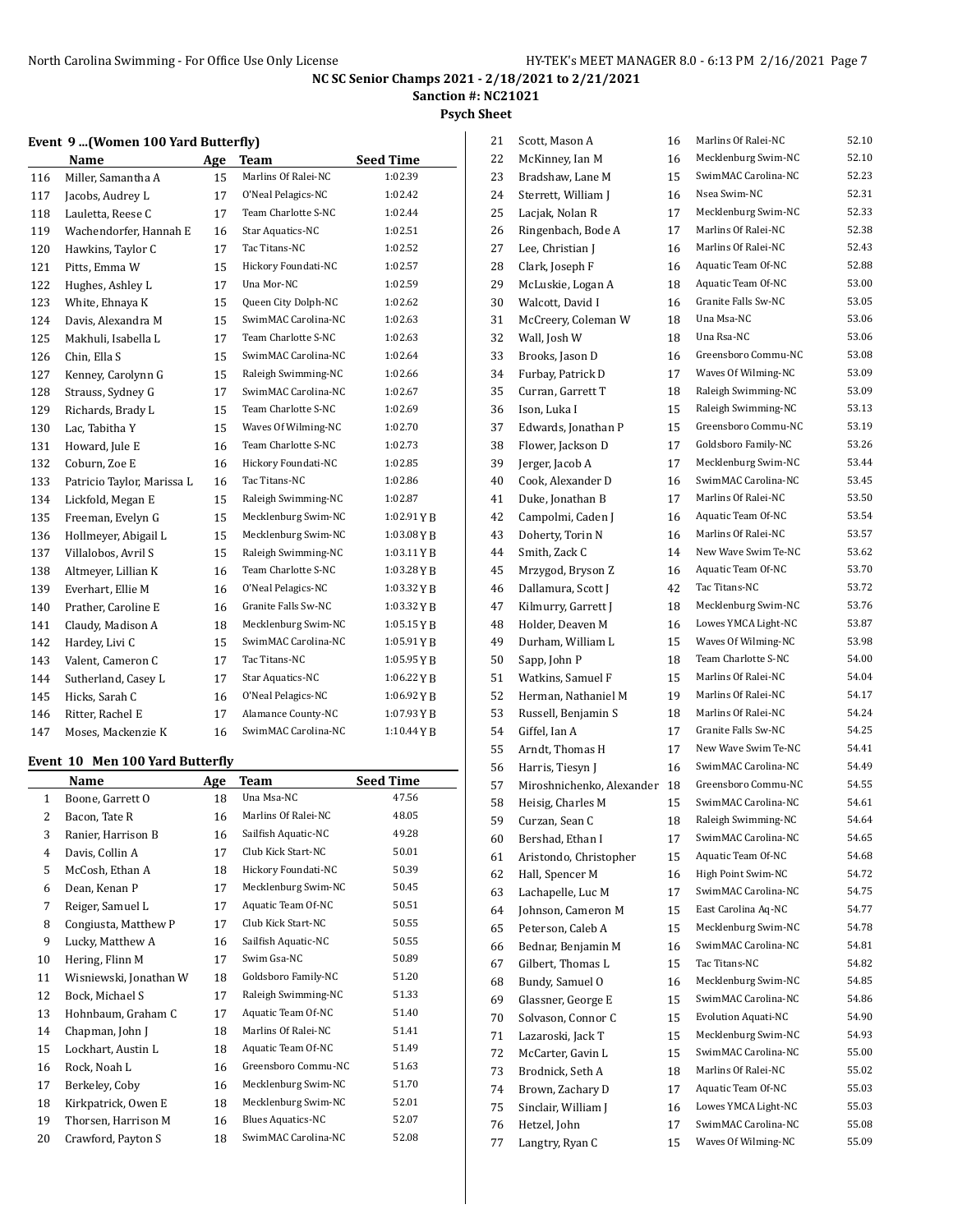**NC SC Senior Champs 2021 - 2/18/2021 to 2/21/2021**

**Sanction #: NC21021**

**Psych Sheet**

### Event 9 ...(Women 100 Yard Butterfly)

| | Name | Age | Team | Seed Time |
|---|---|---|---|---|
| 116 | Miller, Samantha A | 15 | Marlins Of Ralei-NC | 1:02.39 |
| 117 | Jacobs, Audrey L | 17 | O'Neal Pelagics-NC | 1:02.42 |
| 118 | Lauletta, Reese C | 17 | Team Charlotte S-NC | 1:02.44 |
| 119 | Wachendorfer, Hannah E | 16 | Star Aquatics-NC | 1:02.51 |
| 120 | Hawkins, Taylor C | 17 | Tac Titans-NC | 1:02.52 |
| 121 | Pitts, Emma W | 15 | Hickory Foundati-NC | 1:02.57 |
| 122 | Hughes, Ashley L | 17 | Una Mor-NC | 1:02.59 |
| 123 | White, Ehnaya K | 15 | Queen City Dolph-NC | 1:02.62 |
| 124 | Davis, Alexandra M | 15 | SwimMAC Carolina-NC | 1:02.63 |
| 125 | Makhuli, Isabella L | 17 | Team Charlotte S-NC | 1:02.63 |
| 126 | Chin, Ella S | 15 | SwimMAC Carolina-NC | 1:02.64 |
| 127 | Kenney, Carolynn G | 15 | Raleigh Swimming-NC | 1:02.66 |
| 128 | Strauss, Sydney G | 17 | SwimMAC Carolina-NC | 1:02.67 |
| 129 | Richards, Brady L | 15 | Team Charlotte S-NC | 1:02.69 |
| 130 | Lac, Tabitha Y | 15 | Waves Of Wilming-NC | 1:02.70 |
| 131 | Howard, Jule E | 16 | Team Charlotte S-NC | 1:02.73 |
| 132 | Coburn, Zoe E | 16 | Hickory Foundati-NC | 1:02.85 |
| 133 | Patricio Taylor, Marissa L | 16 | Tac Titans-NC | 1:02.86 |
| 134 | Lickfold, Megan E | 15 | Raleigh Swimming-NC | 1:02.87 |
| 135 | Freeman, Evelyn G | 15 | Mecklenburg Swim-NC | 1:02.91 Y B |
| 136 | Hollmeyer, Abigail L | 15 | Mecklenburg Swim-NC | 1:03.08 Y B |
| 137 | Villalobos, Avril S | 15 | Raleigh Swimming-NC | 1:03.11 Y B |
| 138 | Altmeyer, Lillian K | 16 | Team Charlotte S-NC | 1:03.28 Y B |
| 139 | Everhart, Ellie M | 16 | O'Neal Pelagics-NC | 1:03.32 Y B |
| 140 | Prather, Caroline E | 16 | Granite Falls Sw-NC | 1:03.32 Y B |
| 141 | Claudy, Madison A | 18 | Mecklenburg Swim-NC | 1:05.15 Y B |
| 142 | Hardey, Livi C | 15 | SwimMAC Carolina-NC | 1:05.91 Y B |
| 143 | Valent, Cameron C | 17 | Tac Titans-NC | 1:05.95 Y B |
| 144 | Sutherland, Casey L | 17 | Star Aquatics-NC | 1:06.22 Y B |
| 145 | Hicks, Sarah C | 16 | O'Neal Pelagics-NC | 1:06.92 Y B |
| 146 | Ritter, Rachel E | 17 | Alamance County-NC | 1:07.93 Y B |
| 147 | Moses, Mackenzie K | 16 | SwimMAC Carolina-NC | 1:10.44 Y B |

### Event 10 Men 100 Yard Butterfly

| | Name | Age | Team | Seed Time |
|---|---|---|---|---|
| 1 | Boone, Garrett O | 18 | Una Msa-NC | 47.56 |
| 2 | Bacon, Tate R | 16 | Marlins Of Ralei-NC | 48.05 |
| 3 | Ranier, Harrison B | 16 | Sailfish Aquatic-NC | 49.28 |
| 4 | Davis, Collin A | 17 | Club Kick Start-NC | 50.01 |
| 5 | McCosh, Ethan A | 18 | Hickory Foundati-NC | 50.39 |
| 6 | Dean, Kenan P | 17 | Mecklenburg Swim-NC | 50.45 |
| 7 | Reiger, Samuel L | 17 | Aquatic Team Of-NC | 50.51 |
| 8 | Congiusta, Matthew P | 17 | Club Kick Start-NC | 50.55 |
| 9 | Lucky, Matthew A | 16 | Sailfish Aquatic-NC | 50.55 |
| 10 | Hering, Flinn M | 17 | Swim Gsa-NC | 50.89 |
| 11 | Wisniewski, Jonathan W | 18 | Goldsboro Family-NC | 51.20 |
| 12 | Bock, Michael S | 17 | Raleigh Swimming-NC | 51.33 |
| 13 | Hohnbaum, Graham C | 17 | Aquatic Team Of-NC | 51.40 |
| 14 | Chapman, John J | 18 | Marlins Of Ralei-NC | 51.41 |
| 15 | Lockhart, Austin L | 18 | Aquatic Team Of-NC | 51.49 |
| 16 | Rock, Noah L | 16 | Greensboro Commu-NC | 51.63 |
| 17 | Berkeley, Coby | 16 | Mecklenburg Swim-NC | 51.70 |
| 18 | Kirkpatrick, Owen E | 18 | Mecklenburg Swim-NC | 52.01 |
| 19 | Thorsen, Harrison M | 16 | Blues Aquatics-NC | 52.07 |
| 20 | Crawford, Payton S | 18 | SwimMAC Carolina-NC | 52.08 |
| 21 | Scott, Mason A | 16 | Marlins Of Ralei-NC | 52.10 |
| 22 | McKinney, Ian M | 16 | Mecklenburg Swim-NC | 52.10 |
| 23 | Bradshaw, Lane M | 15 | SwimMAC Carolina-NC | 52.23 |
| 24 | Sterrett, William J | 16 | Nsea Swim-NC | 52.31 |
| 25 | Lacjak, Nolan R | 17 | Mecklenburg Swim-NC | 52.33 |
| 26 | Ringenbach, Bode A | 17 | Marlins Of Ralei-NC | 52.38 |
| 27 | Lee, Christian J | 16 | Marlins Of Ralei-NC | 52.43 |
| 28 | Clark, Joseph F | 16 | Aquatic Team Of-NC | 52.88 |
| 29 | McLuskie, Logan A | 18 | Aquatic Team Of-NC | 53.00 |
| 30 | Walcott, David I | 16 | Granite Falls Sw-NC | 53.05 |
| 31 | McCreery, Coleman W | 18 | Una Msa-NC | 53.06 |
| 32 | Wall, Josh W | 18 | Una Rsa-NC | 53.06 |
| 33 | Brooks, Jason D | 16 | Greensboro Commu-NC | 53.08 |
| 34 | Furbay, Patrick D | 17 | Waves Of Wilming-NC | 53.09 |
| 35 | Curran, Garrett T | 18 | Raleigh Swimming-NC | 53.09 |
| 36 | Ison, Luka I | 15 | Raleigh Swimming-NC | 53.13 |
| 37 | Edwards, Jonathan P | 15 | Greensboro Commu-NC | 53.19 |
| 38 | Flower, Jackson D | 17 | Goldsboro Family-NC | 53.26 |
| 39 | Jerger, Jacob A | 17 | Mecklenburg Swim-NC | 53.44 |
| 40 | Cook, Alexander D | 16 | SwimMAC Carolina-NC | 53.45 |
| 41 | Duke, Jonathan B | 17 | Marlins Of Ralei-NC | 53.50 |
| 42 | Campolmi, Caden J | 16 | Aquatic Team Of-NC | 53.54 |
| 43 | Doherty, Torin N | 16 | Marlins Of Ralei-NC | 53.57 |
| 44 | Smith, Zack C | 14 | New Wave Swim Te-NC | 53.62 |
| 45 | Mrzygod, Bryson Z | 16 | Aquatic Team Of-NC | 53.70 |
| 46 | Dallamura, Scott J | 42 | Tac Titans-NC | 53.72 |
| 47 | Kilmurry, Garrett J | 18 | Mecklenburg Swim-NC | 53.76 |
| 48 | Holder, Deaven M | 16 | Lowes YMCA Light-NC | 53.87 |
| 49 | Durham, William L | 15 | Waves Of Wilming-NC | 53.98 |
| 50 | Sapp, John P | 18 | Team Charlotte S-NC | 54.00 |
| 51 | Watkins, Samuel F | 15 | Marlins Of Ralei-NC | 54.04 |
| 52 | Herman, Nathaniel M | 19 | Marlins Of Ralei-NC | 54.17 |
| 53 | Russell, Benjamin S | 18 | Marlins Of Ralei-NC | 54.24 |
| 54 | Giffel, Ian A | 17 | Granite Falls Sw-NC | 54.25 |
| 55 | Arndt, Thomas H | 17 | New Wave Swim Te-NC | 54.41 |
| 56 | Harris, Tiesyn J | 16 | SwimMAC Carolina-NC | 54.49 |
| 57 | Miroshnichenko, Alexander | 18 | Greensboro Commu-NC | 54.55 |
| 58 | Heisig, Charles M | 15 | SwimMAC Carolina-NC | 54.61 |
| 59 | Curzan, Sean C | 18 | Raleigh Swimming-NC | 54.64 |
| 60 | Bershad, Ethan I | 17 | SwimMAC Carolina-NC | 54.65 |
| 61 | Aristondo, Christopher | 15 | Aquatic Team Of-NC | 54.68 |
| 62 | Hall, Spencer M | 16 | High Point Swim-NC | 54.72 |
| 63 | Lachapelle, Luc M | 17 | SwimMAC Carolina-NC | 54.75 |
| 64 | Johnson, Cameron M | 15 | East Carolina Aq-NC | 54.77 |
| 65 | Peterson, Caleb A | 15 | Mecklenburg Swim-NC | 54.78 |
| 66 | Bednar, Benjamin M | 16 | SwimMAC Carolina-NC | 54.81 |
| 67 | Gilbert, Thomas L | 15 | Tac Titans-NC | 54.82 |
| 68 | Bundy, Samuel O | 16 | Mecklenburg Swim-NC | 54.85 |
| 69 | Glassner, George E | 15 | SwimMAC Carolina-NC | 54.86 |
| 70 | Solvason, Connor C | 15 | Evolution Aquati-NC | 54.90 |
| 71 | Lazaroski, Jack T | 15 | Mecklenburg Swim-NC | 54.93 |
| 72 | McCarter, Gavin L | 15 | SwimMAC Carolina-NC | 55.00 |
| 73 | Brodnick, Seth A | 18 | Marlins Of Ralei-NC | 55.02 |
| 74 | Brown, Zachary D | 17 | Aquatic Team Of-NC | 55.03 |
| 75 | Sinclair, William J | 16 | Lowes YMCA Light-NC | 55.03 |
| 76 | Hetzel, John | 17 | SwimMAC Carolina-NC | 55.08 |
| 77 | Langtry, Ryan C | 15 | Waves Of Wilming-NC | 55.09 |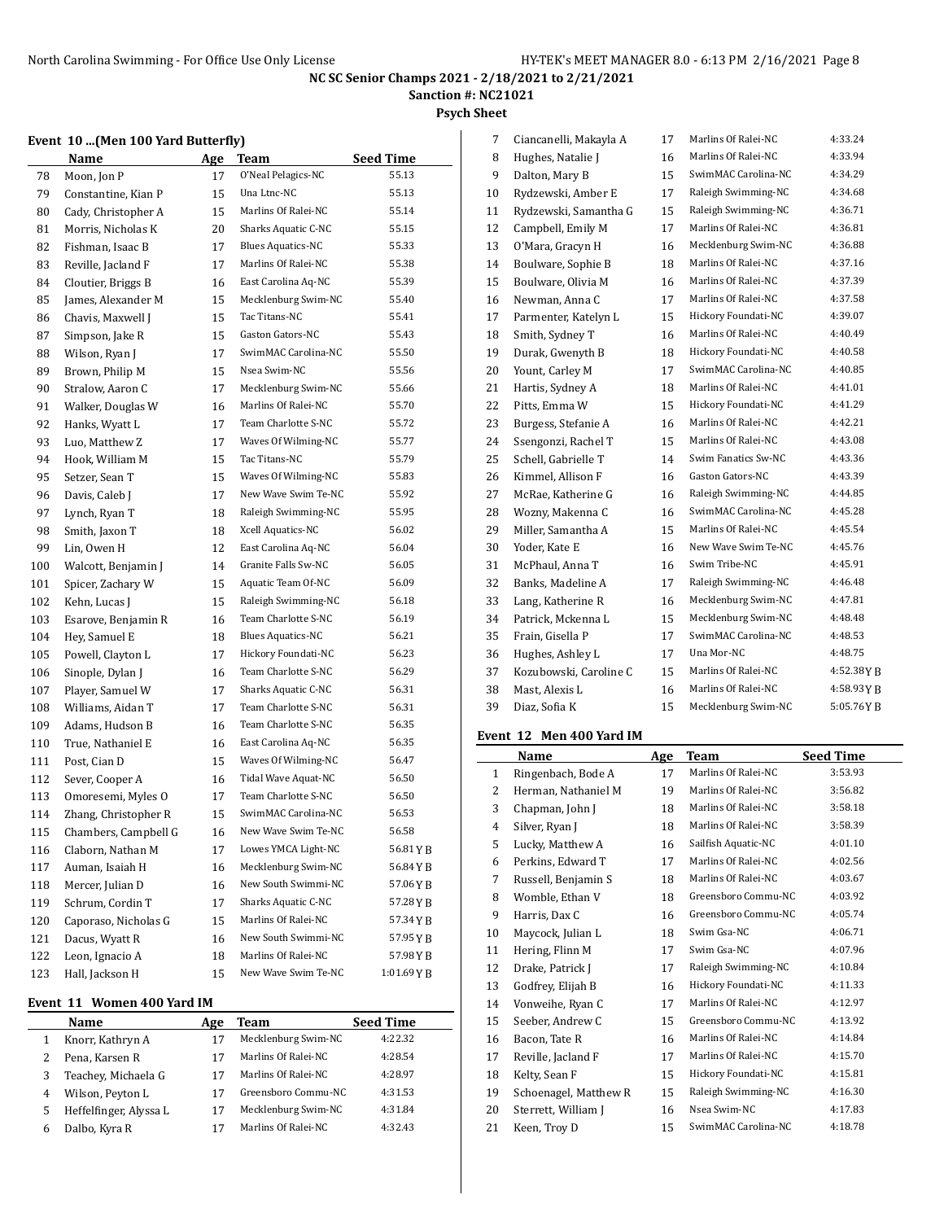# NC SC Senior Champs 2021 - 2/18/2021 to 2/21/2021

**Sanction #: NC21021**

**Psych Sheet**

### Event 10 ...(Men 100 Yard Butterfly)

| | Name | Age | Team | Seed Time |
|---|---|---|---|---|
| 78 | Moon, Jon P | 17 | O'Neal Pelagics-NC | 55.13 |
| 79 | Constantine, Kian P | 15 | Una Ltnc-NC | 55.13 |
| 80 | Cady, Christopher A | 15 | Marlins Of Ralei-NC | 55.14 |
| 81 | Morris, Nicholas K | 20 | Sharks Aquatic C-NC | 55.15 |
| 82 | Fishman, Isaac B | 17 | Blues Aquatics-NC | 55.33 |
| 83 | Reville, Jacland F | 17 | Marlins Of Ralei-NC | 55.38 |
| 84 | Cloutier, Briggs B | 16 | East Carolina Aq-NC | 55.39 |
| 85 | James, Alexander M | 15 | Mecklenburg Swim-NC | 55.40 |
| 86 | Chavis, Maxwell J | 15 | Tac Titans-NC | 55.41 |
| 87 | Simpson, Jake R | 15 | Gaston Gators-NC | 55.43 |
| 88 | Wilson, Ryan J | 17 | SwimMAC Carolina-NC | 55.50 |
| 89 | Brown, Philip M | 15 | Nsea Swim-NC | 55.56 |
| 90 | Stralow, Aaron C | 17 | Mecklenburg Swim-NC | 55.66 |
| 91 | Walker, Douglas W | 16 | Marlins Of Ralei-NC | 55.70 |
| 92 | Hanks, Wyatt L | 17 | Team Charlotte S-NC | 55.72 |
| 93 | Luo, Matthew Z | 17 | Waves Of Wilming-NC | 55.77 |
| 94 | Hook, William M | 15 | Tac Titans-NC | 55.79 |
| 95 | Setzer, Sean T | 15 | Waves Of Wilming-NC | 55.83 |
| 96 | Davis, Caleb J | 17 | New Wave Swim Te-NC | 55.92 |
| 97 | Lynch, Ryan T | 18 | Raleigh Swimming-NC | 55.95 |
| 98 | Smith, Jaxon T | 18 | Xcell Aquatics-NC | 56.02 |
| 99 | Lin, Owen H | 12 | East Carolina Aq-NC | 56.04 |
| 100 | Walcott, Benjamin J | 14 | Granite Falls Sw-NC | 56.05 |
| 101 | Spicer, Zachary W | 15 | Aquatic Team Of-NC | 56.09 |
| 102 | Kehn, Lucas J | 15 | Raleigh Swimming-NC | 56.18 |
| 103 | Esarove, Benjamin R | 16 | Team Charlotte S-NC | 56.19 |
| 104 | Hey, Samuel E | 18 | Blues Aquatics-NC | 56.21 |
| 105 | Powell, Clayton L | 17 | Hickory Foundati-NC | 56.23 |
| 106 | Sinople, Dylan J | 16 | Team Charlotte S-NC | 56.29 |
| 107 | Player, Samuel W | 17 | Sharks Aquatic C-NC | 56.31 |
| 108 | Williams, Aidan T | 17 | Team Charlotte S-NC | 56.31 |
| 109 | Adams, Hudson B | 16 | Team Charlotte S-NC | 56.35 |
| 110 | True, Nathaniel E | 16 | East Carolina Aq-NC | 56.35 |
| 111 | Post, Cian D | 15 | Waves Of Wilming-NC | 56.47 |
| 112 | Sever, Cooper A | 16 | Tidal Wave Aquat-NC | 56.50 |
| 113 | Omoresemi, Myles O | 17 | Team Charlotte S-NC | 56.50 |
| 114 | Zhang, Christopher R | 15 | SwimMAC Carolina-NC | 56.53 |
| 115 | Chambers, Campbell G | 16 | New Wave Swim Te-NC | 56.58 |
| 116 | Claborn, Nathan M | 17 | Lowes YMCA Light-NC | 56.81 Y B |
| 117 | Auman, Isaiah H | 16 | Mecklenburg Swim-NC | 56.84 Y B |
| 118 | Mercer, Julian D | 16 | New South Swimmi-NC | 57.06 Y B |
| 119 | Schrum, Cordin T | 17 | Sharks Aquatic C-NC | 57.28 Y B |
| 120 | Caporaso, Nicholas G | 15 | Marlins Of Ralei-NC | 57.34 Y B |
| 121 | Dacus, Wyatt R | 16 | New South Swimmi-NC | 57.95 Y B |
| 122 | Leon, Ignacio A | 18 | Marlins Of Ralei-NC | 57.98 Y B |
| 123 | Hall, Jackson H | 15 | New Wave Swim Te-NC | 1:01.69 Y B |

### Event 11 Women 400 Yard IM

| | Name | Age | Team | Seed Time |
|---|---|---|---|---|
| 1 | Knorr, Kathryn A | 17 | Mecklenburg Swim-NC | 4:22.32 |
| 2 | Pena, Karsen R | 17 | Marlins Of Ralei-NC | 4:28.54 |
| 3 | Teachey, Michaela G | 17 | Marlins Of Ralei-NC | 4:28.97 |
| 4 | Wilson, Peyton L | 17 | Greensboro Commu-NC | 4:31.53 |
| 5 | Heffelfinger, Alyssa L | 17 | Mecklenburg Swim-NC | 4:31.84 |
| 6 | Dalbo, Kyra R | 17 | Marlins Of Ralei-NC | 4:32.43 |
| 7 | Ciancanelli, Makayla A | 17 | Marlins Of Ralei-NC | 4:33.24 |
| 8 | Hughes, Natalie J | 16 | Marlins Of Ralei-NC | 4:33.94 |
| 9 | Dalton, Mary B | 15 | SwimMAC Carolina-NC | 4:34.29 |
| 10 | Rydzewski, Amber E | 17 | Raleigh Swimming-NC | 4:34.68 |
| 11 | Rydzewski, Samantha G | 15 | Raleigh Swimming-NC | 4:36.71 |
| 12 | Campbell, Emily M | 17 | Marlins Of Ralei-NC | 4:36.81 |
| 13 | O'Mara, Gracyn H | 16 | Mecklenburg Swim-NC | 4:36.88 |
| 14 | Boulware, Sophie B | 18 | Marlins Of Ralei-NC | 4:37.16 |
| 15 | Boulware, Olivia M | 16 | Marlins Of Ralei-NC | 4:37.39 |
| 16 | Newman, Anna C | 17 | Marlins Of Ralei-NC | 4:37.58 |
| 17 | Parmenter, Katelyn L | 15 | Hickory Foundati-NC | 4:39.07 |
| 18 | Smith, Sydney T | 16 | Marlins Of Ralei-NC | 4:40.49 |
| 19 | Durak, Gwenyth B | 18 | Hickory Foundati-NC | 4:40.58 |
| 20 | Yount, Carley M | 17 | SwimMAC Carolina-NC | 4:40.85 |
| 21 | Hartis, Sydney A | 18 | Marlins Of Ralei-NC | 4:41.01 |
| 22 | Pitts, Emma W | 15 | Hickory Foundati-NC | 4:41.29 |
| 23 | Burgess, Stefanie A | 16 | Marlins Of Ralei-NC | 4:42.21 |
| 24 | Ssengonzi, Rachel T | 15 | Marlins Of Ralei-NC | 4:43.08 |
| 25 | Schell, Gabrielle T | 14 | Swim Fanatics Sw-NC | 4:43.36 |
| 26 | Kimmel, Allison F | 16 | Gaston Gators-NC | 4:43.39 |
| 27 | McRae, Katherine G | 16 | Raleigh Swimming-NC | 4:44.85 |
| 28 | Wozny, Makenna C | 16 | SwimMAC Carolina-NC | 4:45.28 |
| 29 | Miller, Samantha A | 15 | Marlins Of Ralei-NC | 4:45.54 |
| 30 | Yoder, Kate E | 16 | New Wave Swim Te-NC | 4:45.76 |
| 31 | McPhaul, Anna T | 16 | Swim Tribe-NC | 4:45.91 |
| 32 | Banks, Madeline A | 17 | Raleigh Swimming-NC | 4:46.48 |
| 33 | Lang, Katherine R | 16 | Mecklenburg Swim-NC | 4:47.81 |
| 34 | Patrick, Mckenna L | 15 | Mecklenburg Swim-NC | 4:48.48 |
| 35 | Frain, Gisella P | 17 | SwimMAC Carolina-NC | 4:48.53 |
| 36 | Hughes, Ashley L | 17 | Una Mor-NC | 4:48.75 |
| 37 | Kozubowski, Caroline C | 15 | Marlins Of Ralei-NC | 4:52.38 Y B |
| 38 | Mast, Alexis L | 16 | Marlins Of Ralei-NC | 4:58.93 Y B |
| 39 | Diaz, Sofia K | 15 | Mecklenburg Swim-NC | 5:05.76 Y B |

### Event 12 Men 400 Yard IM

| | Name | Age | Team | Seed Time |
|---|---|---|---|---|
| 1 | Ringenbach, Bode A | 17 | Marlins Of Ralei-NC | 3:53.93 |
| 2 | Herman, Nathaniel M | 19 | Marlins Of Ralei-NC | 3:56.82 |
| 3 | Chapman, John J | 18 | Marlins Of Ralei-NC | 3:58.18 |
| 4 | Silver, Ryan J | 18 | Marlins Of Ralei-NC | 3:58.39 |
| 5 | Lucky, Matthew A | 16 | Sailfish Aquatic-NC | 4:01.10 |
| 6 | Perkins, Edward T | 17 | Marlins Of Ralei-NC | 4:02.56 |
| 7 | Russell, Benjamin S | 18 | Marlins Of Ralei-NC | 4:03.67 |
| 8 | Womble, Ethan V | 18 | Greensboro Commu-NC | 4:03.92 |
| 9 | Harris, Dax C | 16 | Greensboro Commu-NC | 4:05.74 |
| 10 | Maycock, Julian L | 18 | Swim Gsa-NC | 4:06.71 |
| 11 | Hering, Flinn M | 17 | Swim Gsa-NC | 4:07.96 |
| 12 | Drake, Patrick J | 17 | Raleigh Swimming-NC | 4:10.84 |
| 13 | Godfrey, Elijah B | 16 | Hickory Foundati-NC | 4:11.33 |
| 14 | Vonweihe, Ryan C | 17 | Marlins Of Ralei-NC | 4:12.97 |
| 15 | Seeber, Andrew C | 15 | Greensboro Commu-NC | 4:13.92 |
| 16 | Bacon, Tate R | 16 | Marlins Of Ralei-NC | 4:14.84 |
| 17 | Reville, Jacland F | 17 | Marlins Of Ralei-NC | 4:15.70 |
| 18 | Kelty, Sean F | 15 | Hickory Foundati-NC | 4:15.81 |
| 19 | Schoenagel, Matthew R | 15 | Raleigh Swimming-NC | 4:16.30 |
| 20 | Sterrett, William J | 16 | Nsea Swim-NC | 4:17.83 |
| 21 | Keen, Troy D | 15 | SwimMAC Carolina-NC | 4:18.78 |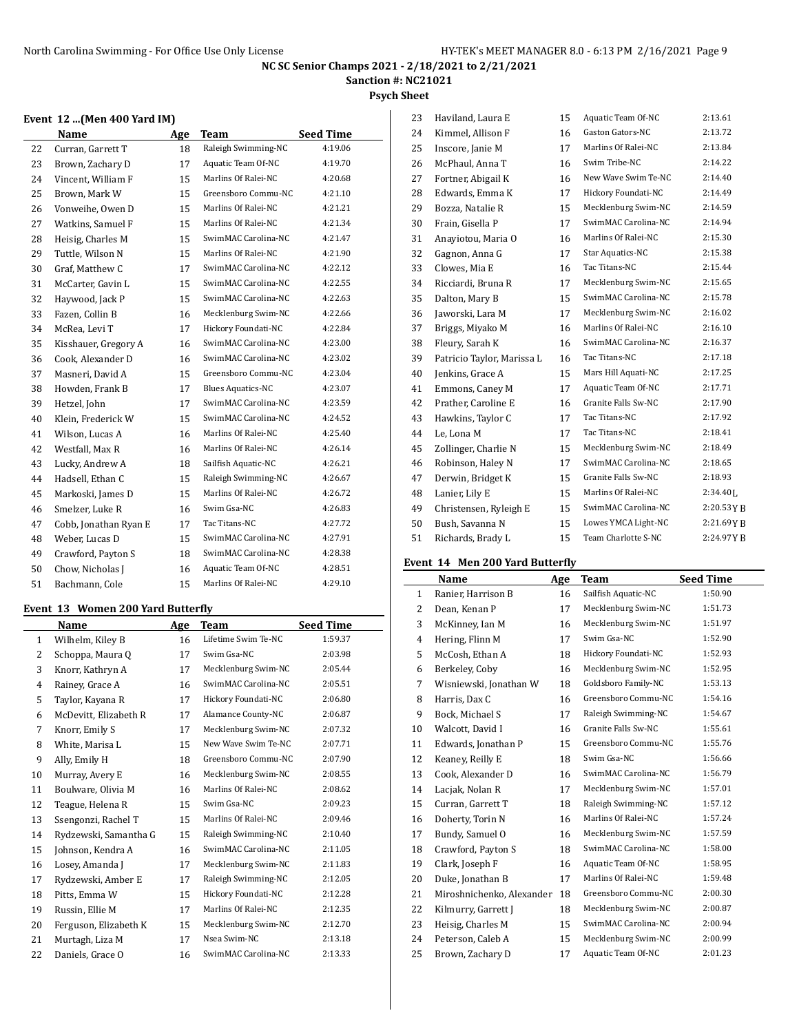NC SC Senior Champs 2021 - 2/18/2021 to 2/21/2021

Sanction #: NC21021

Psych Sheet

### Event 12 ...(Men 400 Yard IM)

| | Name | Age | Team | Seed Time |
|---|---|---|---|---|
| 22 | Curran, Garrett T | 18 | Raleigh Swimming-NC | 4:19.06 |
| 23 | Brown, Zachary D | 17 | Aquatic Team Of-NC | 4:19.70 |
| 24 | Vincent, William F | 15 | Marlins Of Ralei-NC | 4:20.68 |
| 25 | Brown, Mark W | 15 | Greensboro Commu-NC | 4:21.10 |
| 26 | Vonweihe, Owen D | 15 | Marlins Of Ralei-NC | 4:21.21 |
| 27 | Watkins, Samuel F | 15 | Marlins Of Ralei-NC | 4:21.34 |
| 28 | Heisig, Charles M | 15 | SwimMAC Carolina-NC | 4:21.47 |
| 29 | Tuttle, Wilson N | 15 | Marlins Of Ralei-NC | 4:21.90 |
| 30 | Graf, Matthew C | 17 | SwimMAC Carolina-NC | 4:22.12 |
| 31 | McCarter, Gavin L | 15 | SwimMAC Carolina-NC | 4:22.55 |
| 32 | Haywood, Jack P | 15 | SwimMAC Carolina-NC | 4:22.63 |
| 33 | Fazen, Collin B | 16 | Mecklenburg Swim-NC | 4:22.66 |
| 34 | McRea, Levi T | 17 | Hickory Foundati-NC | 4:22.84 |
| 35 | Kisshauer, Gregory A | 16 | SwimMAC Carolina-NC | 4:23.00 |
| 36 | Cook, Alexander D | 16 | SwimMAC Carolina-NC | 4:23.02 |
| 37 | Masneri, David A | 15 | Greensboro Commu-NC | 4:23.04 |
| 38 | Howden, Frank B | 17 | Blues Aquatics-NC | 4:23.07 |
| 39 | Hetzel, John | 17 | SwimMAC Carolina-NC | 4:23.59 |
| 40 | Klein, Frederick W | 15 | SwimMAC Carolina-NC | 4:24.52 |
| 41 | Wilson, Lucas A | 16 | Marlins Of Ralei-NC | 4:25.40 |
| 42 | Westfall, Max R | 16 | Marlins Of Ralei-NC | 4:26.14 |
| 43 | Lucky, Andrew A | 18 | Sailfish Aquatic-NC | 4:26.21 |
| 44 | Hadsell, Ethan C | 15 | Raleigh Swimming-NC | 4:26.67 |
| 45 | Markoski, James D | 15 | Marlins Of Ralei-NC | 4:26.72 |
| 46 | Smelzer, Luke R | 16 | Swim Gsa-NC | 4:26.83 |
| 47 | Cobb, Jonathan Ryan E | 17 | Tac Titans-NC | 4:27.72 |
| 48 | Weber, Lucas D | 15 | SwimMAC Carolina-NC | 4:27.91 |
| 49 | Crawford, Payton S | 18 | SwimMAC Carolina-NC | 4:28.38 |
| 50 | Chow, Nicholas J | 16 | Aquatic Team Of-NC | 4:28.51 |
| 51 | Bachmann, Cole | 15 | Marlins Of Ralei-NC | 4:29.10 |

### Event 13 Women 200 Yard Butterfly

| | Name | Age | Team | Seed Time |
|---|---|---|---|---|
| 1 | Wilhelm, Kiley B | 16 | Lifetime Swim Te-NC | 1:59.37 |
| 2 | Schoppa, Maura Q | 17 | Swim Gsa-NC | 2:03.98 |
| 3 | Knorr, Kathryn A | 17 | Mecklenburg Swim-NC | 2:05.44 |
| 4 | Rainey, Grace A | 16 | SwimMAC Carolina-NC | 2:05.51 |
| 5 | Taylor, Kayana R | 17 | Hickory Foundati-NC | 2:06.80 |
| 6 | McDevitt, Elizabeth R | 17 | Alamance County-NC | 2:06.87 |
| 7 | Knorr, Emily S | 17 | Mecklenburg Swim-NC | 2:07.32 |
| 8 | White, Marisa L | 15 | New Wave Swim Te-NC | 2:07.71 |
| 9 | Ally, Emily H | 18 | Greensboro Commu-NC | 2:07.90 |
| 10 | Murray, Avery E | 16 | Mecklenburg Swim-NC | 2:08.55 |
| 11 | Boulware, Olivia M | 16 | Marlins Of Ralei-NC | 2:08.62 |
| 12 | Teague, Helena R | 15 | Swim Gsa-NC | 2:09.23 |
| 13 | Ssengonzi, Rachel T | 15 | Marlins Of Ralei-NC | 2:09.46 |
| 14 | Rydzewski, Samantha G | 15 | Raleigh Swimming-NC | 2:10.40 |
| 15 | Johnson, Kendra A | 16 | SwimMAC Carolina-NC | 2:11.05 |
| 16 | Losey, Amanda J | 17 | Mecklenburg Swim-NC | 2:11.83 |
| 17 | Rydzewski, Amber E | 17 | Raleigh Swimming-NC | 2:12.05 |
| 18 | Pitts, Emma W | 15 | Hickory Foundati-NC | 2:12.28 |
| 19 | Russin, Ellie M | 17 | Marlins Of Ralei-NC | 2:12.35 |
| 20 | Ferguson, Elizabeth K | 15 | Mecklenburg Swim-NC | 2:12.70 |
| 21 | Murtagh, Liza M | 17 | Nsea Swim-NC | 2:13.18 |
| 22 | Daniels, Grace O | 16 | SwimMAC Carolina-NC | 2:13.33 |
| 23 | Haviland, Laura E | 15 | Aquatic Team Of-NC | 2:13.61 |
| 24 | Kimmel, Allison F | 16 | Gaston Gators-NC | 2:13.72 |
| 25 | Inscore, Janie M | 17 | Marlins Of Ralei-NC | 2:13.84 |
| 26 | McPhaul, Anna T | 16 | Swim Tribe-NC | 2:14.22 |
| 27 | Fortner, Abigail K | 16 | New Wave Swim Te-NC | 2:14.40 |
| 28 | Edwards, Emma K | 17 | Hickory Foundati-NC | 2:14.49 |
| 29 | Bozza, Natalie R | 15 | Mecklenburg Swim-NC | 2:14.59 |
| 30 | Frain, Gisella P | 17 | SwimMAC Carolina-NC | 2:14.94 |
| 31 | Anayiotou, Maria O | 16 | Marlins Of Ralei-NC | 2:15.30 |
| 32 | Gagnon, Anna G | 17 | Star Aquatics-NC | 2:15.38 |
| 33 | Clowes, Mia E | 16 | Tac Titans-NC | 2:15.44 |
| 34 | Ricciardi, Bruna R | 17 | Mecklenburg Swim-NC | 2:15.65 |
| 35 | Dalton, Mary B | 15 | SwimMAC Carolina-NC | 2:15.78 |
| 36 | Jaworski, Lara M | 17 | Mecklenburg Swim-NC | 2:16.02 |
| 37 | Briggs, Miyako M | 16 | Marlins Of Ralei-NC | 2:16.10 |
| 38 | Fleury, Sarah K | 16 | SwimMAC Carolina-NC | 2:16.37 |
| 39 | Patricio Taylor, Marissa L | 16 | Tac Titans-NC | 2:17.18 |
| 40 | Jenkins, Grace A | 15 | Mars Hill Aquati-NC | 2:17.25 |
| 41 | Emmons, Caney M | 17 | Aquatic Team Of-NC | 2:17.71 |
| 42 | Prather, Caroline E | 16 | Granite Falls Sw-NC | 2:17.90 |
| 43 | Hawkins, Taylor C | 17 | Tac Titans-NC | 2:17.92 |
| 44 | Le, Lona M | 17 | Tac Titans-NC | 2:18.41 |
| 45 | Zollinger, Charlie N | 15 | Mecklenburg Swim-NC | 2:18.49 |
| 46 | Robinson, Haley N | 17 | SwimMAC Carolina-NC | 2:18.65 |
| 47 | Derwin, Bridget K | 15 | Granite Falls Sw-NC | 2:18.93 |
| 48 | Lanier, Lily E | 15 | Marlins Of Ralei-NC | 2:34.40L |
| 49 | Christensen, Ryleigh E | 15 | SwimMAC Carolina-NC | 2:20.53Y B |
| 50 | Bush, Savanna N | 15 | Lowes YMCA Light-NC | 2:21.69Y B |
| 51 | Richards, Brady L | 15 | Team Charlotte S-NC | 2:24.97Y B |

### Event 14 Men 200 Yard Butterfly

| | Name | Age | Team | Seed Time |
|---|---|---|---|---|
| 1 | Ranier, Harrison B | 16 | Sailfish Aquatic-NC | 1:50.90 |
| 2 | Dean, Kenan P | 17 | Mecklenburg Swim-NC | 1:51.73 |
| 3 | McKinney, Ian M | 16 | Mecklenburg Swim-NC | 1:51.97 |
| 4 | Hering, Flinn M | 17 | Swim Gsa-NC | 1:52.90 |
| 5 | McCosh, Ethan A | 18 | Hickory Foundati-NC | 1:52.93 |
| 6 | Berkeley, Coby | 16 | Mecklenburg Swim-NC | 1:52.95 |
| 7 | Wisniewski, Jonathan W | 18 | Goldsboro Family-NC | 1:53.13 |
| 8 | Harris, Dax C | 16 | Greensboro Commu-NC | 1:54.16 |
| 9 | Bock, Michael S | 17 | Raleigh Swimming-NC | 1:54.67 |
| 10 | Walcott, David I | 16 | Granite Falls Sw-NC | 1:55.61 |
| 11 | Edwards, Jonathan P | 15 | Greensboro Commu-NC | 1:55.76 |
| 12 | Keaney, Reilly E | 18 | Swim Gsa-NC | 1:56.66 |
| 13 | Cook, Alexander D | 16 | SwimMAC Carolina-NC | 1:56.79 |
| 14 | Lacjak, Nolan R | 17 | Mecklenburg Swim-NC | 1:57.01 |
| 15 | Curran, Garrett T | 18 | Raleigh Swimming-NC | 1:57.12 |
| 16 | Doherty, Torin N | 16 | Marlins Of Ralei-NC | 1:57.24 |
| 17 | Bundy, Samuel O | 16 | Mecklenburg Swim-NC | 1:57.59 |
| 18 | Crawford, Payton S | 18 | SwimMAC Carolina-NC | 1:58.00 |
| 19 | Clark, Joseph F | 16 | Aquatic Team Of-NC | 1:58.95 |
| 20 | Duke, Jonathan B | 17 | Marlins Of Ralei-NC | 1:59.48 |
| 21 | Miroshnichenko, Alexander | 18 | Greensboro Commu-NC | 2:00.30 |
| 22 | Kilmurry, Garrett J | 18 | Mecklenburg Swim-NC | 2:00.87 |
| 23 | Heisig, Charles M | 15 | SwimMAC Carolina-NC | 2:00.94 |
| 24 | Peterson, Caleb A | 15 | Mecklenburg Swim-NC | 2:00.99 |
| 25 | Brown, Zachary D | 17 | Aquatic Team Of-NC | 2:01.23 |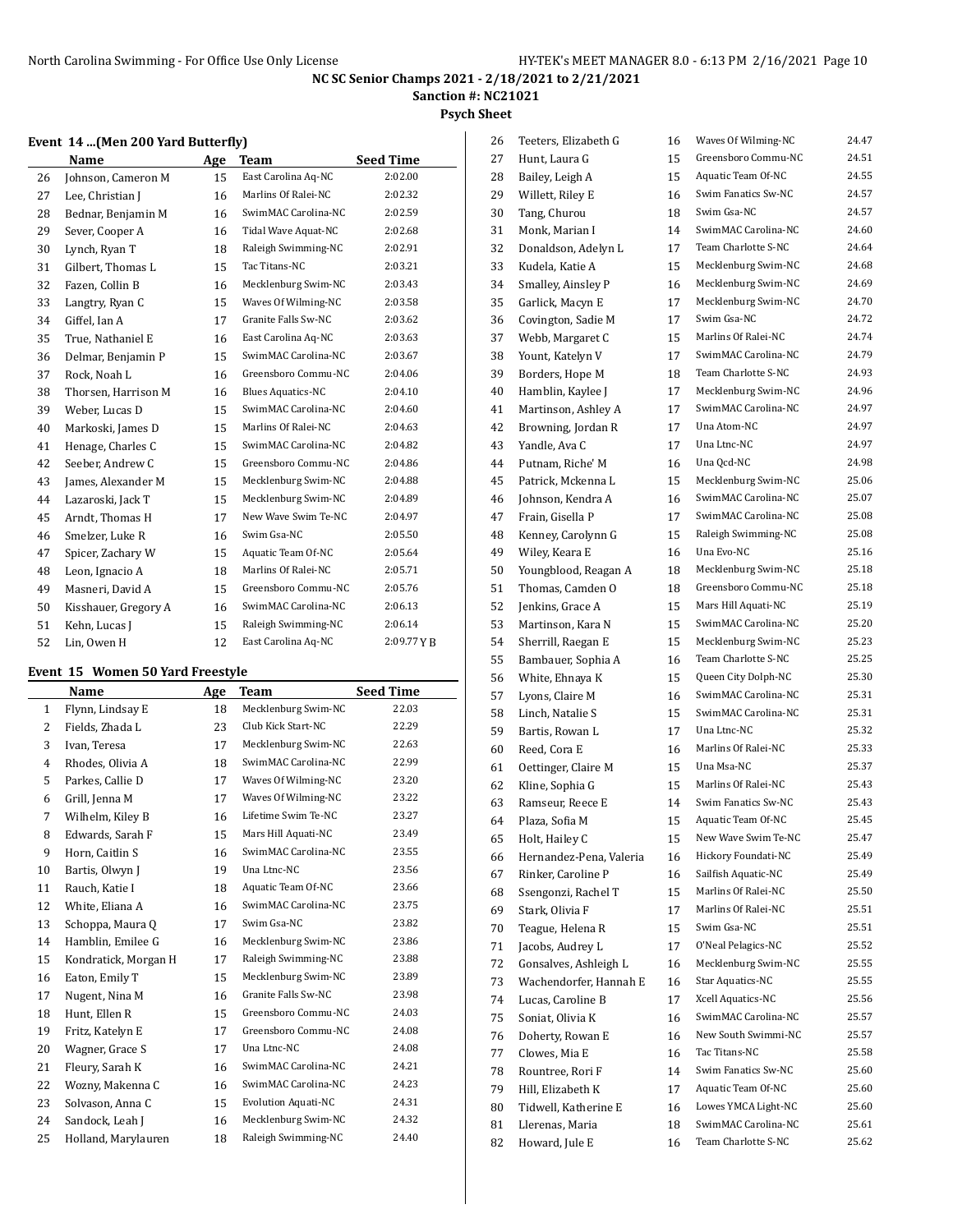# NC SC Senior Champs 2021 - 2/18/2021 to 2/21/2021

**Sanction #: NC21021**

**Psych Sheet**

### Event 14 ...(Men 200 Yard Butterfly)

| | Name | Age | Team | Seed Time |
|---|---|---|---|---|
| 26 | Johnson, Cameron M | 15 | East Carolina Aq-NC | 2:02.00 |
| 27 | Lee, Christian J | 16 | Marlins Of Ralei-NC | 2:02.32 |
| 28 | Bednar, Benjamin M | 16 | SwimMAC Carolina-NC | 2:02.59 |
| 29 | Sever, Cooper A | 16 | Tidal Wave Aquat-NC | 2:02.68 |
| 30 | Lynch, Ryan T | 18 | Raleigh Swimming-NC | 2:02.91 |
| 31 | Gilbert, Thomas L | 15 | Tac Titans-NC | 2:03.21 |
| 32 | Fazen, Collin B | 16 | Mecklenburg Swim-NC | 2:03.43 |
| 33 | Langtry, Ryan C | 15 | Waves Of Wilming-NC | 2:03.58 |
| 34 | Giffel, Ian A | 17 | Granite Falls Sw-NC | 2:03.62 |
| 35 | True, Nathaniel E | 16 | East Carolina Aq-NC | 2:03.63 |
| 36 | Delmar, Benjamin P | 15 | SwimMAC Carolina-NC | 2:03.67 |
| 37 | Rock, Noah L | 16 | Greensboro Commu-NC | 2:04.06 |
| 38 | Thorsen, Harrison M | 16 | Blues Aquatics-NC | 2:04.10 |
| 39 | Weber, Lucas D | 15 | SwimMAC Carolina-NC | 2:04.60 |
| 40 | Markoski, James D | 15 | Marlins Of Ralei-NC | 2:04.63 |
| 41 | Henage, Charles C | 15 | SwimMAC Carolina-NC | 2:04.82 |
| 42 | Seeber, Andrew C | 15 | Greensboro Commu-NC | 2:04.86 |
| 43 | James, Alexander M | 15 | Mecklenburg Swim-NC | 2:04.88 |
| 44 | Lazaroski, Jack T | 15 | Mecklenburg Swim-NC | 2:04.89 |
| 45 | Arndt, Thomas H | 17 | New Wave Swim Te-NC | 2:04.97 |
| 46 | Smelzer, Luke R | 16 | Swim Gsa-NC | 2:05.50 |
| 47 | Spicer, Zachary W | 15 | Aquatic Team Of-NC | 2:05.64 |
| 48 | Leon, Ignacio A | 18 | Marlins Of Ralei-NC | 2:05.71 |
| 49 | Masneri, David A | 15 | Greensboro Commu-NC | 2:05.76 |
| 50 | Kisshauer, Gregory A | 16 | SwimMAC Carolina-NC | 2:06.13 |
| 51 | Kehn, Lucas J | 15 | Raleigh Swimming-NC | 2:06.14 |
| 52 | Lin, Owen H | 12 | East Carolina Aq-NC | 2:09.77 Y B |

### Event 15 Women 50 Yard Freestyle

| | Name | Age | Team | Seed Time |
|---|---|---|---|---|
| 1 | Flynn, Lindsay E | 18 | Mecklenburg Swim-NC | 22.03 |
| 2 | Fields, Zhada L | 23 | Club Kick Start-NC | 22.29 |
| 3 | Ivan, Teresa | 17 | Mecklenburg Swim-NC | 22.63 |
| 4 | Rhodes, Olivia A | 18 | SwimMAC Carolina-NC | 22.99 |
| 5 | Parkes, Callie D | 17 | Waves Of Wilming-NC | 23.20 |
| 6 | Grill, Jenna M | 17 | Waves Of Wilming-NC | 23.22 |
| 7 | Wilhelm, Kiley B | 16 | Lifetime Swim Te-NC | 23.27 |
| 8 | Edwards, Sarah F | 15 | Mars Hill Aquati-NC | 23.49 |
| 9 | Horn, Caitlin S | 16 | SwimMAC Carolina-NC | 23.55 |
| 10 | Bartis, Olwyn J | 19 | Una Ltnc-NC | 23.56 |
| 11 | Rauch, Katie I | 18 | Aquatic Team Of-NC | 23.66 |
| 12 | White, Eliana A | 16 | SwimMAC Carolina-NC | 23.75 |
| 13 | Schoppa, Maura Q | 17 | Swim Gsa-NC | 23.82 |
| 14 | Hamblin, Emilee G | 16 | Mecklenburg Swim-NC | 23.86 |
| 15 | Kondratick, Morgan H | 17 | Raleigh Swimming-NC | 23.88 |
| 16 | Eaton, Emily T | 15 | Mecklenburg Swim-NC | 23.89 |
| 17 | Nugent, Nina M | 16 | Granite Falls Sw-NC | 23.98 |
| 18 | Hunt, Ellen R | 15 | Greensboro Commu-NC | 24.03 |
| 19 | Fritz, Katelyn E | 17 | Greensboro Commu-NC | 24.08 |
| 20 | Wagner, Grace S | 17 | Una Ltnc-NC | 24.08 |
| 21 | Fleury, Sarah K | 16 | SwimMAC Carolina-NC | 24.21 |
| 22 | Wozny, Makenna C | 16 | SwimMAC Carolina-NC | 24.23 |
| 23 | Solvason, Anna C | 15 | Evolution Aquati-NC | 24.31 |
| 24 | Sandock, Leah J | 16 | Mecklenburg Swim-NC | 24.32 |
| 25 | Holland, Marylauren | 18 | Raleigh Swimming-NC | 24.40 |
| 26 | Teeters, Elizabeth G | 16 | Waves Of Wilming-NC | 24.47 |
| 27 | Hunt, Laura G | 15 | Greensboro Commu-NC | 24.51 |
| 28 | Bailey, Leigh A | 15 | Aquatic Team Of-NC | 24.55 |
| 29 | Willett, Riley E | 16 | Swim Fanatics Sw-NC | 24.57 |
| 30 | Tang, Churou | 18 | Swim Gsa-NC | 24.57 |
| 31 | Monk, Marian I | 14 | SwimMAC Carolina-NC | 24.60 |
| 32 | Donaldson, Adelyn L | 17 | Team Charlotte S-NC | 24.64 |
| 33 | Kudela, Katie A | 15 | Mecklenburg Swim-NC | 24.68 |
| 34 | Smalley, Ainsley P | 16 | Mecklenburg Swim-NC | 24.69 |
| 35 | Garlick, Macyn E | 17 | Mecklenburg Swim-NC | 24.70 |
| 36 | Covington, Sadie M | 17 | Swim Gsa-NC | 24.72 |
| 37 | Webb, Margaret C | 15 | Marlins Of Ralei-NC | 24.74 |
| 38 | Yount, Katelyn V | 17 | SwimMAC Carolina-NC | 24.79 |
| 39 | Borders, Hope M | 18 | Team Charlotte S-NC | 24.93 |
| 40 | Hamblin, Kaylee J | 17 | Mecklenburg Swim-NC | 24.96 |
| 41 | Martinson, Ashley A | 17 | SwimMAC Carolina-NC | 24.97 |
| 42 | Browning, Jordan R | 17 | Una Atom-NC | 24.97 |
| 43 | Yandle, Ava C | 17 | Una Ltnc-NC | 24.97 |
| 44 | Putnam, Riche' M | 16 | Una Qcd-NC | 24.98 |
| 45 | Patrick, Mckenna L | 15 | Mecklenburg Swim-NC | 25.06 |
| 46 | Johnson, Kendra A | 16 | SwimMAC Carolina-NC | 25.07 |
| 47 | Frain, Gisella P | 17 | SwimMAC Carolina-NC | 25.08 |
| 48 | Kenney, Carolynn G | 15 | Raleigh Swimming-NC | 25.08 |
| 49 | Wiley, Keara E | 16 | Una Evo-NC | 25.16 |
| 50 | Youngblood, Reagan A | 18 | Mecklenburg Swim-NC | 25.18 |
| 51 | Thomas, Camden O | 18 | Greensboro Commu-NC | 25.18 |
| 52 | Jenkins, Grace A | 15 | Mars Hill Aquati-NC | 25.19 |
| 53 | Martinson, Kara N | 15 | SwimMAC Carolina-NC | 25.20 |
| 54 | Sherrill, Raegan E | 15 | Mecklenburg Swim-NC | 25.23 |
| 55 | Bambauer, Sophia A | 16 | Team Charlotte S-NC | 25.25 |
| 56 | White, Ehnaya K | 15 | Queen City Dolph-NC | 25.30 |
| 57 | Lyons, Claire M | 16 | SwimMAC Carolina-NC | 25.31 |
| 58 | Linch, Natalie S | 15 | SwimMAC Carolina-NC | 25.31 |
| 59 | Bartis, Rowan L | 17 | Una Ltnc-NC | 25.32 |
| 60 | Reed, Cora E | 16 | Marlins Of Ralei-NC | 25.33 |
| 61 | Oettinger, Claire M | 15 | Una Msa-NC | 25.37 |
| 62 | Kline, Sophia G | 15 | Marlins Of Ralei-NC | 25.43 |
| 63 | Ramseur, Reece E | 14 | Swim Fanatics Sw-NC | 25.43 |
| 64 | Plaza, Sofia M | 15 | Aquatic Team Of-NC | 25.45 |
| 65 | Holt, Hailey C | 15 | New Wave Swim Te-NC | 25.47 |
| 66 | Hernandez-Pena, Valeria | 16 | Hickory Foundati-NC | 25.49 |
| 67 | Rinker, Caroline P | 16 | Sailfish Aquatic-NC | 25.49 |
| 68 | Ssengonzi, Rachel T | 15 | Marlins Of Ralei-NC | 25.50 |
| 69 | Stark, Olivia F | 17 | Marlins Of Ralei-NC | 25.51 |
| 70 | Teague, Helena R | 15 | Swim Gsa-NC | 25.51 |
| 71 | Jacobs, Audrey L | 17 | O'Neal Pelagics-NC | 25.52 |
| 72 | Gonsalves, Ashleigh L | 16 | Mecklenburg Swim-NC | 25.55 |
| 73 | Wachendorfer, Hannah E | 16 | Star Aquatics-NC | 25.55 |
| 74 | Lucas, Caroline B | 17 | Xcell Aquatics-NC | 25.56 |
| 75 | Soniat, Olivia K | 16 | SwimMAC Carolina-NC | 25.57 |
| 76 | Doherty, Rowan E | 16 | New South Swimmi-NC | 25.57 |
| 77 | Clowes, Mia E | 16 | Tac Titans-NC | 25.58 |
| 78 | Rountree, Rori F | 14 | Swim Fanatics Sw-NC | 25.60 |
| 79 | Hill, Elizabeth K | 17 | Aquatic Team Of-NC | 25.60 |
| 80 | Tidwell, Katherine E | 16 | Lowes YMCA Light-NC | 25.60 |
| 81 | Llerenas, Maria | 18 | SwimMAC Carolina-NC | 25.61 |
| 82 | Howard, Jule E | 16 | Team Charlotte S-NC | 25.62 |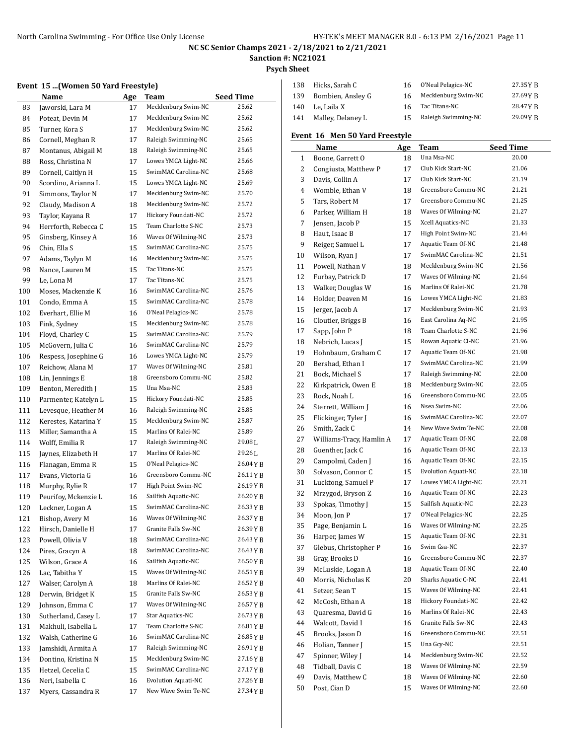**NC SC Senior Champs 2021 - 2/18/2021 to 2/21/2021**

**Sanction #: NC21021**

**Psych Sheet**

### Event 15 ...(Women 50 Yard Freestyle)

| | Name | Age | Team | Seed Time |
|---|---|---|---|---|
| 83 | Jaworski, Lara M | 17 | Mecklenburg Swim-NC | 25.62 |
| 84 | Poteat, Devin M | 17 | Mecklenburg Swim-NC | 25.62 |
| 85 | Turner, Kora S | 17 | Mecklenburg Swim-NC | 25.62 |
| 86 | Cornell, Meghan R | 17 | Raleigh Swimming-NC | 25.65 |
| 87 | Montanus, Abigail M | 18 | Raleigh Swimming-NC | 25.65 |
| 88 | Ross, Christina N | 17 | Lowes YMCA Light-NC | 25.66 |
| 89 | Cornell, Caitlyn H | 15 | SwimMAC Carolina-NC | 25.68 |
| 90 | Scordino, Arianna L | 15 | Lowes YMCA Light-NC | 25.69 |
| 91 | Simmons, Taylor N | 17 | Mecklenburg Swim-NC | 25.70 |
| 92 | Claudy, Madison A | 18 | Mecklenburg Swim-NC | 25.72 |
| 93 | Taylor, Kayana R | 17 | Hickory Foundati-NC | 25.72 |
| 94 | Herrforth, Rebecca C | 15 | Team Charlotte S-NC | 25.73 |
| 95 | Ginsberg, Kinsey A | 16 | Waves Of Wilming-NC | 25.73 |
| 96 | Chin, Ella S | 15 | SwimMAC Carolina-NC | 25.75 |
| 97 | Adams, Taylyn M | 16 | Mecklenburg Swim-NC | 25.75 |
| 98 | Nance, Lauren M | 15 | Tac Titans-NC | 25.75 |
| 99 | Le, Lona M | 17 | Tac Titans-NC | 25.75 |
| 100 | Moses, Mackenzie K | 16 | SwimMAC Carolina-NC | 25.76 |
| 101 | Condo, Emma A | 15 | SwimMAC Carolina-NC | 25.78 |
| 102 | Everhart, Ellie M | 16 | O'Neal Pelagics-NC | 25.78 |
| 103 | Fink, Sydney | 15 | Mecklenburg Swim-NC | 25.78 |
| 104 | Floyd, Charley C | 15 | SwimMAC Carolina-NC | 25.79 |
| 105 | McGovern, Julia C | 16 | SwimMAC Carolina-NC | 25.79 |
| 106 | Respess, Josephine G | 16 | Lowes YMCA Light-NC | 25.79 |
| 107 | Reichow, Alana M | 17 | Waves Of Wilming-NC | 25.81 |
| 108 | Lin, Jennings E | 18 | Greensboro Commu-NC | 25.82 |
| 109 | Benton, Meredith J | 15 | Una Msa-NC | 25.83 |
| 110 | Parmenter, Katelyn L | 15 | Hickory Foundati-NC | 25.85 |
| 111 | Levesque, Heather M | 16 | Raleigh Swimming-NC | 25.85 |
| 112 | Kerestes, Katarina Y | 15 | Mecklenburg Swim-NC | 25.87 |
| 113 | Miller, Samantha A | 15 | Marlins Of Ralei-NC | 25.89 |
| 114 | Wolff, Emilia R | 17 | Raleigh Swimming-NC | 29.08 L |
| 115 | Jaynes, Elizabeth H | 17 | Marlins Of Ralei-NC | 29.26 L |
| 116 | Flanagan, Emma R | 15 | O'Neal Pelagics-NC | 26.04 Y B |
| 117 | Evans, Victoria G | 16 | Greensboro Commu-NC | 26.11 Y B |
| 118 | Murphy, Rylie R | 17 | High Point Swim-NC | 26.19 Y B |
| 119 | Peurifoy, Mckenzie L | 16 | Sailfish Aquatic-NC | 26.20 Y B |
| 120 | Leckner, Logan A | 15 | SwimMAC Carolina-NC | 26.33 Y B |
| 121 | Bishop, Avery M | 16 | Waves Of Wilming-NC | 26.37 Y B |
| 122 | Hirsch, Danielle H | 17 | Granite Falls Sw-NC | 26.39 Y B |
| 123 | Powell, Olivia V | 18 | SwimMAC Carolina-NC | 26.43 Y B |
| 124 | Pires, Gracyn A | 18 | SwimMAC Carolina-NC | 26.43 Y B |
| 125 | Wilson, Grace A | 16 | Sailfish Aquatic-NC | 26.50 Y B |
| 126 | Lac, Tabitha Y | 15 | Waves Of Wilming-NC | 26.51 Y B |
| 127 | Walser, Carolyn A | 18 | Marlins Of Ralei-NC | 26.52 Y B |
| 128 | Derwin, Bridget K | 15 | Granite Falls Sw-NC | 26.53 Y B |
| 129 | Johnson, Emma C | 17 | Waves Of Wilming-NC | 26.57 Y B |
| 130 | Sutherland, Casey L | 17 | Star Aquatics-NC | 26.73 Y B |
| 131 | Makhuli, Isabella L | 17 | Team Charlotte S-NC | 26.81 Y B |
| 132 | Walsh, Catherine G | 16 | SwimMAC Carolina-NC | 26.85 Y B |
| 133 | Jamshidi, Armita A | 17 | Raleigh Swimming-NC | 26.91 Y B |
| 134 | Dontino, Kristina N | 15 | Mecklenburg Swim-NC | 27.16 Y B |
| 135 | Hetzel, Cecelia C | 15 | SwimMAC Carolina-NC | 27.17 Y B |
| 136 | Neri, Isabella C | 16 | Evolution Aquati-NC | 27.26 Y B |
| 137 | Myers, Cassandra R | 17 | New Wave Swim Te-NC | 27.34 Y B |
| 138 | Hicks, Sarah C | 16 | O'Neal Pelagics-NC | 27.35 Y B |
| 139 | Bombien, Ansley G | 16 | Mecklenburg Swim-NC | 27.69 Y B |
| 140 | Le, Laila X | 16 | Tac Titans-NC | 28.47 Y B |
| 141 | Malley, Delaney L | 15 | Raleigh Swimming-NC | 29.09 Y B |

### Event 16 Men 50 Yard Freestyle

| | Name | Age | Team | Seed Time |
|---|---|---|---|---|
| 1 | Boone, Garrett O | 18 | Una Msa-NC | 20.00 |
| 2 | Congiusta, Matthew P | 17 | Club Kick Start-NC | 21.06 |
| 3 | Davis, Collin A | 17 | Club Kick Start-NC | 21.19 |
| 4 | Womble, Ethan V | 18 | Greensboro Commu-NC | 21.21 |
| 5 | Tars, Robert M | 17 | Greensboro Commu-NC | 21.25 |
| 6 | Parker, William H | 18 | Waves Of Wilming-NC | 21.27 |
| 7 | Jensen, Jacob P | 15 | Xcell Aquatics-NC | 21.33 |
| 8 | Haut, Isaac B | 17 | High Point Swim-NC | 21.44 |
| 9 | Reiger, Samuel L | 17 | Aquatic Team Of-NC | 21.48 |
| 10 | Wilson, Ryan J | 17 | SwimMAC Carolina-NC | 21.51 |
| 11 | Powell, Nathan V | 18 | Mecklenburg Swim-NC | 21.56 |
| 12 | Furbay, Patrick D | 17 | Waves Of Wilming-NC | 21.64 |
| 13 | Walker, Douglas W | 16 | Marlins Of Ralei-NC | 21.78 |
| 14 | Holder, Deaven M | 16 | Lowes YMCA Light-NC | 21.83 |
| 15 | Jerger, Jacob A | 17 | Mecklenburg Swim-NC | 21.93 |
| 16 | Cloutier, Briggs B | 16 | East Carolina Aq-NC | 21.95 |
| 17 | Sapp, John P | 18 | Team Charlotte S-NC | 21.96 |
| 18 | Nebrich, Lucas J | 15 | Rowan Aquatic Cl-NC | 21.96 |
| 19 | Hohnbaum, Graham C | 17 | Aquatic Team Of-NC | 21.98 |
| 20 | Bershad, Ethan I | 17 | SwimMAC Carolina-NC | 21.99 |
| 21 | Bock, Michael S | 17 | Raleigh Swimming-NC | 22.00 |
| 22 | Kirkpatrick, Owen E | 18 | Mecklenburg Swim-NC | 22.05 |
| 23 | Rock, Noah L | 16 | Greensboro Commu-NC | 22.05 |
| 24 | Sterrett, William J | 16 | Nsea Swim-NC | 22.06 |
| 25 | Flickinger, Tyler J | 16 | SwimMAC Carolina-NC | 22.07 |
| 26 | Smith, Zack C | 14 | New Wave Swim Te-NC | 22.08 |
| 27 | Williams-Tracy, Hamlin A | 17 | Aquatic Team Of-NC | 22.08 |
| 28 | Guenther, Jack C | 16 | Aquatic Team Of-NC | 22.13 |
| 29 | Campolmi, Caden J | 16 | Aquatic Team Of-NC | 22.15 |
| 30 | Solvason, Connor C | 15 | Evolution Aquati-NC | 22.18 |
| 31 | Lucktong, Samuel P | 17 | Lowes YMCA Light-NC | 22.21 |
| 32 | Mrzygod, Bryson Z | 16 | Aquatic Team Of-NC | 22.23 |
| 33 | Spokas, Timothy J | 15 | Sailfish Aquatic-NC | 22.23 |
| 34 | Moon, Jon P | 17 | O'Neal Pelagics-NC | 22.25 |
| 35 | Page, Benjamin L | 16 | Waves Of Wilming-NC | 22.25 |
| 36 | Harper, James W | 15 | Aquatic Team Of-NC | 22.31 |
| 37 | Glebus, Christopher P | 16 | Swim Gsa-NC | 22.37 |
| 38 | Gray, Brooks D | 16 | Greensboro Commu-NC | 22.37 |
| 39 | McLuskie, Logan A | 18 | Aquatic Team Of-NC | 22.40 |
| 40 | Morris, Nicholas K | 20 | Sharks Aquatic C-NC | 22.41 |
| 41 | Setzer, Sean T | 15 | Waves Of Wilming-NC | 22.41 |
| 42 | McCosh, Ethan A | 18 | Hickory Foundati-NC | 22.42 |
| 43 | Quaresma, David G | 16 | Marlins Of Ralei-NC | 22.43 |
| 44 | Walcott, David I | 16 | Granite Falls Sw-NC | 22.43 |
| 45 | Brooks, Jason D | 16 | Greensboro Commu-NC | 22.51 |
| 46 | Holian, Tanner J | 15 | Una Gcy-NC | 22.51 |
| 47 | Spinner, Wiley J | 14 | Mecklenburg Swim-NC | 22.52 |
| 48 | Tidball, Davis C | 18 | Waves Of Wilming-NC | 22.59 |
| 49 | Davis, Matthew C | 18 | Waves Of Wilming-NC | 22.60 |
| 50 | Post, Cian D | 15 | Waves Of Wilming-NC | 22.60 |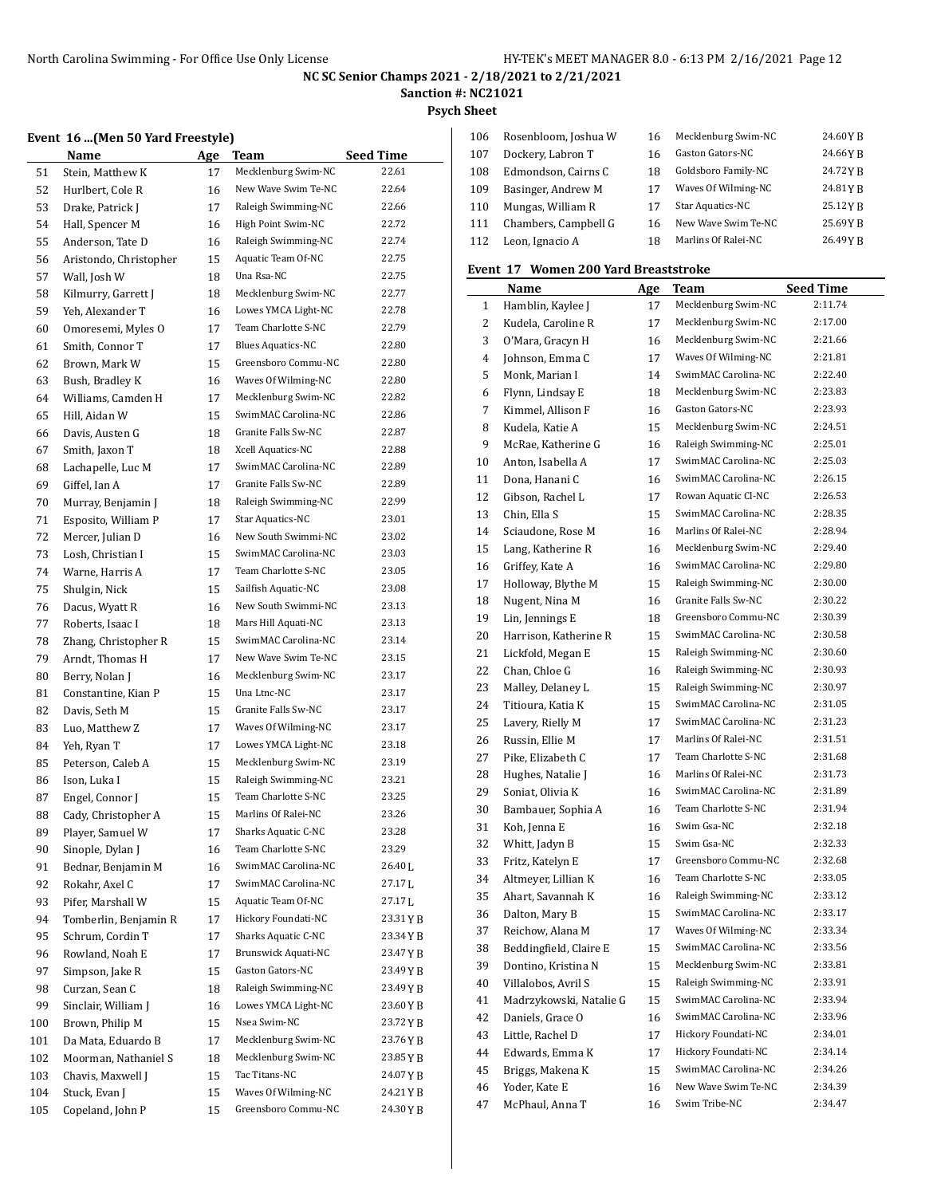**NC SC Senior Champs 2021 - 2/18/2021 to 2/21/2021**

**Sanction #: NC21021**

**Psych Sheet**

### Event 16 ...(Men 50 Yard Freestyle)

| | Name | Age | Team | Seed Time |
|---|---|---|---|---|
| 51 | Stein, Matthew K | 17 | Mecklenburg Swim-NC | 22.61 |
| 52 | Hurlbert, Cole R | 16 | New Wave Swim Te-NC | 22.64 |
| 53 | Drake, Patrick J | 17 | Raleigh Swimming-NC | 22.66 |
| 54 | Hall, Spencer M | 16 | High Point Swim-NC | 22.72 |
| 55 | Anderson, Tate D | 16 | Raleigh Swimming-NC | 22.74 |
| 56 | Aristondo, Christopher | 15 | Aquatic Team Of-NC | 22.75 |
| 57 | Wall, Josh W | 18 | Una Rsa-NC | 22.75 |
| 58 | Kilmurry, Garrett J | 18 | Mecklenburg Swim-NC | 22.77 |
| 59 | Yeh, Alexander T | 16 | Lowes YMCA Light-NC | 22.78 |
| 60 | Omoresemi, Myles O | 17 | Team Charlotte S-NC | 22.79 |
| 61 | Smith, Connor T | 17 | Blues Aquatics-NC | 22.80 |
| 62 | Brown, Mark W | 15 | Greensboro Commu-NC | 22.80 |
| 63 | Bush, Bradley K | 16 | Waves Of Wilming-NC | 22.80 |
| 64 | Williams, Camden H | 17 | Mecklenburg Swim-NC | 22.82 |
| 65 | Hill, Aidan W | 15 | SwimMAC Carolina-NC | 22.86 |
| 66 | Davis, Austen G | 18 | Granite Falls Sw-NC | 22.87 |
| 67 | Smith, Jaxon T | 18 | Xcell Aquatics-NC | 22.88 |
| 68 | Lachapelle, Luc M | 17 | SwimMAC Carolina-NC | 22.89 |
| 69 | Giffel, Ian A | 17 | Granite Falls Sw-NC | 22.89 |
| 70 | Murray, Benjamin J | 18 | Raleigh Swimming-NC | 22.99 |
| 71 | Esposito, William P | 17 | Star Aquatics-NC | 23.01 |
| 72 | Mercer, Julian D | 16 | New South Swimmi-NC | 23.02 |
| 73 | Losh, Christian I | 15 | SwimMAC Carolina-NC | 23.03 |
| 74 | Warne, Harris A | 17 | Team Charlotte S-NC | 23.05 |
| 75 | Shulgin, Nick | 15 | Sailfish Aquatic-NC | 23.08 |
| 76 | Dacus, Wyatt R | 16 | New South Swimmi-NC | 23.13 |
| 77 | Roberts, Isaac I | 18 | Mars Hill Aquati-NC | 23.13 |
| 78 | Zhang, Christopher R | 15 | SwimMAC Carolina-NC | 23.14 |
| 79 | Arndt, Thomas H | 17 | New Wave Swim Te-NC | 23.15 |
| 80 | Berry, Nolan J | 16 | Mecklenburg Swim-NC | 23.17 |
| 81 | Constantine, Kian P | 15 | Una Ltnc-NC | 23.17 |
| 82 | Davis, Seth M | 15 | Granite Falls Sw-NC | 23.17 |
| 83 | Luo, Matthew Z | 17 | Waves Of Wilming-NC | 23.17 |
| 84 | Yeh, Ryan T | 17 | Lowes YMCA Light-NC | 23.18 |
| 85 | Peterson, Caleb A | 15 | Mecklenburg Swim-NC | 23.19 |
| 86 | Ison, Luka I | 15 | Raleigh Swimming-NC | 23.21 |
| 87 | Engel, Connor J | 15 | Team Charlotte S-NC | 23.25 |
| 88 | Cady, Christopher A | 15 | Marlins Of Ralei-NC | 23.26 |
| 89 | Player, Samuel W | 17 | Sharks Aquatic C-NC | 23.28 |
| 90 | Sinople, Dylan J | 16 | Team Charlotte S-NC | 23.29 |
| 91 | Bednar, Benjamin M | 16 | SwimMAC Carolina-NC | 26.40 L |
| 92 | Rokahr, Axel C | 17 | SwimMAC Carolina-NC | 27.17 L |
| 93 | Pifer, Marshall W | 15 | Aquatic Team Of-NC | 27.17 L |
| 94 | Tomberlin, Benjamin R | 17 | Hickory Foundati-NC | 23.31 Y B |
| 95 | Schrum, Cordin T | 17 | Sharks Aquatic C-NC | 23.34 Y B |
| 96 | Rowland, Noah E | 17 | Brunswick Aquati-NC | 23.47 Y B |
| 97 | Simpson, Jake R | 15 | Gaston Gators-NC | 23.49 Y B |
| 98 | Curzan, Sean C | 18 | Raleigh Swimming-NC | 23.49 Y B |
| 99 | Sinclair, William J | 16 | Lowes YMCA Light-NC | 23.60 Y B |
| 100 | Brown, Philip M | 15 | Nsea Swim-NC | 23.72 Y B |
| 101 | Da Mata, Eduardo B | 17 | Mecklenburg Swim-NC | 23.76 Y B |
| 102 | Moorman, Nathaniel S | 18 | Mecklenburg Swim-NC | 23.85 Y B |
| 103 | Chavis, Maxwell J | 15 | Tac Titans-NC | 24.07 Y B |
| 104 | Stuck, Evan J | 15 | Waves Of Wilming-NC | 24.21 Y B |
| 105 | Copeland, John P | 15 | Greensboro Commu-NC | 24.30 Y B |
| 106 | Rosenbloom, Joshua W | 16 | Mecklenburg Swim-NC | 24.60 Y B |
| 107 | Dockery, Labron T | 16 | Gaston Gators-NC | 24.66 Y B |
| 108 | Edmondson, Cairns C | 18 | Goldsboro Family-NC | 24.72 Y B |
| 109 | Basinger, Andrew M | 17 | Waves Of Wilming-NC | 24.81 Y B |
| 110 | Mungas, William R | 17 | Star Aquatics-NC | 25.12 Y B |
| 111 | Chambers, Campbell G | 16 | New Wave Swim Te-NC | 25.69 Y B |
| 112 | Leon, Ignacio A | 18 | Marlins Of Ralei-NC | 26.49 Y B |

### Event 17 Women 200 Yard Breaststroke

| | Name | Age | Team | Seed Time |
|---|---|---|---|---|
| 1 | Hamblin, Kaylee J | 17 | Mecklenburg Swim-NC | 2:11.74 |
| 2 | Kudela, Caroline R | 17 | Mecklenburg Swim-NC | 2:17.00 |
| 3 | O'Mara, Gracyn H | 16 | Mecklenburg Swim-NC | 2:21.66 |
| 4 | Johnson, Emma C | 17 | Waves Of Wilming-NC | 2:21.81 |
| 5 | Monk, Marian I | 14 | SwimMAC Carolina-NC | 2:22.40 |
| 6 | Flynn, Lindsay E | 18 | Mecklenburg Swim-NC | 2:23.83 |
| 7 | Kimmel, Allison F | 16 | Gaston Gators-NC | 2:23.93 |
| 8 | Kudela, Katie A | 15 | Mecklenburg Swim-NC | 2:24.51 |
| 9 | McRae, Katherine G | 16 | Raleigh Swimming-NC | 2:25.01 |
| 10 | Anton, Isabella A | 17 | SwimMAC Carolina-NC | 2:25.03 |
| 11 | Dona, Hanani C | 16 | SwimMAC Carolina-NC | 2:26.15 |
| 12 | Gibson, Rachel L | 17 | Rowan Aquatic Cl-NC | 2:26.53 |
| 13 | Chin, Ella S | 15 | SwimMAC Carolina-NC | 2:28.35 |
| 14 | Sciaudone, Rose M | 16 | Marlins Of Ralei-NC | 2:28.94 |
| 15 | Lang, Katherine R | 16 | Mecklenburg Swim-NC | 2:29.40 |
| 16 | Griffey, Kate A | 16 | SwimMAC Carolina-NC | 2:29.80 |
| 17 | Holloway, Blythe M | 15 | Raleigh Swimming-NC | 2:30.00 |
| 18 | Nugent, Nina M | 16 | Granite Falls Sw-NC | 2:30.22 |
| 19 | Lin, Jennings E | 18 | Greensboro Commu-NC | 2:30.39 |
| 20 | Harrison, Katherine R | 15 | SwimMAC Carolina-NC | 2:30.58 |
| 21 | Lickfold, Megan E | 15 | Raleigh Swimming-NC | 2:30.60 |
| 22 | Chan, Chloe G | 16 | Raleigh Swimming-NC | 2:30.93 |
| 23 | Malley, Delaney L | 15 | Raleigh Swimming-NC | 2:30.97 |
| 24 | Titioura, Katia K | 15 | SwimMAC Carolina-NC | 2:31.05 |
| 25 | Lavery, Rielly M | 17 | SwimMAC Carolina-NC | 2:31.23 |
| 26 | Russin, Ellie M | 17 | Marlins Of Ralei-NC | 2:31.51 |
| 27 | Pike, Elizabeth C | 17 | Team Charlotte S-NC | 2:31.68 |
| 28 | Hughes, Natalie J | 16 | Marlins Of Ralei-NC | 2:31.73 |
| 29 | Soniat, Olivia K | 16 | SwimMAC Carolina-NC | 2:31.89 |
| 30 | Bambauer, Sophia A | 16 | Team Charlotte S-NC | 2:31.94 |
| 31 | Koh, Jenna E | 16 | Swim Gsa-NC | 2:32.18 |
| 32 | Whitt, Jadyn B | 15 | Swim Gsa-NC | 2:32.33 |
| 33 | Fritz, Katelyn E | 17 | Greensboro Commu-NC | 2:32.68 |
| 34 | Altmeyer, Lillian K | 16 | Team Charlotte S-NC | 2:33.05 |
| 35 | Ahart, Savannah K | 16 | Raleigh Swimming-NC | 2:33.12 |
| 36 | Dalton, Mary B | 15 | SwimMAC Carolina-NC | 2:33.17 |
| 37 | Reichow, Alana M | 17 | Waves Of Wilming-NC | 2:33.34 |
| 38 | Beddingfield, Claire E | 15 | SwimMAC Carolina-NC | 2:33.56 |
| 39 | Dontino, Kristina N | 15 | Mecklenburg Swim-NC | 2:33.81 |
| 40 | Villalobos, Avril S | 15 | Raleigh Swimming-NC | 2:33.91 |
| 41 | Madrzykowski, Natalie G | 15 | SwimMAC Carolina-NC | 2:33.94 |
| 42 | Daniels, Grace O | 16 | SwimMAC Carolina-NC | 2:33.96 |
| 43 | Little, Rachel D | 17 | Hickory Foundati-NC | 2:34.01 |
| 44 | Edwards, Emma K | 17 | Hickory Foundati-NC | 2:34.14 |
| 45 | Briggs, Makena K | 15 | SwimMAC Carolina-NC | 2:34.26 |
| 46 | Yoder, Kate E | 16 | New Wave Swim Te-NC | 2:34.39 |
| 47 | McPhaul, Anna T | 16 | Swim Tribe-NC | 2:34.47 |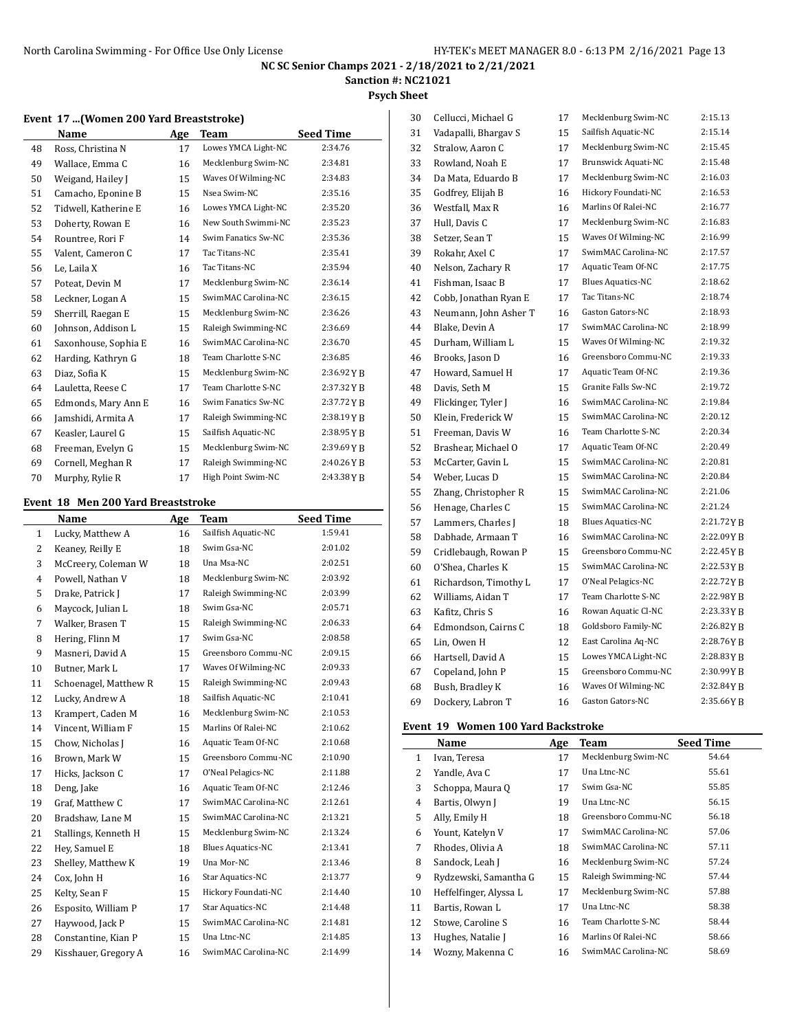NC SC Senior Champs 2021 - 2/18/2021 to 2/21/2021

Sanction #: NC21021

Psych Sheet

### Event 17 ...(Women 200 Yard Breaststroke)

| | Name | Age | Team | Seed Time |
|---|---|---|---|---|
| 48 | Ross, Christina N | 17 | Lowes YMCA Light-NC | 2:34.76 |
| 49 | Wallace, Emma C | 16 | Mecklenburg Swim-NC | 2:34.81 |
| 50 | Weigand, Hailey J | 15 | Waves Of Wilming-NC | 2:34.83 |
| 51 | Camacho, Eponine B | 15 | Nsea Swim-NC | 2:35.16 |
| 52 | Tidwell, Katherine E | 16 | Lowes YMCA Light-NC | 2:35.20 |
| 53 | Doherty, Rowan E | 16 | New South Swimmi-NC | 2:35.23 |
| 54 | Rountree, Rori F | 14 | Swim Fanatics Sw-NC | 2:35.36 |
| 55 | Valent, Cameron C | 17 | Tac Titans-NC | 2:35.41 |
| 56 | Le, Laila X | 16 | Tac Titans-NC | 2:35.94 |
| 57 | Poteat, Devin M | 17 | Mecklenburg Swim-NC | 2:36.14 |
| 58 | Leckner, Logan A | 15 | SwimMAC Carolina-NC | 2:36.15 |
| 59 | Sherrill, Raegan E | 15 | Mecklenburg Swim-NC | 2:36.26 |
| 60 | Johnson, Addison L | 15 | Raleigh Swimming-NC | 2:36.69 |
| 61 | Saxonhouse, Sophia E | 16 | SwimMAC Carolina-NC | 2:36.70 |
| 62 | Harding, Kathryn G | 18 | Team Charlotte S-NC | 2:36.85 |
| 63 | Diaz, Sofia K | 15 | Mecklenburg Swim-NC | 2:36.92 Y B |
| 64 | Lauletta, Reese C | 17 | Team Charlotte S-NC | 2:37.32 Y B |
| 65 | Edmonds, Mary Ann E | 16 | Swim Fanatics Sw-NC | 2:37.72 Y B |
| 66 | Jamshidi, Armita A | 17 | Raleigh Swimming-NC | 2:38.19 Y B |
| 67 | Keasler, Laurel G | 15 | Sailfish Aquatic-NC | 2:38.95 Y B |
| 68 | Freeman, Evelyn G | 15 | Mecklenburg Swim-NC | 2:39.69 Y B |
| 69 | Cornell, Meghan R | 17 | Raleigh Swimming-NC | 2:40.26 Y B |
| 70 | Murphy, Rylie R | 17 | High Point Swim-NC | 2:43.38 Y B |

### Event 18 Men 200 Yard Breaststroke

| | Name | Age | Team | Seed Time |
|---|---|---|---|---|
| 1 | Lucky, Matthew A | 16 | Sailfish Aquatic-NC | 1:59.41 |
| 2 | Keaney, Reilly E | 18 | Swim Gsa-NC | 2:01.02 |
| 3 | McCreery, Coleman W | 18 | Una Msa-NC | 2:02.51 |
| 4 | Powell, Nathan V | 18 | Mecklenburg Swim-NC | 2:03.92 |
| 5 | Drake, Patrick J | 17 | Raleigh Swimming-NC | 2:03.99 |
| 6 | Maycock, Julian L | 18 | Swim Gsa-NC | 2:05.71 |
| 7 | Walker, Brasen T | 15 | Raleigh Swimming-NC | 2:06.33 |
| 8 | Hering, Flinn M | 17 | Swim Gsa-NC | 2:08.58 |
| 9 | Masneri, David A | 15 | Greensboro Commu-NC | 2:09.15 |
| 10 | Butner, Mark L | 17 | Waves Of Wilming-NC | 2:09.33 |
| 11 | Schoenagel, Matthew R | 15 | Raleigh Swimming-NC | 2:09.43 |
| 12 | Lucky, Andrew A | 18 | Sailfish Aquatic-NC | 2:10.41 |
| 13 | Krampert, Caden M | 16 | Mecklenburg Swim-NC | 2:10.53 |
| 14 | Vincent, William F | 15 | Marlins Of Ralei-NC | 2:10.62 |
| 15 | Chow, Nicholas J | 16 | Aquatic Team Of-NC | 2:10.68 |
| 16 | Brown, Mark W | 15 | Greensboro Commu-NC | 2:10.90 |
| 17 | Hicks, Jackson C | 17 | O'Neal Pelagics-NC | 2:11.88 |
| 18 | Deng, Jake | 16 | Aquatic Team Of-NC | 2:12.46 |
| 19 | Graf, Matthew C | 17 | SwimMAC Carolina-NC | 2:12.61 |
| 20 | Bradshaw, Lane M | 15 | SwimMAC Carolina-NC | 2:13.21 |
| 21 | Stallings, Kenneth H | 15 | Mecklenburg Swim-NC | 2:13.24 |
| 22 | Hey, Samuel E | 18 | Blues Aquatics-NC | 2:13.41 |
| 23 | Shelley, Matthew K | 19 | Una Mor-NC | 2:13.46 |
| 24 | Cox, John H | 16 | Star Aquatics-NC | 2:13.77 |
| 25 | Kelty, Sean F | 15 | Hickory Foundati-NC | 2:14.40 |
| 26 | Esposito, William P | 17 | Star Aquatics-NC | 2:14.48 |
| 27 | Haywood, Jack P | 15 | SwimMAC Carolina-NC | 2:14.81 |
| 28 | Constantine, Kian P | 15 | Una Ltnc-NC | 2:14.85 |
| 29 | Kisshauer, Gregory A | 16 | SwimMAC Carolina-NC | 2:14.99 |
| 30 | Cellucci, Michael G | 17 | Mecklenburg Swim-NC | 2:15.13 |
| 31 | Vadapalli, Bhargav S | 15 | Sailfish Aquatic-NC | 2:15.14 |
| 32 | Stralow, Aaron C | 17 | Mecklenburg Swim-NC | 2:15.45 |
| 33 | Rowland, Noah E | 17 | Brunswick Aquati-NC | 2:15.48 |
| 34 | Da Mata, Eduardo B | 17 | Mecklenburg Swim-NC | 2:16.03 |
| 35 | Godfrey, Elijah B | 16 | Hickory Foundati-NC | 2:16.53 |
| 36 | Westfall, Max R | 16 | Marlins Of Ralei-NC | 2:16.77 |
| 37 | Hull, Davis C | 17 | Mecklenburg Swim-NC | 2:16.83 |
| 38 | Setzer, Sean T | 15 | Waves Of Wilming-NC | 2:16.99 |
| 39 | Rokahr, Axel C | 17 | SwimMAC Carolina-NC | 2:17.57 |
| 40 | Nelson, Zachary R | 17 | Aquatic Team Of-NC | 2:17.75 |
| 41 | Fishman, Isaac B | 17 | Blues Aquatics-NC | 2:18.62 |
| 42 | Cobb, Jonathan Ryan E | 17 | Tac Titans-NC | 2:18.74 |
| 43 | Neumann, John Asher T | 16 | Gaston Gators-NC | 2:18.93 |
| 44 | Blake, Devin A | 17 | SwimMAC Carolina-NC | 2:18.99 |
| 45 | Durham, William L | 15 | Waves Of Wilming-NC | 2:19.32 |
| 46 | Brooks, Jason D | 16 | Greensboro Commu-NC | 2:19.33 |
| 47 | Howard, Samuel H | 17 | Aquatic Team Of-NC | 2:19.36 |
| 48 | Davis, Seth M | 15 | Granite Falls Sw-NC | 2:19.72 |
| 49 | Flickinger, Tyler J | 16 | SwimMAC Carolina-NC | 2:19.84 |
| 50 | Klein, Frederick W | 15 | SwimMAC Carolina-NC | 2:20.12 |
| 51 | Freeman, Davis W | 16 | Team Charlotte S-NC | 2:20.34 |
| 52 | Brashear, Michael O | 17 | Aquatic Team Of-NC | 2:20.49 |
| 53 | McCarter, Gavin L | 15 | SwimMAC Carolina-NC | 2:20.81 |
| 54 | Weber, Lucas D | 15 | SwimMAC Carolina-NC | 2:20.84 |
| 55 | Zhang, Christopher R | 15 | SwimMAC Carolina-NC | 2:21.06 |
| 56 | Henage, Charles C | 15 | SwimMAC Carolina-NC | 2:21.24 |
| 57 | Lammers, Charles J | 18 | Blues Aquatics-NC | 2:21.72 Y B |
| 58 | Dabhade, Armaan T | 16 | SwimMAC Carolina-NC | 2:22.09 Y B |
| 59 | Cridlebaugh, Rowan P | 15 | Greensboro Commu-NC | 2:22.45 Y B |
| 60 | O'Shea, Charles K | 15 | SwimMAC Carolina-NC | 2:22.53 Y B |
| 61 | Richardson, Timothy L | 17 | O'Neal Pelagics-NC | 2:22.72 Y B |
| 62 | Williams, Aidan T | 17 | Team Charlotte S-NC | 2:22.98 Y B |
| 63 | Kafitz, Chris S | 16 | Rowan Aquatic Cl-NC | 2:23.33 Y B |
| 64 | Edmondson, Cairns C | 18 | Goldsboro Family-NC | 2:26.82 Y B |
| 65 | Lin, Owen H | 12 | East Carolina Aq-NC | 2:28.76 Y B |
| 66 | Hartsell, David A | 15 | Lowes YMCA Light-NC | 2:28.83 Y B |
| 67 | Copeland, John P | 15 | Greensboro Commu-NC | 2:30.99 Y B |
| 68 | Bush, Bradley K | 16 | Waves Of Wilming-NC | 2:32.84 Y B |
| 69 | Dockery, Labron T | 16 | Gaston Gators-NC | 2:35.66 Y B |

### Event 19 Women 100 Yard Backstroke

| | Name | Age | Team | Seed Time |
|---|---|---|---|---|
| 1 | Ivan, Teresa | 17 | Mecklenburg Swim-NC | 54.64 |
| 2 | Yandle, Ava C | 17 | Una Ltnc-NC | 55.61 |
| 3 | Schoppa, Maura Q | 17 | Swim Gsa-NC | 55.85 |
| 4 | Bartis, Olwyn J | 19 | Una Ltnc-NC | 56.15 |
| 5 | Ally, Emily H | 18 | Greensboro Commu-NC | 56.18 |
| 6 | Yount, Katelyn V | 17 | SwimMAC Carolina-NC | 57.06 |
| 7 | Rhodes, Olivia A | 18 | SwimMAC Carolina-NC | 57.11 |
| 8 | Sandock, Leah J | 16 | Mecklenburg Swim-NC | 57.24 |
| 9 | Rydzewski, Samantha G | 15 | Raleigh Swimming-NC | 57.44 |
| 10 | Heffelfinger, Alyssa L | 17 | Mecklenburg Swim-NC | 57.88 |
| 11 | Bartis, Rowan L | 17 | Una Ltnc-NC | 58.38 |
| 12 | Stowe, Caroline S | 16 | Team Charlotte S-NC | 58.44 |
| 13 | Hughes, Natalie J | 16 | Marlins Of Ralei-NC | 58.66 |
| 14 | Wozny, Makenna C | 16 | SwimMAC Carolina-NC | 58.69 |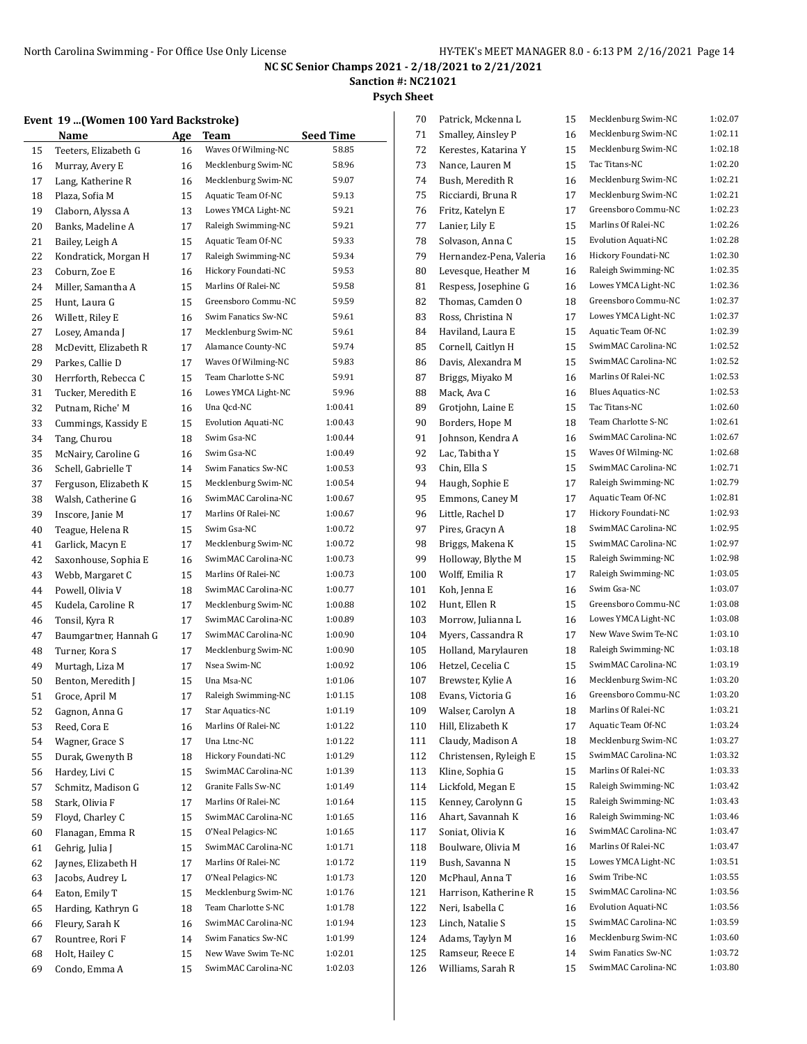NC SC Senior Champs 2021 - 2/18/2021 to 2/21/2021

Sanction #: NC21021

Psych Sheet

## Event 19 ...(Women 100 Yard Backstroke)

| | Name | Age | Team | Seed Time |
|---|---|---|---|---|
| 15 | Teeters, Elizabeth G | 16 | Waves Of Wilming-NC | 58.85 |
| 16 | Murray, Avery E | 16 | Mecklenburg Swim-NC | 58.96 |
| 17 | Lang, Katherine R | 16 | Mecklenburg Swim-NC | 59.07 |
| 18 | Plaza, Sofia M | 15 | Aquatic Team Of-NC | 59.13 |
| 19 | Claborn, Alyssa A | 13 | Lowes YMCA Light-NC | 59.21 |
| 20 | Banks, Madeline A | 17 | Raleigh Swimming-NC | 59.21 |
| 21 | Bailey, Leigh A | 15 | Aquatic Team Of-NC | 59.33 |
| 22 | Kondratick, Morgan H | 17 | Raleigh Swimming-NC | 59.34 |
| 23 | Coburn, Zoe E | 16 | Hickory Foundati-NC | 59.53 |
| 24 | Miller, Samantha A | 15 | Marlins Of Ralei-NC | 59.58 |
| 25 | Hunt, Laura G | 15 | Greensboro Commu-NC | 59.59 |
| 26 | Willett, Riley E | 16 | Swim Fanatics Sw-NC | 59.61 |
| 27 | Losey, Amanda J | 17 | Mecklenburg Swim-NC | 59.61 |
| 28 | McDevitt, Elizabeth R | 17 | Alamance County-NC | 59.74 |
| 29 | Parkes, Callie D | 17 | Waves Of Wilming-NC | 59.83 |
| 30 | Herrforth, Rebecca C | 15 | Team Charlotte S-NC | 59.91 |
| 31 | Tucker, Meredith E | 16 | Lowes YMCA Light-NC | 59.96 |
| 32 | Putnam, Riche' M | 16 | Una Qcd-NC | 1:00.41 |
| 33 | Cummings, Kassidy E | 15 | Evolution Aquati-NC | 1:00.43 |
| 34 | Tang, Churou | 18 | Swim Gsa-NC | 1:00.44 |
| 35 | McNairy, Caroline G | 16 | Swim Gsa-NC | 1:00.49 |
| 36 | Schell, Gabrielle T | 14 | Swim Fanatics Sw-NC | 1:00.53 |
| 37 | Ferguson, Elizabeth K | 15 | Mecklenburg Swim-NC | 1:00.54 |
| 38 | Walsh, Catherine G | 16 | SwimMAC Carolina-NC | 1:00.67 |
| 39 | Inscore, Janie M | 17 | Marlins Of Ralei-NC | 1:00.67 |
| 40 | Teague, Helena R | 15 | Swim Gsa-NC | 1:00.72 |
| 41 | Garlick, Macyn E | 17 | Mecklenburg Swim-NC | 1:00.72 |
| 42 | Saxonhouse, Sophia E | 16 | SwimMAC Carolina-NC | 1:00.73 |
| 43 | Webb, Margaret C | 15 | Marlins Of Ralei-NC | 1:00.73 |
| 44 | Powell, Olivia V | 18 | SwimMAC Carolina-NC | 1:00.77 |
| 45 | Kudela, Caroline R | 17 | Mecklenburg Swim-NC | 1:00.88 |
| 46 | Tonsil, Kyra R | 17 | SwimMAC Carolina-NC | 1:00.89 |
| 47 | Baumgartner, Hannah G | 17 | SwimMAC Carolina-NC | 1:00.90 |
| 48 | Turner, Kora S | 17 | Mecklenburg Swim-NC | 1:00.90 |
| 49 | Murtagh, Liza M | 17 | Nsea Swim-NC | 1:00.92 |
| 50 | Benton, Meredith J | 15 | Una Msa-NC | 1:01.06 |
| 51 | Groce, April M | 17 | Raleigh Swimming-NC | 1:01.15 |
| 52 | Gagnon, Anna G | 17 | Star Aquatics-NC | 1:01.19 |
| 53 | Reed, Cora E | 16 | Marlins Of Ralei-NC | 1:01.22 |
| 54 | Wagner, Grace S | 17 | Una Ltnc-NC | 1:01.22 |
| 55 | Durak, Gwenyth B | 18 | Hickory Foundati-NC | 1:01.29 |
| 56 | Hardey, Livi C | 15 | SwimMAC Carolina-NC | 1:01.39 |
| 57 | Schmitz, Madison G | 12 | Granite Falls Sw-NC | 1:01.49 |
| 58 | Stark, Olivia F | 17 | Marlins Of Ralei-NC | 1:01.64 |
| 59 | Floyd, Charley C | 15 | SwimMAC Carolina-NC | 1:01.65 |
| 60 | Flanagan, Emma R | 15 | O'Neal Pelagics-NC | 1:01.65 |
| 61 | Gehrig, Julia J | 15 | SwimMAC Carolina-NC | 1:01.71 |
| 62 | Jaynes, Elizabeth H | 17 | Marlins Of Ralei-NC | 1:01.72 |
| 63 | Jacobs, Audrey L | 17 | O'Neal Pelagics-NC | 1:01.73 |
| 64 | Eaton, Emily T | 15 | Mecklenburg Swim-NC | 1:01.76 |
| 65 | Harding, Kathryn G | 18 | Team Charlotte S-NC | 1:01.78 |
| 66 | Fleury, Sarah K | 16 | SwimMAC Carolina-NC | 1:01.94 |
| 67 | Rountree, Rori F | 14 | Swim Fanatics Sw-NC | 1:01.99 |
| 68 | Holt, Hailey C | 15 | New Wave Swim Te-NC | 1:02.01 |
| 69 | Condo, Emma A | 15 | SwimMAC Carolina-NC | 1:02.03 |
| 70 | Patrick, Mckenna L | 15 | Mecklenburg Swim-NC | 1:02.07 |
| 71 | Smalley, Ainsley P | 16 | Mecklenburg Swim-NC | 1:02.11 |
| 72 | Kerestes, Katarina Y | 15 | Mecklenburg Swim-NC | 1:02.18 |
| 73 | Nance, Lauren M | 15 | Tac Titans-NC | 1:02.20 |
| 74 | Bush, Meredith R | 16 | Mecklenburg Swim-NC | 1:02.21 |
| 75 | Ricciardi, Bruna R | 17 | Mecklenburg Swim-NC | 1:02.21 |
| 76 | Fritz, Katelyn E | 17 | Greensboro Commu-NC | 1:02.23 |
| 77 | Lanier, Lily E | 15 | Marlins Of Ralei-NC | 1:02.26 |
| 78 | Solvason, Anna C | 15 | Evolution Aquati-NC | 1:02.28 |
| 79 | Hernandez-Pena, Valeria | 16 | Hickory Foundati-NC | 1:02.30 |
| 80 | Levesque, Heather M | 16 | Raleigh Swimming-NC | 1:02.35 |
| 81 | Respess, Josephine G | 16 | Lowes YMCA Light-NC | 1:02.36 |
| 82 | Thomas, Camden O | 18 | Greensboro Commu-NC | 1:02.37 |
| 83 | Ross, Christina N | 17 | Lowes YMCA Light-NC | 1:02.37 |
| 84 | Haviland, Laura E | 15 | Aquatic Team Of-NC | 1:02.39 |
| 85 | Cornell, Caitlyn H | 15 | SwimMAC Carolina-NC | 1:02.52 |
| 86 | Davis, Alexandra M | 15 | SwimMAC Carolina-NC | 1:02.52 |
| 87 | Briggs, Miyako M | 16 | Marlins Of Ralei-NC | 1:02.53 |
| 88 | Mack, Ava C | 16 | Blues Aquatics-NC | 1:02.53 |
| 89 | Grotjohn, Laine E | 15 | Tac Titans-NC | 1:02.60 |
| 90 | Borders, Hope M | 18 | Team Charlotte S-NC | 1:02.61 |
| 91 | Johnson, Kendra A | 16 | SwimMAC Carolina-NC | 1:02.67 |
| 92 | Lac, Tabitha Y | 15 | Waves Of Wilming-NC | 1:02.68 |
| 93 | Chin, Ella S | 15 | SwimMAC Carolina-NC | 1:02.71 |
| 94 | Haugh, Sophie E | 17 | Raleigh Swimming-NC | 1:02.79 |
| 95 | Emmons, Caney M | 17 | Aquatic Team Of-NC | 1:02.81 |
| 96 | Little, Rachel D | 17 | Hickory Foundati-NC | 1:02.93 |
| 97 | Pires, Gracyn A | 18 | SwimMAC Carolina-NC | 1:02.95 |
| 98 | Briggs, Makena K | 15 | SwimMAC Carolina-NC | 1:02.97 |
| 99 | Holloway, Blythe M | 15 | Raleigh Swimming-NC | 1:02.98 |
| 100 | Wolff, Emilia R | 17 | Raleigh Swimming-NC | 1:03.05 |
| 101 | Koh, Jenna E | 16 | Swim Gsa-NC | 1:03.07 |
| 102 | Hunt, Ellen R | 15 | Greensboro Commu-NC | 1:03.08 |
| 103 | Morrow, Julianna L | 16 | Lowes YMCA Light-NC | 1:03.08 |
| 104 | Myers, Cassandra R | 17 | New Wave Swim Te-NC | 1:03.10 |
| 105 | Holland, Marylauren | 18 | Raleigh Swimming-NC | 1:03.18 |
| 106 | Hetzel, Cecelia C | 15 | SwimMAC Carolina-NC | 1:03.19 |
| 107 | Brewster, Kylie A | 16 | Mecklenburg Swim-NC | 1:03.20 |
| 108 | Evans, Victoria G | 16 | Greensboro Commu-NC | 1:03.20 |
| 109 | Walser, Carolyn A | 18 | Marlins Of Ralei-NC | 1:03.21 |
| 110 | Hill, Elizabeth K | 17 | Aquatic Team Of-NC | 1:03.24 |
| 111 | Claudy, Madison A | 18 | Mecklenburg Swim-NC | 1:03.27 |
| 112 | Christensen, Ryleigh E | 15 | SwimMAC Carolina-NC | 1:03.32 |
| 113 | Kline, Sophia G | 15 | Marlins Of Ralei-NC | 1:03.33 |
| 114 | Lickfold, Megan E | 15 | Raleigh Swimming-NC | 1:03.42 |
| 115 | Kenney, Carolynn G | 15 | Raleigh Swimming-NC | 1:03.43 |
| 116 | Ahart, Savannah K | 16 | Raleigh Swimming-NC | 1:03.46 |
| 117 | Soniat, Olivia K | 16 | SwimMAC Carolina-NC | 1:03.47 |
| 118 | Boulware, Olivia M | 16 | Marlins Of Ralei-NC | 1:03.47 |
| 119 | Bush, Savanna N | 15 | Lowes YMCA Light-NC | 1:03.51 |
| 120 | McPhaul, Anna T | 16 | Swim Tribe-NC | 1:03.55 |
| 121 | Harrison, Katherine R | 15 | SwimMAC Carolina-NC | 1:03.56 |
| 122 | Neri, Isabella C | 16 | Evolution Aquati-NC | 1:03.56 |
| 123 | Linch, Natalie S | 15 | SwimMAC Carolina-NC | 1:03.59 |
| 124 | Adams, Taylyn M | 16 | Mecklenburg Swim-NC | 1:03.60 |
| 125 | Ramseur, Reece E | 14 | Swim Fanatics Sw-NC | 1:03.72 |
| 126 | Williams, Sarah R | 15 | SwimMAC Carolina-NC | 1:03.80 |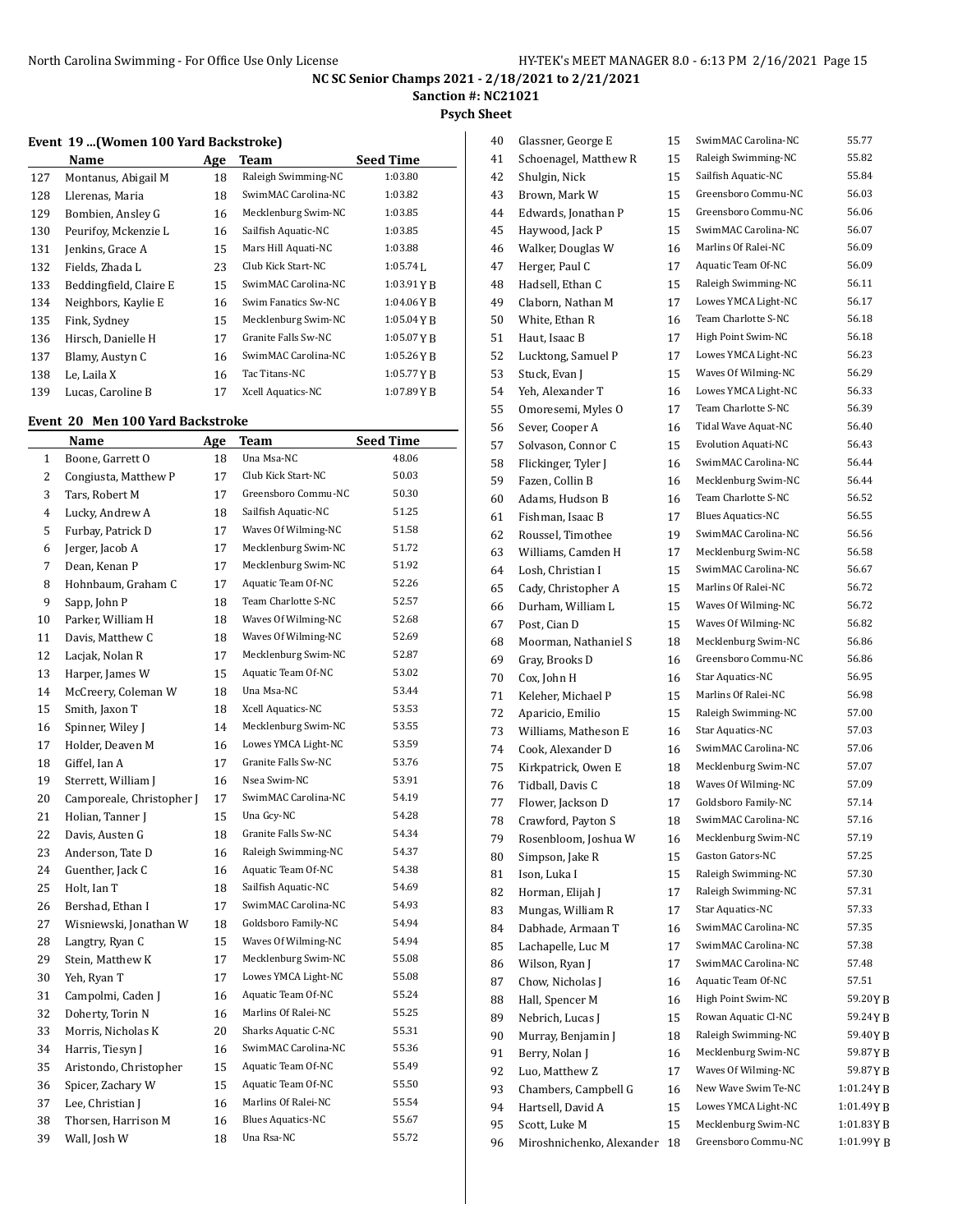# NC SC Senior Champs 2021 - 2/18/2021 to 2/21/2021

**Sanction #: NC21021**

**Psych Sheet**

### Event 19 ...(Women 100 Yard Backstroke)

| | Name | Age | Team | Seed Time |
|---|---|---|---|---|
| 127 | Montanus, Abigail M | 18 | Raleigh Swimming-NC | 1:03.80 |
| 128 | Llerenas, Maria | 18 | SwimMAC Carolina-NC | 1:03.82 |
| 129 | Bombien, Ansley G | 16 | Mecklenburg Swim-NC | 1:03.85 |
| 130 | Peurifoy, Mckenzie L | 16 | Sailfish Aquatic-NC | 1:03.85 |
| 131 | Jenkins, Grace A | 15 | Mars Hill Aquati-NC | 1:03.88 |
| 132 | Fields, Zhada L | 23 | Club Kick Start-NC | 1:05.74 L |
| 133 | Beddingfield, Claire E | 15 | SwimMAC Carolina-NC | 1:03.91 Y B |
| 134 | Neighbors, Kaylie E | 16 | Swim Fanatics Sw-NC | 1:04.06 Y B |
| 135 | Fink, Sydney | 15 | Mecklenburg Swim-NC | 1:05.04 Y B |
| 136 | Hirsch, Danielle H | 17 | Granite Falls Sw-NC | 1:05.07 Y B |
| 137 | Blamy, Austyn C | 16 | SwimMAC Carolina-NC | 1:05.26 Y B |
| 138 | Le, Laila X | 16 | Tac Titans-NC | 1:05.77 Y B |
| 139 | Lucas, Caroline B | 17 | Xcell Aquatics-NC | 1:07.89 Y B |

### Event 20 Men 100 Yard Backstroke

| | Name | Age | Team | Seed Time |
|---|---|---|---|---|
| 1 | Boone, Garrett O | 18 | Una Msa-NC | 48.06 |
| 2 | Congiusta, Matthew P | 17 | Club Kick Start-NC | 50.03 |
| 3 | Tars, Robert M | 17 | Greensboro Commu-NC | 50.30 |
| 4 | Lucky, Andrew A | 18 | Sailfish Aquatic-NC | 51.25 |
| 5 | Furbay, Patrick D | 17 | Waves Of Wilming-NC | 51.58 |
| 6 | Jerger, Jacob A | 17 | Mecklenburg Swim-NC | 51.72 |
| 7 | Dean, Kenan P | 17 | Mecklenburg Swim-NC | 51.92 |
| 8 | Hohnbaum, Graham C | 17 | Aquatic Team Of-NC | 52.26 |
| 9 | Sapp, John P | 18 | Team Charlotte S-NC | 52.57 |
| 10 | Parker, William H | 18 | Waves Of Wilming-NC | 52.68 |
| 11 | Davis, Matthew C | 18 | Waves Of Wilming-NC | 52.69 |
| 12 | Lacjak, Nolan R | 17 | Mecklenburg Swim-NC | 52.87 |
| 13 | Harper, James W | 15 | Aquatic Team Of-NC | 53.02 |
| 14 | McCreery, Coleman W | 18 | Una Msa-NC | 53.44 |
| 15 | Smith, Jaxon T | 18 | Xcell Aquatics-NC | 53.53 |
| 16 | Spinner, Wiley J | 14 | Mecklenburg Swim-NC | 53.55 |
| 17 | Holder, Deaven M | 16 | Lowes YMCA Light-NC | 53.59 |
| 18 | Giffel, Ian A | 17 | Granite Falls Sw-NC | 53.76 |
| 19 | Sterrett, William J | 16 | Nsea Swim-NC | 53.91 |
| 20 | Camporeale, Christopher J | 17 | SwimMAC Carolina-NC | 54.19 |
| 21 | Holian, Tanner J | 15 | Una Gcy-NC | 54.28 |
| 22 | Davis, Austen G | 18 | Granite Falls Sw-NC | 54.34 |
| 23 | Anderson, Tate D | 16 | Raleigh Swimming-NC | 54.37 |
| 24 | Guenther, Jack C | 16 | Aquatic Team Of-NC | 54.38 |
| 25 | Holt, Ian T | 18 | Sailfish Aquatic-NC | 54.69 |
| 26 | Bershad, Ethan I | 17 | SwimMAC Carolina-NC | 54.93 |
| 27 | Wisniewski, Jonathan W | 18 | Goldsboro Family-NC | 54.94 |
| 28 | Langtry, Ryan C | 15 | Waves Of Wilming-NC | 54.94 |
| 29 | Stein, Matthew K | 17 | Mecklenburg Swim-NC | 55.08 |
| 30 | Yeh, Ryan T | 17 | Lowes YMCA Light-NC | 55.08 |
| 31 | Campolmi, Caden J | 16 | Aquatic Team Of-NC | 55.24 |
| 32 | Doherty, Torin N | 16 | Marlins Of Ralei-NC | 55.25 |
| 33 | Morris, Nicholas K | 20 | Sharks Aquatic C-NC | 55.31 |
| 34 | Harris, Tiesyn J | 16 | SwimMAC Carolina-NC | 55.36 |
| 35 | Aristondo, Christopher | 15 | Aquatic Team Of-NC | 55.49 |
| 36 | Spicer, Zachary W | 15 | Aquatic Team Of-NC | 55.50 |
| 37 | Lee, Christian J | 16 | Marlins Of Ralei-NC | 55.54 |
| 38 | Thorsen, Harrison M | 16 | Blues Aquatics-NC | 55.67 |
| 39 | Wall, Josh W | 18 | Una Rsa-NC | 55.72 |
| 40 | Glassner, George E | 15 | SwimMAC Carolina-NC | 55.77 |
| 41 | Schoenagel, Matthew R | 15 | Raleigh Swimming-NC | 55.82 |
| 42 | Shulgin, Nick | 15 | Sailfish Aquatic-NC | 55.84 |
| 43 | Brown, Mark W | 15 | Greensboro Commu-NC | 56.03 |
| 44 | Edwards, Jonathan P | 15 | Greensboro Commu-NC | 56.06 |
| 45 | Haywood, Jack P | 15 | SwimMAC Carolina-NC | 56.07 |
| 46 | Walker, Douglas W | 16 | Marlins Of Ralei-NC | 56.09 |
| 47 | Herger, Paul C | 17 | Aquatic Team Of-NC | 56.09 |
| 48 | Hadsell, Ethan C | 15 | Raleigh Swimming-NC | 56.11 |
| 49 | Claborn, Nathan M | 17 | Lowes YMCA Light-NC | 56.17 |
| 50 | White, Ethan R | 16 | Team Charlotte S-NC | 56.18 |
| 51 | Haut, Isaac B | 17 | High Point Swim-NC | 56.18 |
| 52 | Lucktong, Samuel P | 17 | Lowes YMCA Light-NC | 56.23 |
| 53 | Stuck, Evan J | 15 | Waves Of Wilming-NC | 56.29 |
| 54 | Yeh, Alexander T | 16 | Lowes YMCA Light-NC | 56.33 |
| 55 | Omoresemi, Myles O | 17 | Team Charlotte S-NC | 56.39 |
| 56 | Sever, Cooper A | 16 | Tidal Wave Aquat-NC | 56.40 |
| 57 | Solvason, Connor C | 15 | Evolution Aquati-NC | 56.43 |
| 58 | Flickinger, Tyler J | 16 | SwimMAC Carolina-NC | 56.44 |
| 59 | Fazen, Collin B | 16 | Mecklenburg Swim-NC | 56.44 |
| 60 | Adams, Hudson B | 16 | Team Charlotte S-NC | 56.52 |
| 61 | Fishman, Isaac B | 17 | Blues Aquatics-NC | 56.55 |
| 62 | Roussel, Timothee | 19 | SwimMAC Carolina-NC | 56.56 |
| 63 | Williams, Camden H | 17 | Mecklenburg Swim-NC | 56.58 |
| 64 | Losh, Christian I | 15 | SwimMAC Carolina-NC | 56.67 |
| 65 | Cady, Christopher A | 15 | Marlins Of Ralei-NC | 56.72 |
| 66 | Durham, William L | 15 | Waves Of Wilming-NC | 56.72 |
| 67 | Post, Cian D | 15 | Waves Of Wilming-NC | 56.82 |
| 68 | Moorman, Nathaniel S | 18 | Mecklenburg Swim-NC | 56.86 |
| 69 | Gray, Brooks D | 16 | Greensboro Commu-NC | 56.86 |
| 70 | Cox, John H | 16 | Star Aquatics-NC | 56.95 |
| 71 | Keleher, Michael P | 15 | Marlins Of Ralei-NC | 56.98 |
| 72 | Aparicio, Emilio | 15 | Raleigh Swimming-NC | 57.00 |
| 73 | Williams, Matheson E | 16 | Star Aquatics-NC | 57.03 |
| 74 | Cook, Alexander D | 16 | SwimMAC Carolina-NC | 57.06 |
| 75 | Kirkpatrick, Owen E | 18 | Mecklenburg Swim-NC | 57.07 |
| 76 | Tidball, Davis C | 18 | Waves Of Wilming-NC | 57.09 |
| 77 | Flower, Jackson D | 17 | Goldsboro Family-NC | 57.14 |
| 78 | Crawford, Payton S | 18 | SwimMAC Carolina-NC | 57.16 |
| 79 | Rosenbloom, Joshua W | 16 | Mecklenburg Swim-NC | 57.19 |
| 80 | Simpson, Jake R | 15 | Gaston Gators-NC | 57.25 |
| 81 | Ison, Luka I | 15 | Raleigh Swimming-NC | 57.30 |
| 82 | Horman, Elijah J | 17 | Raleigh Swimming-NC | 57.31 |
| 83 | Mungas, William R | 17 | Star Aquatics-NC | 57.33 |
| 84 | Dabhade, Armaan T | 16 | SwimMAC Carolina-NC | 57.35 |
| 85 | Lachapelle, Luc M | 17 | SwimMAC Carolina-NC | 57.38 |
| 86 | Wilson, Ryan J | 17 | SwimMAC Carolina-NC | 57.48 |
| 87 | Chow, Nicholas J | 16 | Aquatic Team Of-NC | 57.51 |
| 88 | Hall, Spencer M | 16 | High Point Swim-NC | 59.20 Y B |
| 89 | Nebrich, Lucas J | 15 | Rowan Aquatic Cl-NC | 59.24 Y B |
| 90 | Murray, Benjamin J | 18 | Raleigh Swimming-NC | 59.40 Y B |
| 91 | Berry, Nolan J | 16 | Mecklenburg Swim-NC | 59.87 Y B |
| 92 | Luo, Matthew Z | 17 | Waves Of Wilming-NC | 59.87 Y B |
| 93 | Chambers, Campbell G | 16 | New Wave Swim Te-NC | 1:01.24 Y B |
| 94 | Hartsell, David A | 15 | Lowes YMCA Light-NC | 1:01.49 Y B |
| 95 | Scott, Luke M | 15 | Mecklenburg Swim-NC | 1:01.83 Y B |
| 96 | Miroshnichenko, Alexander | 18 | Greensboro Commu-NC | 1:01.99 Y B |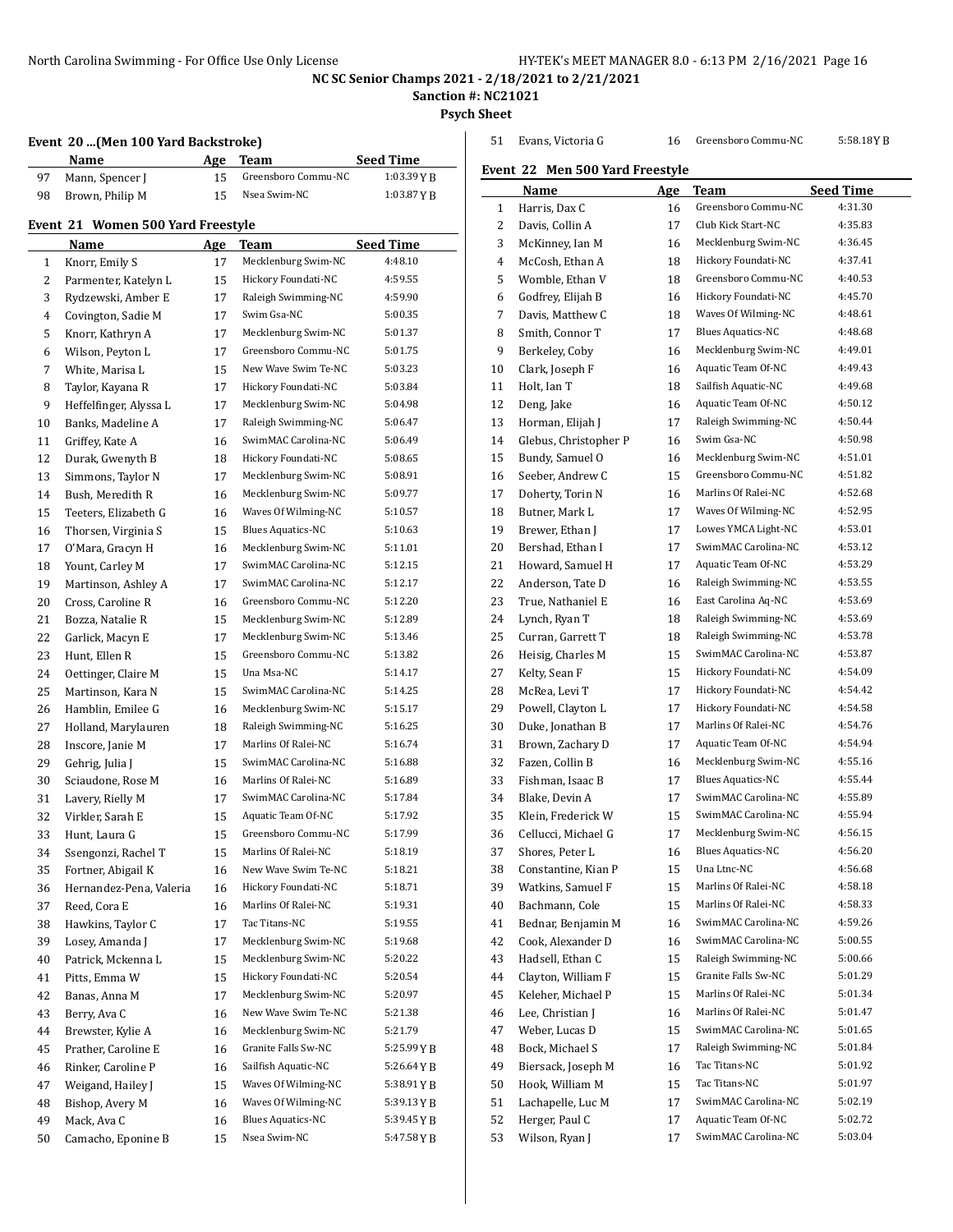**NC SC Senior Champs 2021 - 2/18/2021 to 2/21/2021**

**Sanction #: NC21021**

**Psych Sheet**

### Event 20 ...(Men 100 Yard Backstroke)

| | Name | Age | Team | Seed Time |
|---|---|---|---|---|
| 97 | Mann, Spencer J | 15 | Greensboro Commu-NC | 1:03.39 Y B |
| 98 | Brown, Philip M | 15 | Nsea Swim-NC | 1:03.87 Y B |

### Event 21 Women 500 Yard Freestyle

| | Name | Age | Team | Seed Time |
|---|---|---|---|---|
| 1 | Knorr, Emily S | 17 | Mecklenburg Swim-NC | 4:48.10 |
| 2 | Parmenter, Katelyn L | 15 | Hickory Foundati-NC | 4:59.55 |
| 3 | Rydzewski, Amber E | 17 | Raleigh Swimming-NC | 4:59.90 |
| 4 | Covington, Sadie M | 17 | Swim Gsa-NC | 5:00.35 |
| 5 | Knorr, Kathryn A | 17 | Mecklenburg Swim-NC | 5:01.37 |
| 6 | Wilson, Peyton L | 17 | Greensboro Commu-NC | 5:01.75 |
| 7 | White, Marisa L | 15 | New Wave Swim Te-NC | 5:03.23 |
| 8 | Taylor, Kayana R | 17 | Hickory Foundati-NC | 5:03.84 |
| 9 | Heffelfinger, Alyssa L | 17 | Mecklenburg Swim-NC | 5:04.98 |
| 10 | Banks, Madeline A | 17 | Raleigh Swimming-NC | 5:06.47 |
| 11 | Griffey, Kate A | 16 | SwimMAC Carolina-NC | 5:06.49 |
| 12 | Durak, Gwenyth B | 18 | Hickory Foundati-NC | 5:08.65 |
| 13 | Simmons, Taylor N | 17 | Mecklenburg Swim-NC | 5:08.91 |
| 14 | Bush, Meredith R | 16 | Mecklenburg Swim-NC | 5:09.77 |
| 15 | Teeters, Elizabeth G | 16 | Waves Of Wilming-NC | 5:10.57 |
| 16 | Thorsen, Virginia S | 15 | Blues Aquatics-NC | 5:10.63 |
| 17 | O'Mara, Gracyn H | 16 | Mecklenburg Swim-NC | 5:11.01 |
| 18 | Yount, Carley M | 17 | SwimMAC Carolina-NC | 5:12.15 |
| 19 | Martinson, Ashley A | 17 | SwimMAC Carolina-NC | 5:12.17 |
| 20 | Cross, Caroline R | 16 | Greensboro Commu-NC | 5:12.20 |
| 21 | Bozza, Natalie R | 15 | Mecklenburg Swim-NC | 5:12.89 |
| 22 | Garlick, Macyn E | 17 | Mecklenburg Swim-NC | 5:13.46 |
| 23 | Hunt, Ellen R | 15 | Greensboro Commu-NC | 5:13.82 |
| 24 | Oettinger, Claire M | 15 | Una Msa-NC | 5:14.17 |
| 25 | Martinson, Kara N | 15 | SwimMAC Carolina-NC | 5:14.25 |
| 26 | Hamblin, Emilee G | 16 | Mecklenburg Swim-NC | 5:15.17 |
| 27 | Holland, Marylauren | 18 | Raleigh Swimming-NC | 5:16.25 |
| 28 | Inscore, Janie M | 17 | Marlins Of Ralei-NC | 5:16.74 |
| 29 | Gehrig, Julia J | 15 | SwimMAC Carolina-NC | 5:16.88 |
| 30 | Sciaudone, Rose M | 16 | Marlins Of Ralei-NC | 5:16.89 |
| 31 | Lavery, Rielly M | 17 | SwimMAC Carolina-NC | 5:17.84 |
| 32 | Virkler, Sarah E | 15 | Aquatic Team Of-NC | 5:17.92 |
| 33 | Hunt, Laura G | 15 | Greensboro Commu-NC | 5:17.99 |
| 34 | Ssengonzi, Rachel T | 15 | Marlins Of Ralei-NC | 5:18.19 |
| 35 | Fortner, Abigail K | 16 | New Wave Swim Te-NC | 5:18.21 |
| 36 | Hernandez-Pena, Valeria | 16 | Hickory Foundati-NC | 5:18.71 |
| 37 | Reed, Cora E | 16 | Marlins Of Ralei-NC | 5:19.31 |
| 38 | Hawkins, Taylor C | 17 | Tac Titans-NC | 5:19.55 |
| 39 | Losey, Amanda J | 17 | Mecklenburg Swim-NC | 5:19.68 |
| 40 | Patrick, Mckenna L | 15 | Mecklenburg Swim-NC | 5:20.22 |
| 41 | Pitts, Emma W | 15 | Hickory Foundati-NC | 5:20.54 |
| 42 | Banas, Anna M | 17 | Mecklenburg Swim-NC | 5:20.97 |
| 43 | Berry, Ava C | 16 | New Wave Swim Te-NC | 5:21.38 |
| 44 | Brewster, Kylie A | 16 | Mecklenburg Swim-NC | 5:21.79 |
| 45 | Prather, Caroline E | 16 | Granite Falls Sw-NC | 5:25.99 Y B |
| 46 | Rinker, Caroline P | 16 | Sailfish Aquatic-NC | 5:26.64 Y B |
| 47 | Weigand, Hailey J | 15 | Waves Of Wilming-NC | 5:38.91 Y B |
| 48 | Bishop, Avery M | 16 | Waves Of Wilming-NC | 5:39.13 Y B |
| 49 | Mack, Ava C | 16 | Blues Aquatics-NC | 5:39.45 Y B |
| 50 | Camacho, Eponine B | 15 | Nsea Swim-NC | 5:47.58 Y B |
| 51 | Evans, Victoria G | 16 | Greensboro Commu-NC | 5:58.18 Y B |

### Event 22 Men 500 Yard Freestyle

| | Name | Age | Team | Seed Time |
|---|---|---|---|---|
| 1 | Harris, Dax C | 16 | Greensboro Commu-NC | 4:31.30 |
| 2 | Davis, Collin A | 17 | Club Kick Start-NC | 4:35.83 |
| 3 | McKinney, Ian M | 16 | Mecklenburg Swim-NC | 4:36.45 |
| 4 | McCosh, Ethan A | 18 | Hickory Foundati-NC | 4:37.41 |
| 5 | Womble, Ethan V | 18 | Greensboro Commu-NC | 4:40.53 |
| 6 | Godfrey, Elijah B | 16 | Hickory Foundati-NC | 4:45.70 |
| 7 | Davis, Matthew C | 18 | Waves Of Wilming-NC | 4:48.61 |
| 8 | Smith, Connor T | 17 | Blues Aquatics-NC | 4:48.68 |
| 9 | Berkeley, Coby | 16 | Mecklenburg Swim-NC | 4:49.01 |
| 10 | Clark, Joseph F | 16 | Aquatic Team Of-NC | 4:49.43 |
| 11 | Holt, Ian T | 18 | Sailfish Aquatic-NC | 4:49.68 |
| 12 | Deng, Jake | 16 | Aquatic Team Of-NC | 4:50.12 |
| 13 | Horman, Elijah J | 17 | Raleigh Swimming-NC | 4:50.44 |
| 14 | Glebus, Christopher P | 16 | Swim Gsa-NC | 4:50.98 |
| 15 | Bundy, Samuel O | 16 | Mecklenburg Swim-NC | 4:51.01 |
| 16 | Seeber, Andrew C | 15 | Greensboro Commu-NC | 4:51.82 |
| 17 | Doherty, Torin N | 16 | Marlins Of Ralei-NC | 4:52.68 |
| 18 | Butner, Mark L | 17 | Waves Of Wilming-NC | 4:52.95 |
| 19 | Brewer, Ethan J | 17 | Lowes YMCA Light-NC | 4:53.01 |
| 20 | Bershad, Ethan I | 17 | SwimMAC Carolina-NC | 4:53.12 |
| 21 | Howard, Samuel H | 17 | Aquatic Team Of-NC | 4:53.29 |
| 22 | Anderson, Tate D | 16 | Raleigh Swimming-NC | 4:53.55 |
| 23 | True, Nathaniel E | 16 | East Carolina Aq-NC | 4:53.69 |
| 24 | Lynch, Ryan T | 18 | Raleigh Swimming-NC | 4:53.69 |
| 25 | Curran, Garrett T | 18 | Raleigh Swimming-NC | 4:53.78 |
| 26 | Heisig, Charles M | 15 | SwimMAC Carolina-NC | 4:53.87 |
| 27 | Kelty, Sean F | 15 | Hickory Foundati-NC | 4:54.09 |
| 28 | McRea, Levi T | 17 | Hickory Foundati-NC | 4:54.42 |
| 29 | Powell, Clayton L | 17 | Hickory Foundati-NC | 4:54.58 |
| 30 | Duke, Jonathan B | 17 | Marlins Of Ralei-NC | 4:54.76 |
| 31 | Brown, Zachary D | 17 | Aquatic Team Of-NC | 4:54.94 |
| 32 | Fazen, Collin B | 16 | Mecklenburg Swim-NC | 4:55.16 |
| 33 | Fishman, Isaac B | 17 | Blues Aquatics-NC | 4:55.44 |
| 34 | Blake, Devin A | 17 | SwimMAC Carolina-NC | 4:55.89 |
| 35 | Klein, Frederick W | 15 | SwimMAC Carolina-NC | 4:55.94 |
| 36 | Cellucci, Michael G | 17 | Mecklenburg Swim-NC | 4:56.15 |
| 37 | Shores, Peter L | 16 | Blues Aquatics-NC | 4:56.20 |
| 38 | Constantine, Kian P | 15 | Una Ltnc-NC | 4:56.68 |
| 39 | Watkins, Samuel F | 15 | Marlins Of Ralei-NC | 4:58.18 |
| 40 | Bachmann, Cole | 15 | Marlins Of Ralei-NC | 4:58.33 |
| 41 | Bednar, Benjamin M | 16 | SwimMAC Carolina-NC | 4:59.26 |
| 42 | Cook, Alexander D | 16 | SwimMAC Carolina-NC | 5:00.55 |
| 43 | Hadsell, Ethan C | 15 | Raleigh Swimming-NC | 5:00.66 |
| 44 | Clayton, William F | 15 | Granite Falls Sw-NC | 5:01.29 |
| 45 | Keleher, Michael P | 15 | Marlins Of Ralei-NC | 5:01.34 |
| 46 | Lee, Christian J | 16 | Marlins Of Ralei-NC | 5:01.47 |
| 47 | Weber, Lucas D | 15 | SwimMAC Carolina-NC | 5:01.65 |
| 48 | Bock, Michael S | 17 | Raleigh Swimming-NC | 5:01.84 |
| 49 | Biersack, Joseph M | 16 | Tac Titans-NC | 5:01.92 |
| 50 | Hook, William M | 15 | Tac Titans-NC | 5:01.97 |
| 51 | Lachapelle, Luc M | 17 | SwimMAC Carolina-NC | 5:02.19 |
| 52 | Herger, Paul C | 17 | Aquatic Team Of-NC | 5:02.72 |
| 53 | Wilson, Ryan J | 17 | SwimMAC Carolina-NC | 5:03.04 |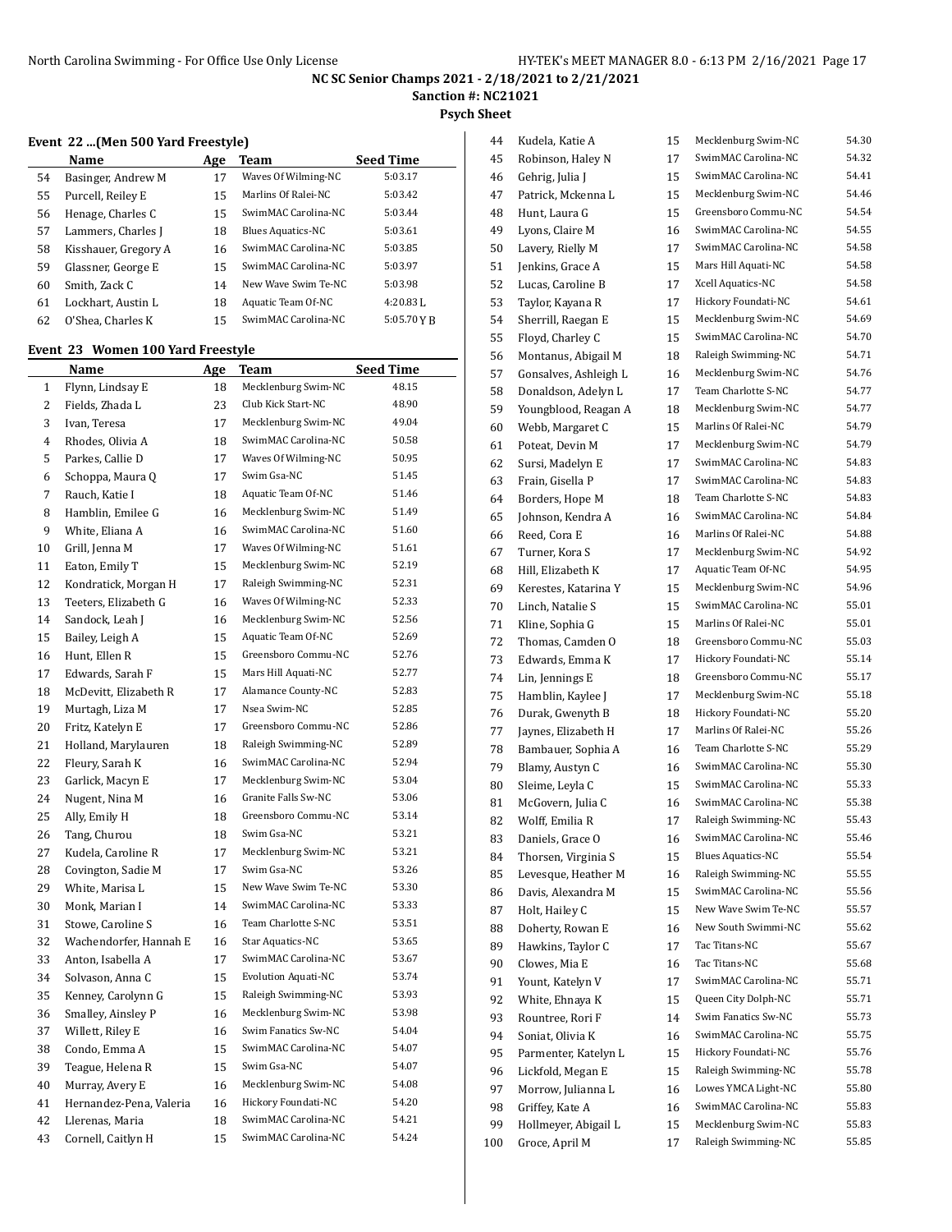**NC SC Senior Champs 2021 - 2/18/2021 to 2/21/2021**

**Sanction #: NC21021**

**Psych Sheet**

### Event 22 ...(Men 500 Yard Freestyle)

| | Name | Age | Team | Seed Time |
|---|---|---|---|---|
| 54 | Basinger, Andrew M | 17 | Waves Of Wilming-NC | 5:03.17 |
| 55 | Purcell, Reiley E | 15 | Marlins Of Ralei-NC | 5:03.42 |
| 56 | Henage, Charles C | 15 | SwimMAC Carolina-NC | 5:03.44 |
| 57 | Lammers, Charles J | 18 | Blues Aquatics-NC | 5:03.61 |
| 58 | Kisshauer, Gregory A | 16 | SwimMAC Carolina-NC | 5:03.85 |
| 59 | Glassner, George E | 15 | SwimMAC Carolina-NC | 5:03.97 |
| 60 | Smith, Zack C | 14 | New Wave Swim Te-NC | 5:03.98 |
| 61 | Lockhart, Austin L | 18 | Aquatic Team Of-NC | 4:20.83 L |
| 62 | O'Shea, Charles K | 15 | SwimMAC Carolina-NC | 5:05.70 Y B |

### Event 23 Women 100 Yard Freestyle

| | Name | Age | Team | Seed Time |
|---|---|---|---|---|
| 1 | Flynn, Lindsay E | 18 | Mecklenburg Swim-NC | 48.15 |
| 2 | Fields, Zhada L | 23 | Club Kick Start-NC | 48.90 |
| 3 | Ivan, Teresa | 17 | Mecklenburg Swim-NC | 49.04 |
| 4 | Rhodes, Olivia A | 18 | SwimMAC Carolina-NC | 50.58 |
| 5 | Parkes, Callie D | 17 | Waves Of Wilming-NC | 50.95 |
| 6 | Schoppa, Maura Q | 17 | Swim Gsa-NC | 51.45 |
| 7 | Rauch, Katie I | 18 | Aquatic Team Of-NC | 51.46 |
| 8 | Hamblin, Emilee G | 16 | Mecklenburg Swim-NC | 51.49 |
| 9 | White, Eliana A | 16 | SwimMAC Carolina-NC | 51.60 |
| 10 | Grill, Jenna M | 17 | Waves Of Wilming-NC | 51.61 |
| 11 | Eaton, Emily T | 15 | Mecklenburg Swim-NC | 52.19 |
| 12 | Kondratick, Morgan H | 17 | Raleigh Swimming-NC | 52.31 |
| 13 | Teeters, Elizabeth G | 16 | Waves Of Wilming-NC | 52.33 |
| 14 | Sandock, Leah J | 16 | Mecklenburg Swim-NC | 52.56 |
| 15 | Bailey, Leigh A | 15 | Aquatic Team Of-NC | 52.69 |
| 16 | Hunt, Ellen R | 15 | Greensboro Commu-NC | 52.76 |
| 17 | Edwards, Sarah F | 15 | Mars Hill Aquati-NC | 52.77 |
| 18 | McDevitt, Elizabeth R | 17 | Alamance County-NC | 52.83 |
| 19 | Murtagh, Liza M | 17 | Nsea Swim-NC | 52.85 |
| 20 | Fritz, Katelyn E | 17 | Greensboro Commu-NC | 52.86 |
| 21 | Holland, Marylauren | 18 | Raleigh Swimming-NC | 52.89 |
| 22 | Fleury, Sarah K | 16 | SwimMAC Carolina-NC | 52.94 |
| 23 | Garlick, Macyn E | 17 | Mecklenburg Swim-NC | 53.04 |
| 24 | Nugent, Nina M | 16 | Granite Falls Sw-NC | 53.06 |
| 25 | Ally, Emily H | 18 | Greensboro Commu-NC | 53.14 |
| 26 | Tang, Churou | 18 | Swim Gsa-NC | 53.21 |
| 27 | Kudela, Caroline R | 17 | Mecklenburg Swim-NC | 53.21 |
| 28 | Covington, Sadie M | 17 | Swim Gsa-NC | 53.26 |
| 29 | White, Marisa L | 15 | New Wave Swim Te-NC | 53.30 |
| 30 | Monk, Marian I | 14 | SwimMAC Carolina-NC | 53.33 |
| 31 | Stowe, Caroline S | 16 | Team Charlotte S-NC | 53.51 |
| 32 | Wachendorfer, Hannah E | 16 | Star Aquatics-NC | 53.65 |
| 33 | Anton, Isabella A | 17 | SwimMAC Carolina-NC | 53.67 |
| 34 | Solvason, Anna C | 15 | Evolution Aquati-NC | 53.74 |
| 35 | Kenney, Carolynn G | 15 | Raleigh Swimming-NC | 53.93 |
| 36 | Smalley, Ainsley P | 16 | Mecklenburg Swim-NC | 53.98 |
| 37 | Willett, Riley E | 16 | Swim Fanatics Sw-NC | 54.04 |
| 38 | Condo, Emma A | 15 | SwimMAC Carolina-NC | 54.07 |
| 39 | Teague, Helena R | 15 | Swim Gsa-NC | 54.07 |
| 40 | Murray, Avery E | 16 | Mecklenburg Swim-NC | 54.08 |
| 41 | Hernandez-Pena, Valeria | 16 | Hickory Foundati-NC | 54.20 |
| 42 | Llerenas, Maria | 18 | SwimMAC Carolina-NC | 54.21 |
| 43 | Cornell, Caitlyn H | 15 | SwimMAC Carolina-NC | 54.24 |
| 44 | Kudela, Katie A | 15 | Mecklenburg Swim-NC | 54.30 |
| 45 | Robinson, Haley N | 17 | SwimMAC Carolina-NC | 54.32 |
| 46 | Gehrig, Julia J | 15 | SwimMAC Carolina-NC | 54.41 |
| 47 | Patrick, Mckenna L | 15 | Mecklenburg Swim-NC | 54.46 |
| 48 | Hunt, Laura G | 15 | Greensboro Commu-NC | 54.54 |
| 49 | Lyons, Claire M | 16 | SwimMAC Carolina-NC | 54.55 |
| 50 | Lavery, Rielly M | 17 | SwimMAC Carolina-NC | 54.58 |
| 51 | Jenkins, Grace A | 15 | Mars Hill Aquati-NC | 54.58 |
| 52 | Lucas, Caroline B | 17 | Xcell Aquatics-NC | 54.58 |
| 53 | Taylor, Kayana R | 17 | Hickory Foundati-NC | 54.61 |
| 54 | Sherrill, Raegan E | 15 | Mecklenburg Swim-NC | 54.69 |
| 55 | Floyd, Charley C | 15 | SwimMAC Carolina-NC | 54.70 |
| 56 | Montanus, Abigail M | 18 | Raleigh Swimming-NC | 54.71 |
| 57 | Gonsalves, Ashleigh L | 16 | Mecklenburg Swim-NC | 54.76 |
| 58 | Donaldson, Adelyn L | 17 | Team Charlotte S-NC | 54.77 |
| 59 | Youngblood, Reagan A | 18 | Mecklenburg Swim-NC | 54.77 |
| 60 | Webb, Margaret C | 15 | Marlins Of Ralei-NC | 54.79 |
| 61 | Poteat, Devin M | 17 | Mecklenburg Swim-NC | 54.79 |
| 62 | Sursi, Madelyn E | 17 | SwimMAC Carolina-NC | 54.83 |
| 63 | Frain, Gisella P | 17 | SwimMAC Carolina-NC | 54.83 |
| 64 | Borders, Hope M | 18 | Team Charlotte S-NC | 54.83 |
| 65 | Johnson, Kendra A | 16 | SwimMAC Carolina-NC | 54.84 |
| 66 | Reed, Cora E | 16 | Marlins Of Ralei-NC | 54.88 |
| 67 | Turner, Kora S | 17 | Mecklenburg Swim-NC | 54.92 |
| 68 | Hill, Elizabeth K | 17 | Aquatic Team Of-NC | 54.95 |
| 69 | Kerestes, Katarina Y | 15 | Mecklenburg Swim-NC | 54.96 |
| 70 | Linch, Natalie S | 15 | SwimMAC Carolina-NC | 55.01 |
| 71 | Kline, Sophia G | 15 | Marlins Of Ralei-NC | 55.01 |
| 72 | Thomas, Camden O | 18 | Greensboro Commu-NC | 55.03 |
| 73 | Edwards, Emma K | 17 | Hickory Foundati-NC | 55.14 |
| 74 | Lin, Jennings E | 18 | Greensboro Commu-NC | 55.17 |
| 75 | Hamblin, Kaylee J | 17 | Mecklenburg Swim-NC | 55.18 |
| 76 | Durak, Gwenyth B | 18 | Hickory Foundati-NC | 55.20 |
| 77 | Jaynes, Elizabeth H | 17 | Marlins Of Ralei-NC | 55.26 |
| 78 | Bambauer, Sophia A | 16 | Team Charlotte S-NC | 55.29 |
| 79 | Blamy, Austyn C | 16 | SwimMAC Carolina-NC | 55.30 |
| 80 | Sleime, Leyla C | 15 | SwimMAC Carolina-NC | 55.33 |
| 81 | McGovern, Julia C | 16 | SwimMAC Carolina-NC | 55.38 |
| 82 | Wolff, Emilia R | 17 | Raleigh Swimming-NC | 55.43 |
| 83 | Daniels, Grace O | 16 | SwimMAC Carolina-NC | 55.46 |
| 84 | Thorsen, Virginia S | 15 | Blues Aquatics-NC | 55.54 |
| 85 | Levesque, Heather M | 16 | Raleigh Swimming-NC | 55.55 |
| 86 | Davis, Alexandra M | 15 | SwimMAC Carolina-NC | 55.56 |
| 87 | Holt, Hailey C | 15 | New Wave Swim Te-NC | 55.57 |
| 88 | Doherty, Rowan E | 16 | New South Swimmi-NC | 55.62 |
| 89 | Hawkins, Taylor C | 17 | Tac Titans-NC | 55.67 |
| 90 | Clowes, Mia E | 16 | Tac Titans-NC | 55.68 |
| 91 | Yount, Katelyn V | 17 | SwimMAC Carolina-NC | 55.71 |
| 92 | White, Ehnaya K | 15 | Queen City Dolph-NC | 55.71 |
| 93 | Rountree, Rori F | 14 | Swim Fanatics Sw-NC | 55.73 |
| 94 | Soniat, Olivia K | 16 | SwimMAC Carolina-NC | 55.75 |
| 95 | Parmenter, Katelyn L | 15 | Hickory Foundati-NC | 55.76 |
| 96 | Lickfold, Megan E | 15 | Raleigh Swimming-NC | 55.78 |
| 97 | Morrow, Julianna L | 16 | Lowes YMCA Light-NC | 55.80 |
| 98 | Griffey, Kate A | 16 | SwimMAC Carolina-NC | 55.83 |
| 99 | Hollmeyer, Abigail L | 15 | Mecklenburg Swim-NC | 55.83 |
| 100 | Groce, April M | 17 | Raleigh Swimming-NC | 55.85 |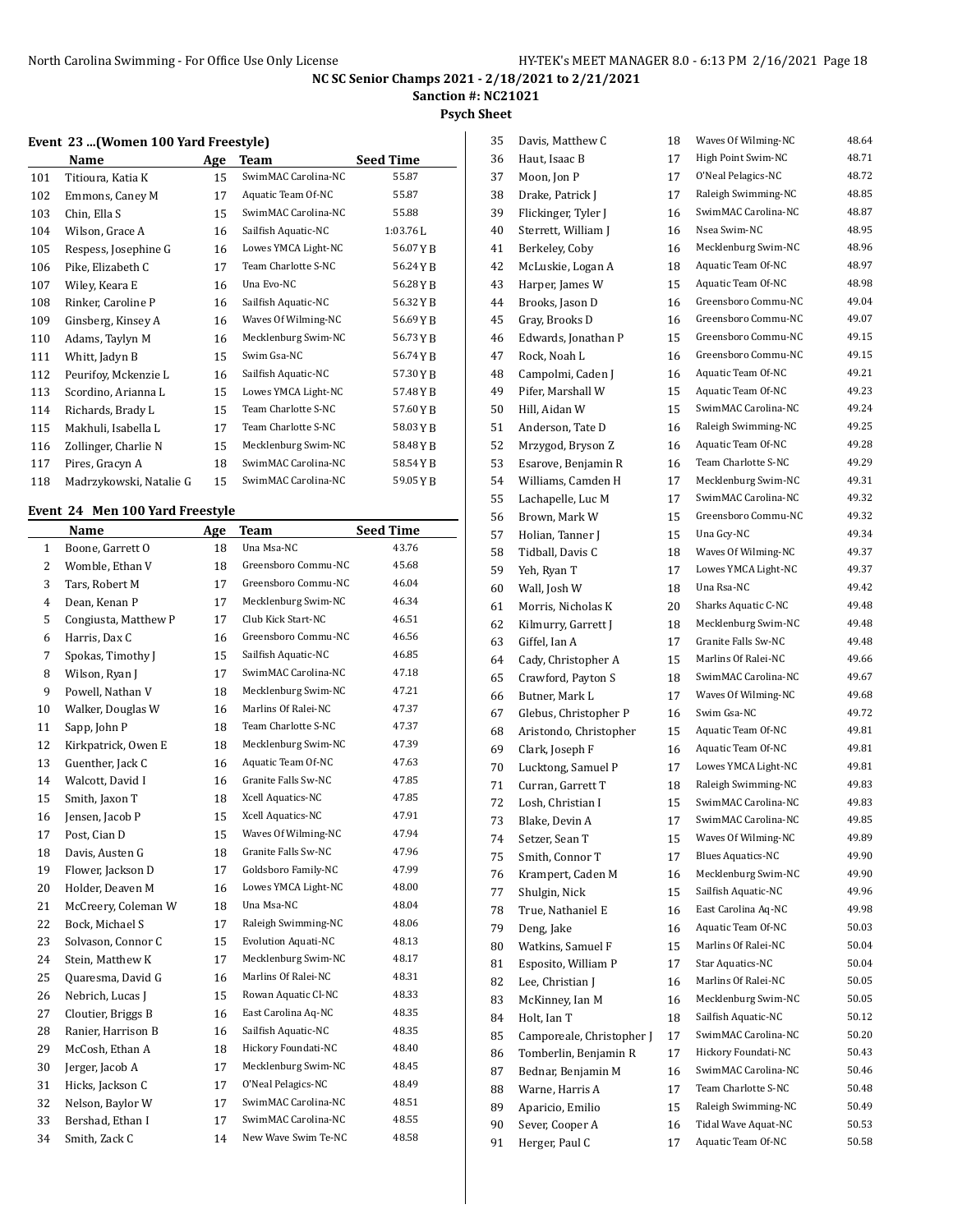# NC SC Senior Champs 2021 - 2/18/2021 to 2/21/2021

**Sanction #: NC21021**

**Psych Sheet**

### Event 23 ...(Women 100 Yard Freestyle)

| | Name | Age | Team | Seed Time |
|---|---|---|---|---|
| 101 | Titioura, Katia K | 15 | SwimMAC Carolina-NC | 55.87 |
| 102 | Emmons, Caney M | 17 | Aquatic Team Of-NC | 55.87 |
| 103 | Chin, Ella S | 15 | SwimMAC Carolina-NC | 55.88 |
| 104 | Wilson, Grace A | 16 | Sailfish Aquatic-NC | 1:03.76 L |
| 105 | Respess, Josephine G | 16 | Lowes YMCA Light-NC | 56.07 Y B |
| 106 | Pike, Elizabeth C | 17 | Team Charlotte S-NC | 56.24 Y B |
| 107 | Wiley, Keara E | 16 | Una Evo-NC | 56.28 Y B |
| 108 | Rinker, Caroline P | 16 | Sailfish Aquatic-NC | 56.32 Y B |
| 109 | Ginsberg, Kinsey A | 16 | Waves Of Wilming-NC | 56.69 Y B |
| 110 | Adams, Taylyn M | 16 | Mecklenburg Swim-NC | 56.73 Y B |
| 111 | Whitt, Jadyn B | 15 | Swim Gsa-NC | 56.74 Y B |
| 112 | Peurifoy, Mckenzie L | 16 | Sailfish Aquatic-NC | 57.30 Y B |
| 113 | Scordino, Arianna L | 15 | Lowes YMCA Light-NC | 57.48 Y B |
| 114 | Richards, Brady L | 15 | Team Charlotte S-NC | 57.60 Y B |
| 115 | Makhuli, Isabella L | 17 | Team Charlotte S-NC | 58.03 Y B |
| 116 | Zollinger, Charlie N | 15 | Mecklenburg Swim-NC | 58.48 Y B |
| 117 | Pires, Gracyn A | 18 | SwimMAC Carolina-NC | 58.54 Y B |
| 118 | Madrzykowski, Natalie G | 15 | SwimMAC Carolina-NC | 59.05 Y B |

### Event 24 Men 100 Yard Freestyle

| | Name | Age | Team | Seed Time |
|---|---|---|---|---|
| 1 | Boone, Garrett O | 18 | Una Msa-NC | 43.76 |
| 2 | Womble, Ethan V | 18 | Greensboro Commu-NC | 45.68 |
| 3 | Tars, Robert M | 17 | Greensboro Commu-NC | 46.04 |
| 4 | Dean, Kenan P | 17 | Mecklenburg Swim-NC | 46.34 |
| 5 | Congiusta, Matthew P | 17 | Club Kick Start-NC | 46.51 |
| 6 | Harris, Dax C | 16 | Greensboro Commu-NC | 46.56 |
| 7 | Spokas, Timothy J | 15 | Sailfish Aquatic-NC | 46.85 |
| 8 | Wilson, Ryan J | 17 | SwimMAC Carolina-NC | 47.18 |
| 9 | Powell, Nathan V | 18 | Mecklenburg Swim-NC | 47.21 |
| 10 | Walker, Douglas W | 16 | Marlins Of Ralei-NC | 47.37 |
| 11 | Sapp, John P | 18 | Team Charlotte S-NC | 47.37 |
| 12 | Kirkpatrick, Owen E | 18 | Mecklenburg Swim-NC | 47.39 |
| 13 | Guenther, Jack C | 16 | Aquatic Team Of-NC | 47.63 |
| 14 | Walcott, David I | 16 | Granite Falls Sw-NC | 47.85 |
| 15 | Smith, Jaxon T | 18 | Xcell Aquatics-NC | 47.85 |
| 16 | Jensen, Jacob P | 15 | Xcell Aquatics-NC | 47.91 |
| 17 | Post, Cian D | 15 | Waves Of Wilming-NC | 47.94 |
| 18 | Davis, Austen G | 18 | Granite Falls Sw-NC | 47.96 |
| 19 | Flower, Jackson D | 17 | Goldsboro Family-NC | 47.99 |
| 20 | Holder, Deaven M | 16 | Lowes YMCA Light-NC | 48.00 |
| 21 | McCreery, Coleman W | 18 | Una Msa-NC | 48.04 |
| 22 | Bock, Michael S | 17 | Raleigh Swimming-NC | 48.06 |
| 23 | Solvason, Connor C | 15 | Evolution Aquati-NC | 48.13 |
| 24 | Stein, Matthew K | 17 | Mecklenburg Swim-NC | 48.17 |
| 25 | Quaresma, David G | 16 | Marlins Of Ralei-NC | 48.31 |
| 26 | Nebrich, Lucas J | 15 | Rowan Aquatic Cl-NC | 48.33 |
| 27 | Cloutier, Briggs B | 16 | East Carolina Aq-NC | 48.35 |
| 28 | Ranier, Harrison B | 16 | Sailfish Aquatic-NC | 48.35 |
| 29 | McCosh, Ethan A | 18 | Hickory Foundati-NC | 48.40 |
| 30 | Jerger, Jacob A | 17 | Mecklenburg Swim-NC | 48.45 |
| 31 | Hicks, Jackson C | 17 | O'Neal Pelagics-NC | 48.49 |
| 32 | Nelson, Baylor W | 17 | SwimMAC Carolina-NC | 48.51 |
| 33 | Bershad, Ethan I | 17 | SwimMAC Carolina-NC | 48.55 |
| 34 | Smith, Zack C | 14 | New Wave Swim Te-NC | 48.58 |
| 35 | Davis, Matthew C | 18 | Waves Of Wilming-NC | 48.64 |
| 36 | Haut, Isaac B | 17 | High Point Swim-NC | 48.71 |
| 37 | Moon, Jon P | 17 | O'Neal Pelagics-NC | 48.72 |
| 38 | Drake, Patrick J | 17 | Raleigh Swimming-NC | 48.85 |
| 39 | Flickinger, Tyler J | 16 | SwimMAC Carolina-NC | 48.87 |
| 40 | Sterrett, William J | 16 | Nsea Swim-NC | 48.95 |
| 41 | Berkeley, Coby | 16 | Mecklenburg Swim-NC | 48.96 |
| 42 | McLuskie, Logan A | 18 | Aquatic Team Of-NC | 48.97 |
| 43 | Harper, James W | 15 | Aquatic Team Of-NC | 48.98 |
| 44 | Brooks, Jason D | 16 | Greensboro Commu-NC | 49.04 |
| 45 | Gray, Brooks D | 16 | Greensboro Commu-NC | 49.07 |
| 46 | Edwards, Jonathan P | 15 | Greensboro Commu-NC | 49.15 |
| 47 | Rock, Noah L | 16 | Greensboro Commu-NC | 49.15 |
| 48 | Campolmi, Caden J | 16 | Aquatic Team Of-NC | 49.21 |
| 49 | Pifer, Marshall W | 15 | Aquatic Team Of-NC | 49.23 |
| 50 | Hill, Aidan W | 15 | SwimMAC Carolina-NC | 49.24 |
| 51 | Anderson, Tate D | 16 | Raleigh Swimming-NC | 49.25 |
| 52 | Mrzygod, Bryson Z | 16 | Aquatic Team Of-NC | 49.28 |
| 53 | Esarove, Benjamin R | 16 | Team Charlotte S-NC | 49.29 |
| 54 | Williams, Camden H | 17 | Mecklenburg Swim-NC | 49.31 |
| 55 | Lachapelle, Luc M | 17 | SwimMAC Carolina-NC | 49.32 |
| 56 | Brown, Mark W | 15 | Greensboro Commu-NC | 49.32 |
| 57 | Holian, Tanner J | 15 | Una Gcy-NC | 49.34 |
| 58 | Tidball, Davis C | 18 | Waves Of Wilming-NC | 49.37 |
| 59 | Yeh, Ryan T | 17 | Lowes YMCA Light-NC | 49.37 |
| 60 | Wall, Josh W | 18 | Una Rsa-NC | 49.42 |
| 61 | Morris, Nicholas K | 20 | Sharks Aquatic C-NC | 49.48 |
| 62 | Kilmurry, Garrett J | 18 | Mecklenburg Swim-NC | 49.48 |
| 63 | Giffel, Ian A | 17 | Granite Falls Sw-NC | 49.48 |
| 64 | Cady, Christopher A | 15 | Marlins Of Ralei-NC | 49.66 |
| 65 | Crawford, Payton S | 18 | SwimMAC Carolina-NC | 49.67 |
| 66 | Butner, Mark L | 17 | Waves Of Wilming-NC | 49.68 |
| 67 | Glebus, Christopher P | 16 | Swim Gsa-NC | 49.72 |
| 68 | Aristondo, Christopher | 15 | Aquatic Team Of-NC | 49.81 |
| 69 | Clark, Joseph F | 16 | Aquatic Team Of-NC | 49.81 |
| 70 | Lucktong, Samuel P | 17 | Lowes YMCA Light-NC | 49.81 |
| 71 | Curran, Garrett T | 18 | Raleigh Swimming-NC | 49.83 |
| 72 | Losh, Christian I | 15 | SwimMAC Carolina-NC | 49.83 |
| 73 | Blake, Devin A | 17 | SwimMAC Carolina-NC | 49.85 |
| 74 | Setzer, Sean T | 15 | Waves Of Wilming-NC | 49.89 |
| 75 | Smith, Connor T | 17 | Blues Aquatics-NC | 49.90 |
| 76 | Krampert, Caden M | 16 | Mecklenburg Swim-NC | 49.90 |
| 77 | Shulgin, Nick | 15 | Sailfish Aquatic-NC | 49.96 |
| 78 | True, Nathaniel E | 16 | East Carolina Aq-NC | 49.98 |
| 79 | Deng, Jake | 16 | Aquatic Team Of-NC | 50.03 |
| 80 | Watkins, Samuel F | 15 | Marlins Of Ralei-NC | 50.04 |
| 81 | Esposito, William P | 17 | Star Aquatics-NC | 50.04 |
| 82 | Lee, Christian J | 16 | Marlins Of Ralei-NC | 50.05 |
| 83 | McKinney, Ian M | 16 | Mecklenburg Swim-NC | 50.05 |
| 84 | Holt, Ian T | 18 | Sailfish Aquatic-NC | 50.12 |
| 85 | Camporeale, Christopher J | 17 | SwimMAC Carolina-NC | 50.20 |
| 86 | Tomberlin, Benjamin R | 17 | Hickory Foundati-NC | 50.43 |
| 87 | Bednar, Benjamin M | 16 | SwimMAC Carolina-NC | 50.46 |
| 88 | Warne, Harris A | 17 | Team Charlotte S-NC | 50.48 |
| 89 | Aparicio, Emilio | 15 | Raleigh Swimming-NC | 50.49 |
| 90 | Sever, Cooper A | 16 | Tidal Wave Aquat-NC | 50.53 |
| 91 | Herger, Paul C | 17 | Aquatic Team Of-NC | 50.58 |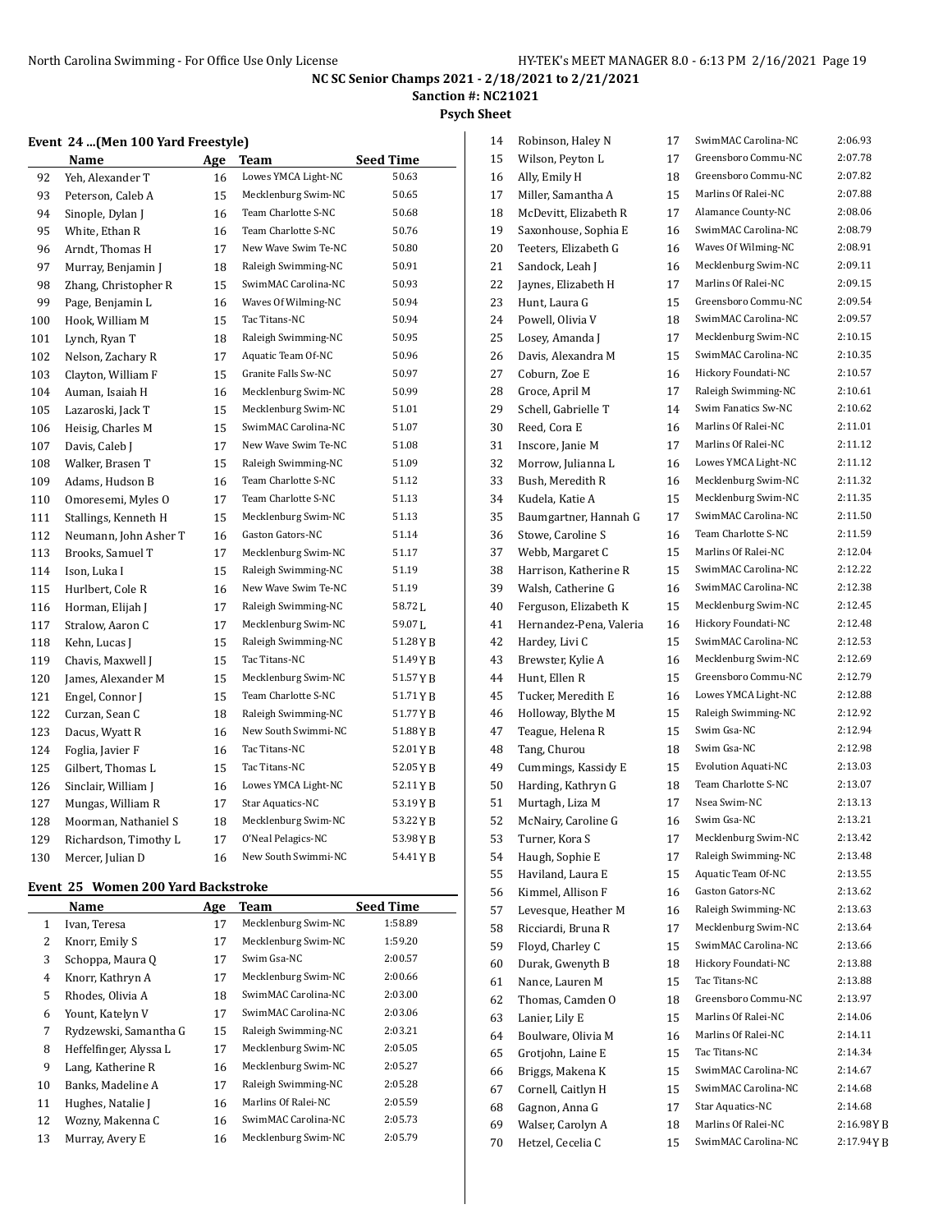NC SC Senior Champs 2021 - 2/18/2021 to 2/21/2021

Sanction #: NC21021

Psych Sheet

### Event 24 ...(Men 100 Yard Freestyle)

| | Name | Age | Team | Seed Time |
|---|---|---|---|---|
| 92 | Yeh, Alexander T | 16 | Lowes YMCA Light-NC | 50.63 |
| 93 | Peterson, Caleb A | 15 | Mecklenburg Swim-NC | 50.65 |
| 94 | Sinople, Dylan J | 16 | Team Charlotte S-NC | 50.68 |
| 95 | White, Ethan R | 16 | Team Charlotte S-NC | 50.76 |
| 96 | Arndt, Thomas H | 17 | New Wave Swim Te-NC | 50.80 |
| 97 | Murray, Benjamin J | 18 | Raleigh Swimming-NC | 50.91 |
| 98 | Zhang, Christopher R | 15 | SwimMAC Carolina-NC | 50.93 |
| 99 | Page, Benjamin L | 16 | Waves Of Wilming-NC | 50.94 |
| 100 | Hook, William M | 15 | Tac Titans-NC | 50.94 |
| 101 | Lynch, Ryan T | 18 | Raleigh Swimming-NC | 50.95 |
| 102 | Nelson, Zachary R | 17 | Aquatic Team Of-NC | 50.96 |
| 103 | Clayton, William F | 15 | Granite Falls Sw-NC | 50.97 |
| 104 | Auman, Isaiah H | 16 | Mecklenburg Swim-NC | 50.99 |
| 105 | Lazaroski, Jack T | 15 | Mecklenburg Swim-NC | 51.01 |
| 106 | Heisig, Charles M | 15 | SwimMAC Carolina-NC | 51.07 |
| 107 | Davis, Caleb J | 17 | New Wave Swim Te-NC | 51.08 |
| 108 | Walker, Brasen T | 15 | Raleigh Swimming-NC | 51.09 |
| 109 | Adams, Hudson B | 16 | Team Charlotte S-NC | 51.12 |
| 110 | Omoresemi, Myles O | 17 | Team Charlotte S-NC | 51.13 |
| 111 | Stallings, Kenneth H | 15 | Mecklenburg Swim-NC | 51.13 |
| 112 | Neumann, John Asher T | 16 | Gaston Gators-NC | 51.14 |
| 113 | Brooks, Samuel T | 17 | Mecklenburg Swim-NC | 51.17 |
| 114 | Ison, Luka I | 15 | Raleigh Swimming-NC | 51.19 |
| 115 | Hurlbert, Cole R | 16 | New Wave Swim Te-NC | 51.19 |
| 116 | Horman, Elijah J | 17 | Raleigh Swimming-NC | 58.72 L |
| 117 | Stralow, Aaron C | 17 | Mecklenburg Swim-NC | 59.07 L |
| 118 | Kehn, Lucas J | 15 | Raleigh Swimming-NC | 51.28 Y B |
| 119 | Chavis, Maxwell J | 15 | Tac Titans-NC | 51.49 Y B |
| 120 | James, Alexander M | 15 | Mecklenburg Swim-NC | 51.57 Y B |
| 121 | Engel, Connor J | 15 | Team Charlotte S-NC | 51.71 Y B |
| 122 | Curzan, Sean C | 18 | Raleigh Swimming-NC | 51.77 Y B |
| 123 | Dacus, Wyatt R | 16 | New South Swimmi-NC | 51.88 Y B |
| 124 | Foglia, Javier F | 16 | Tac Titans-NC | 52.01 Y B |
| 125 | Gilbert, Thomas L | 15 | Tac Titans-NC | 52.05 Y B |
| 126 | Sinclair, William J | 16 | Lowes YMCA Light-NC | 52.11 Y B |
| 127 | Mungas, William R | 17 | Star Aquatics-NC | 53.19 Y B |
| 128 | Moorman, Nathaniel S | 18 | Mecklenburg Swim-NC | 53.22 Y B |
| 129 | Richardson, Timothy L | 17 | O'Neal Pelagics-NC | 53.98 Y B |
| 130 | Mercer, Julian D | 16 | New South Swimmi-NC | 54.41 Y B |

### Event 25 Women 200 Yard Backstroke

| | Name | Age | Team | Seed Time |
|---|---|---|---|---|
| 1 | Ivan, Teresa | 17 | Mecklenburg Swim-NC | 1:58.89 |
| 2 | Knorr, Emily S | 17 | Mecklenburg Swim-NC | 1:59.20 |
| 3 | Schoppa, Maura Q | 17 | Swim Gsa-NC | 2:00.57 |
| 4 | Knorr, Kathryn A | 17 | Mecklenburg Swim-NC | 2:00.66 |
| 5 | Rhodes, Olivia A | 18 | SwimMAC Carolina-NC | 2:03.00 |
| 6 | Yount, Katelyn V | 17 | SwimMAC Carolina-NC | 2:03.06 |
| 7 | Rydzewski, Samantha G | 15 | Raleigh Swimming-NC | 2:03.21 |
| 8 | Heffelfinger, Alyssa L | 17 | Mecklenburg Swim-NC | 2:05.05 |
| 9 | Lang, Katherine R | 16 | Mecklenburg Swim-NC | 2:05.27 |
| 10 | Banks, Madeline A | 17 | Raleigh Swimming-NC | 2:05.28 |
| 11 | Hughes, Natalie J | 16 | Marlins Of Ralei-NC | 2:05.59 |
| 12 | Wozny, Makenna C | 16 | SwimMAC Carolina-NC | 2:05.73 |
| 13 | Murray, Avery E | 16 | Mecklenburg Swim-NC | 2:05.79 |
| 14 | Robinson, Haley N | 17 | SwimMAC Carolina-NC | 2:06.93 |
| 15 | Wilson, Peyton L | 17 | Greensboro Commu-NC | 2:07.78 |
| 16 | Ally, Emily H | 18 | Greensboro Commu-NC | 2:07.82 |
| 17 | Miller, Samantha A | 15 | Marlins Of Ralei-NC | 2:07.88 |
| 18 | McDevitt, Elizabeth R | 17 | Alamance County-NC | 2:08.06 |
| 19 | Saxonhouse, Sophia E | 16 | SwimMAC Carolina-NC | 2:08.79 |
| 20 | Teeters, Elizabeth G | 16 | Waves Of Wilming-NC | 2:08.91 |
| 21 | Sandock, Leah J | 16 | Mecklenburg Swim-NC | 2:09.11 |
| 22 | Jaynes, Elizabeth H | 17 | Marlins Of Ralei-NC | 2:09.15 |
| 23 | Hunt, Laura G | 15 | Greensboro Commu-NC | 2:09.54 |
| 24 | Powell, Olivia V | 18 | SwimMAC Carolina-NC | 2:09.57 |
| 25 | Losey, Amanda J | 17 | Mecklenburg Swim-NC | 2:10.15 |
| 26 | Davis, Alexandra M | 15 | SwimMAC Carolina-NC | 2:10.35 |
| 27 | Coburn, Zoe E | 16 | Hickory Foundati-NC | 2:10.57 |
| 28 | Groce, April M | 17 | Raleigh Swimming-NC | 2:10.61 |
| 29 | Schell, Gabrielle T | 14 | Swim Fanatics Sw-NC | 2:10.62 |
| 30 | Reed, Cora E | 16 | Marlins Of Ralei-NC | 2:11.01 |
| 31 | Inscore, Janie M | 17 | Marlins Of Ralei-NC | 2:11.12 |
| 32 | Morrow, Julianna L | 16 | Lowes YMCA Light-NC | 2:11.12 |
| 33 | Bush, Meredith R | 16 | Mecklenburg Swim-NC | 2:11.32 |
| 34 | Kudela, Katie A | 15 | Mecklenburg Swim-NC | 2:11.35 |
| 35 | Baumgartner, Hannah G | 17 | SwimMAC Carolina-NC | 2:11.50 |
| 36 | Stowe, Caroline S | 16 | Team Charlotte S-NC | 2:11.59 |
| 37 | Webb, Margaret C | 15 | Marlins Of Ralei-NC | 2:12.04 |
| 38 | Harrison, Katherine R | 15 | SwimMAC Carolina-NC | 2:12.22 |
| 39 | Walsh, Catherine G | 16 | SwimMAC Carolina-NC | 2:12.38 |
| 40 | Ferguson, Elizabeth K | 15 | Mecklenburg Swim-NC | 2:12.45 |
| 41 | Hernandez-Pena, Valeria | 16 | Hickory Foundati-NC | 2:12.48 |
| 42 | Hardey, Livi C | 15 | SwimMAC Carolina-NC | 2:12.53 |
| 43 | Brewster, Kylie A | 16 | Mecklenburg Swim-NC | 2:12.69 |
| 44 | Hunt, Ellen R | 15 | Greensboro Commu-NC | 2:12.79 |
| 45 | Tucker, Meredith E | 16 | Lowes YMCA Light-NC | 2:12.88 |
| 46 | Holloway, Blythe M | 15 | Raleigh Swimming-NC | 2:12.92 |
| 47 | Teague, Helena R | 15 | Swim Gsa-NC | 2:12.94 |
| 48 | Tang, Churou | 18 | Swim Gsa-NC | 2:12.98 |
| 49 | Cummings, Kassidy E | 15 | Evolution Aquati-NC | 2:13.03 |
| 50 | Harding, Kathryn G | 18 | Team Charlotte S-NC | 2:13.07 |
| 51 | Murtagh, Liza M | 17 | Nsea Swim-NC | 2:13.13 |
| 52 | McNairy, Caroline G | 16 | Swim Gsa-NC | 2:13.21 |
| 53 | Turner, Kora S | 17 | Mecklenburg Swim-NC | 2:13.42 |
| 54 | Haugh, Sophie E | 17 | Raleigh Swimming-NC | 2:13.48 |
| 55 | Haviland, Laura E | 15 | Aquatic Team Of-NC | 2:13.55 |
| 56 | Kimmel, Allison F | 16 | Gaston Gators-NC | 2:13.62 |
| 57 | Levesque, Heather M | 16 | Raleigh Swimming-NC | 2:13.63 |
| 58 | Ricciardi, Bruna R | 17 | Mecklenburg Swim-NC | 2:13.64 |
| 59 | Floyd, Charley C | 15 | SwimMAC Carolina-NC | 2:13.66 |
| 60 | Durak, Gwenyth B | 18 | Hickory Foundati-NC | 2:13.88 |
| 61 | Nance, Lauren M | 15 | Tac Titans-NC | 2:13.88 |
| 62 | Thomas, Camden O | 18 | Greensboro Commu-NC | 2:13.97 |
| 63 | Lanier, Lily E | 15 | Marlins Of Ralei-NC | 2:14.06 |
| 64 | Boulware, Olivia M | 16 | Marlins Of Ralei-NC | 2:14.11 |
| 65 | Grotjohn, Laine E | 15 | Tac Titans-NC | 2:14.34 |
| 66 | Briggs, Makena K | 15 | SwimMAC Carolina-NC | 2:14.67 |
| 67 | Cornell, Caitlyn H | 15 | SwimMAC Carolina-NC | 2:14.68 |
| 68 | Gagnon, Anna G | 17 | Star Aquatics-NC | 2:14.68 |
| 69 | Walser, Carolyn A | 18 | Marlins Of Ralei-NC | 2:16.98 Y B |
| 70 | Hetzel, Cecelia C | 15 | SwimMAC Carolina-NC | 2:17.94 Y B |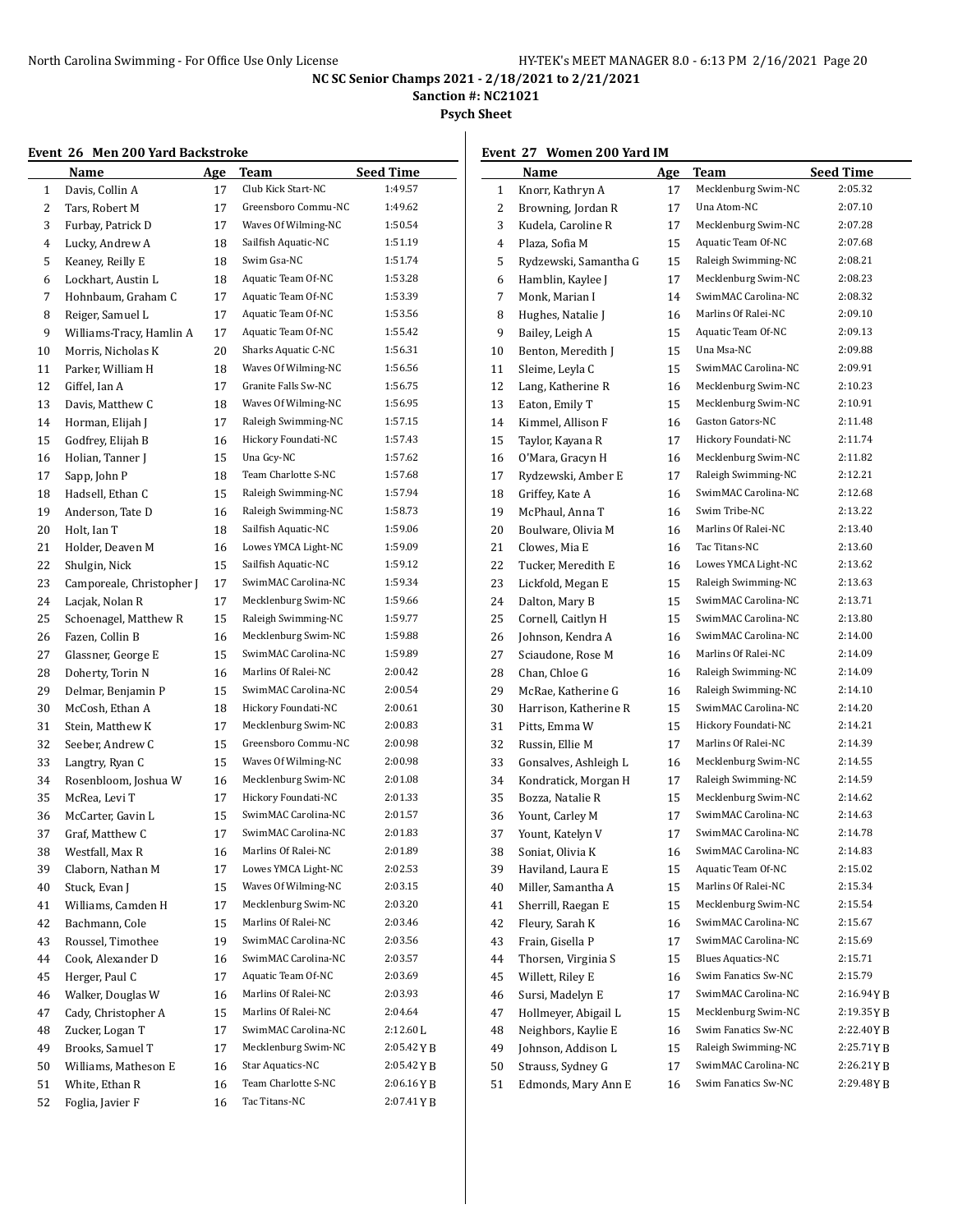North Carolina Swimming - For Office Use Only License HY-TEK's MEET MANAGER 8.0 - 6:13 PM 2/16/2021

**NC SC Senior Champs 2021 - 2/18/2021 to 2/21/2021**

**Sanction #: NC21021**

**Psych Sheet**

### Event 26 Men 200 Yard Backstroke

| | Name | Age | Team | Seed Time |
|---|---|---|---|---|
| 1 | Davis, Collin A | 17 | Club Kick Start-NC | 1:49.57 |
| 2 | Tars, Robert M | 17 | Greensboro Commu-NC | 1:49.62 |
| 3 | Furbay, Patrick D | 17 | Waves Of Wilming-NC | 1:50.54 |
| 4 | Lucky, Andrew A | 18 | Sailfish Aquatic-NC | 1:51.19 |
| 5 | Keaney, Reilly E | 18 | Swim Gsa-NC | 1:51.74 |
| 6 | Lockhart, Austin L | 18 | Aquatic Team Of-NC | 1:53.28 |
| 7 | Hohnbaum, Graham C | 17 | Aquatic Team Of-NC | 1:53.39 |
| 8 | Reiger, Samuel L | 17 | Aquatic Team Of-NC | 1:53.56 |
| 9 | Williams-Tracy, Hamlin A | 17 | Aquatic Team Of-NC | 1:55.42 |
| 10 | Morris, Nicholas K | 20 | Sharks Aquatic C-NC | 1:56.31 |
| 11 | Parker, William H | 18 | Waves Of Wilming-NC | 1:56.56 |
| 12 | Giffel, Ian A | 17 | Granite Falls Sw-NC | 1:56.75 |
| 13 | Davis, Matthew C | 18 | Waves Of Wilming-NC | 1:56.95 |
| 14 | Horman, Elijah J | 17 | Raleigh Swimming-NC | 1:57.15 |
| 15 | Godfrey, Elijah B | 16 | Hickory Foundati-NC | 1:57.43 |
| 16 | Holian, Tanner J | 15 | Una Gcy-NC | 1:57.62 |
| 17 | Sapp, John P | 18 | Team Charlotte S-NC | 1:57.68 |
| 18 | Hadsell, Ethan C | 15 | Raleigh Swimming-NC | 1:57.94 |
| 19 | Anderson, Tate D | 16 | Raleigh Swimming-NC | 1:58.73 |
| 20 | Holt, Ian T | 18 | Sailfish Aquatic-NC | 1:59.06 |
| 21 | Holder, Deaven M | 16 | Lowes YMCA Light-NC | 1:59.09 |
| 22 | Shulgin, Nick | 15 | Sailfish Aquatic-NC | 1:59.12 |
| 23 | Camporeale, Christopher J | 17 | SwimMAC Carolina-NC | 1:59.34 |
| 24 | Lacjak, Nolan R | 17 | Mecklenburg Swim-NC | 1:59.66 |
| 25 | Schoenagel, Matthew R | 15 | Raleigh Swimming-NC | 1:59.77 |
| 26 | Fazen, Collin B | 16 | Mecklenburg Swim-NC | 1:59.88 |
| 27 | Glassner, George E | 15 | SwimMAC Carolina-NC | 1:59.89 |
| 28 | Doherty, Torin N | 16 | Marlins Of Ralei-NC | 2:00.42 |
| 29 | Delmar, Benjamin P | 15 | SwimMAC Carolina-NC | 2:00.54 |
| 30 | McCosh, Ethan A | 18 | Hickory Foundati-NC | 2:00.61 |
| 31 | Stein, Matthew K | 17 | Mecklenburg Swim-NC | 2:00.83 |
| 32 | Seeber, Andrew C | 15 | Greensboro Commu-NC | 2:00.98 |
| 33 | Langtry, Ryan C | 15 | Waves Of Wilming-NC | 2:00.98 |
| 34 | Rosenbloom, Joshua W | 16 | Mecklenburg Swim-NC | 2:01.08 |
| 35 | McRea, Levi T | 17 | Hickory Foundati-NC | 2:01.33 |
| 36 | McCarter, Gavin L | 15 | SwimMAC Carolina-NC | 2:01.57 |
| 37 | Graf, Matthew C | 17 | SwimMAC Carolina-NC | 2:01.83 |
| 38 | Westfall, Max R | 16 | Marlins Of Ralei-NC | 2:01.89 |
| 39 | Claborn, Nathan M | 17 | Lowes YMCA Light-NC | 2:02.53 |
| 40 | Stuck, Evan J | 15 | Waves Of Wilming-NC | 2:03.15 |
| 41 | Williams, Camden H | 17 | Mecklenburg Swim-NC | 2:03.20 |
| 42 | Bachmann, Cole | 15 | Marlins Of Ralei-NC | 2:03.46 |
| 43 | Roussel, Timothee | 19 | SwimMAC Carolina-NC | 2:03.56 |
| 44 | Cook, Alexander D | 16 | SwimMAC Carolina-NC | 2:03.57 |
| 45 | Herger, Paul C | 17 | Aquatic Team Of-NC | 2:03.69 |
| 46 | Walker, Douglas W | 16 | Marlins Of Ralei-NC | 2:03.93 |
| 47 | Cady, Christopher A | 15 | Marlins Of Ralei-NC | 2:04.64 |
| 48 | Zucker, Logan T | 17 | SwimMAC Carolina-NC | 2:12.60 L |
| 49 | Brooks, Samuel T | 17 | Mecklenburg Swim-NC | 2:05.42 Y B |
| 50 | Williams, Matheson E | 16 | Star Aquatics-NC | 2:05.42 Y B |
| 51 | White, Ethan R | 16 | Team Charlotte S-NC | 2:06.16 Y B |
| 52 | Foglia, Javier F | 16 | Tac Titans-NC | 2:07.41 Y B |

### Event 27 Women 200 Yard IM

| | Name | Age | Team | Seed Time |
|---|---|---|---|---|
| 1 | Knorr, Kathryn A | 17 | Mecklenburg Swim-NC | 2:05.32 |
| 2 | Browning, Jordan R | 17 | Una Atom-NC | 2:07.10 |
| 3 | Kudela, Caroline R | 17 | Mecklenburg Swim-NC | 2:07.28 |
| 4 | Plaza, Sofia M | 15 | Aquatic Team Of-NC | 2:07.68 |
| 5 | Rydzewski, Samantha G | 15 | Raleigh Swimming-NC | 2:08.21 |
| 6 | Hamblin, Kaylee J | 17 | Mecklenburg Swim-NC | 2:08.23 |
| 7 | Monk, Marian I | 14 | SwimMAC Carolina-NC | 2:08.32 |
| 8 | Hughes, Natalie J | 16 | Marlins Of Ralei-NC | 2:09.10 |
| 9 | Bailey, Leigh A | 15 | Aquatic Team Of-NC | 2:09.13 |
| 10 | Benton, Meredith J | 15 | Una Msa-NC | 2:09.88 |
| 11 | Sleime, Leyla C | 15 | SwimMAC Carolina-NC | 2:09.91 |
| 12 | Lang, Katherine R | 16 | Mecklenburg Swim-NC | 2:10.23 |
| 13 | Eaton, Emily T | 15 | Mecklenburg Swim-NC | 2:10.91 |
| 14 | Kimmel, Allison F | 16 | Gaston Gators-NC | 2:11.48 |
| 15 | Taylor, Kayana R | 17 | Hickory Foundati-NC | 2:11.74 |
| 16 | O'Mara, Gracyn H | 16 | Mecklenburg Swim-NC | 2:11.82 |
| 17 | Rydzewski, Amber E | 17 | Raleigh Swimming-NC | 2:12.21 |
| 18 | Griffey, Kate A | 16 | SwimMAC Carolina-NC | 2:12.68 |
| 19 | McPhaul, Anna T | 16 | Swim Tribe-NC | 2:13.22 |
| 20 | Boulware, Olivia M | 16 | Marlins Of Ralei-NC | 2:13.40 |
| 21 | Clowes, Mia E | 16 | Tac Titans-NC | 2:13.60 |
| 22 | Tucker, Meredith E | 16 | Lowes YMCA Light-NC | 2:13.62 |
| 23 | Lickfold, Megan E | 15 | Raleigh Swimming-NC | 2:13.63 |
| 24 | Dalton, Mary B | 15 | SwimMAC Carolina-NC | 2:13.71 |
| 25 | Cornell, Caitlyn H | 15 | SwimMAC Carolina-NC | 2:13.80 |
| 26 | Johnson, Kendra A | 16 | SwimMAC Carolina-NC | 2:14.00 |
| 27 | Sciaudone, Rose M | 16 | Marlins Of Ralei-NC | 2:14.09 |
| 28 | Chan, Chloe G | 16 | Raleigh Swimming-NC | 2:14.09 |
| 29 | McRae, Katherine G | 16 | Raleigh Swimming-NC | 2:14.10 |
| 30 | Harrison, Katherine R | 15 | SwimMAC Carolina-NC | 2:14.20 |
| 31 | Pitts, Emma W | 15 | Hickory Foundati-NC | 2:14.21 |
| 32 | Russin, Ellie M | 17 | Marlins Of Ralei-NC | 2:14.39 |
| 33 | Gonsalves, Ashleigh L | 16 | Mecklenburg Swim-NC | 2:14.55 |
| 34 | Kondratick, Morgan H | 17 | Raleigh Swimming-NC | 2:14.59 |
| 35 | Bozza, Natalie R | 15 | Mecklenburg Swim-NC | 2:14.62 |
| 36 | Yount, Carley M | 17 | SwimMAC Carolina-NC | 2:14.63 |
| 37 | Yount, Katelyn V | 17 | SwimMAC Carolina-NC | 2:14.78 |
| 38 | Soniat, Olivia K | 16 | SwimMAC Carolina-NC | 2:14.83 |
| 39 | Haviland, Laura E | 15 | Aquatic Team Of-NC | 2:15.02 |
| 40 | Miller, Samantha A | 15 | Marlins Of Ralei-NC | 2:15.34 |
| 41 | Sherrill, Raegan E | 15 | Mecklenburg Swim-NC | 2:15.54 |
| 42 | Fleury, Sarah K | 16 | SwimMAC Carolina-NC | 2:15.67 |
| 43 | Frain, Gisella P | 17 | SwimMAC Carolina-NC | 2:15.69 |
| 44 | Thorsen, Virginia S | 15 | Blues Aquatics-NC | 2:15.71 |
| 45 | Willett, Riley E | 16 | Swim Fanatics Sw-NC | 2:15.79 |
| 46 | Sursi, Madelyn E | 17 | SwimMAC Carolina-NC | 2:16.94 Y B |
| 47 | Hollmeyer, Abigail L | 15 | Mecklenburg Swim-NC | 2:19.35 Y B |
| 48 | Neighbors, Kaylie E | 16 | Swim Fanatics Sw-NC | 2:22.40 Y B |
| 49 | Johnson, Addison L | 15 | Raleigh Swimming-NC | 2:25.71 Y B |
| 50 | Strauss, Sydney G | 17 | SwimMAC Carolina-NC | 2:26.21 Y B |
| 51 | Edmonds, Mary Ann E | 16 | Swim Fanatics Sw-NC | 2:29.48 Y B |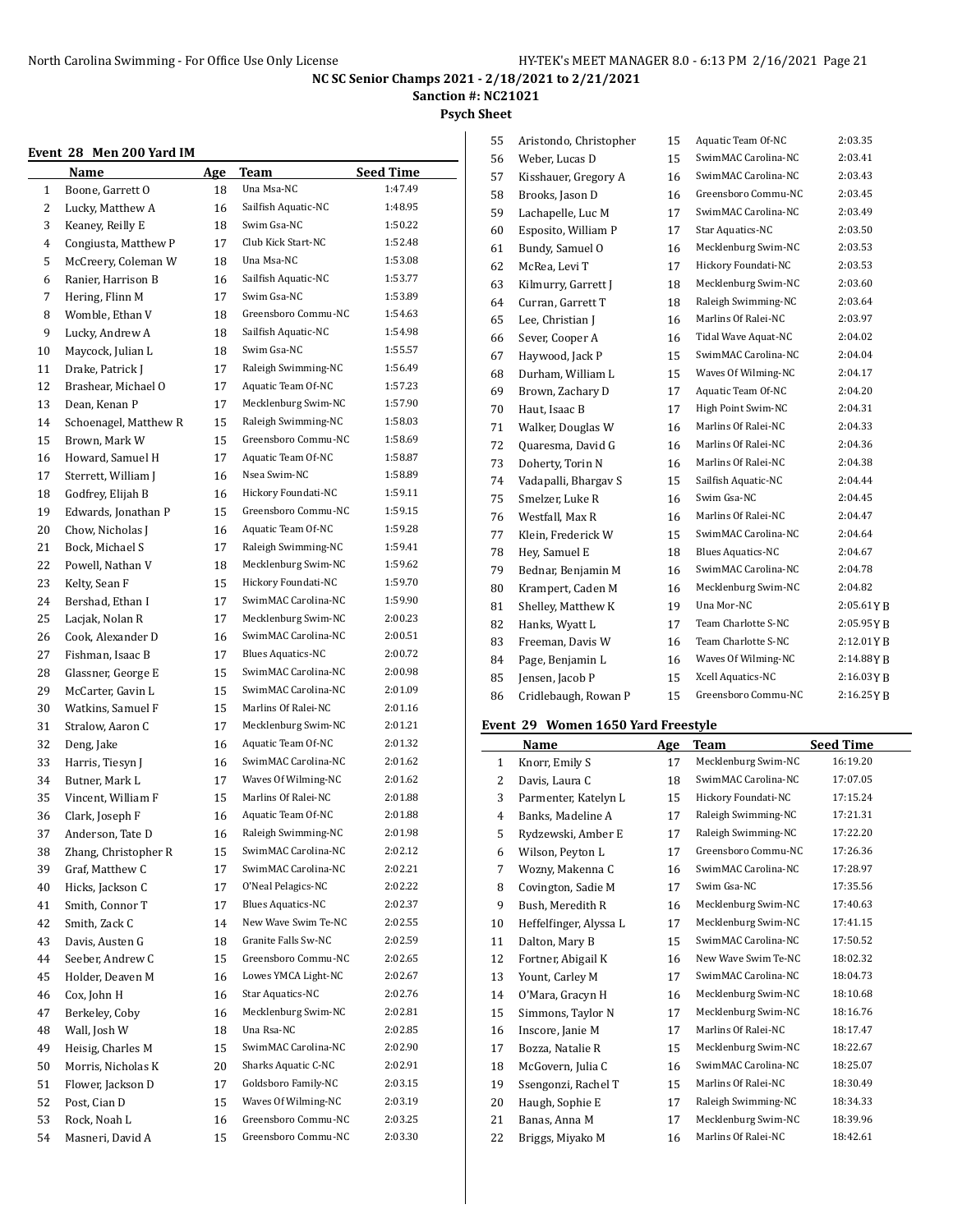NC SC Senior Champs 2021 - 2/18/2021 to 2/21/2021

Sanction #: NC21021

**Psych Sheet**

### Event 28 Men 200 Yard IM

| | Name | Age | Team | Seed Time |
|---|---|---|---|---|
| 1 | Boone, Garrett O | 18 | Una Msa-NC | 1:47.49 |
| 2 | Lucky, Matthew A | 16 | Sailfish Aquatic-NC | 1:48.95 |
| 3 | Keaney, Reilly E | 18 | Swim Gsa-NC | 1:50.22 |
| 4 | Congiusta, Matthew P | 17 | Club Kick Start-NC | 1:52.48 |
| 5 | McCreery, Coleman W | 18 | Una Msa-NC | 1:53.08 |
| 6 | Ranier, Harrison B | 16 | Sailfish Aquatic-NC | 1:53.77 |
| 7 | Hering, Flinn M | 17 | Swim Gsa-NC | 1:53.89 |
| 8 | Womble, Ethan V | 18 | Greensboro Commu-NC | 1:54.63 |
| 9 | Lucky, Andrew A | 18 | Sailfish Aquatic-NC | 1:54.98 |
| 10 | Maycock, Julian L | 18 | Swim Gsa-NC | 1:55.57 |
| 11 | Drake, Patrick J | 17 | Raleigh Swimming-NC | 1:56.49 |
| 12 | Brashear, Michael O | 17 | Aquatic Team Of-NC | 1:57.23 |
| 13 | Dean, Kenan P | 17 | Mecklenburg Swim-NC | 1:57.90 |
| 14 | Schoenagel, Matthew R | 15 | Raleigh Swimming-NC | 1:58.03 |
| 15 | Brown, Mark W | 15 | Greensboro Commu-NC | 1:58.69 |
| 16 | Howard, Samuel H | 17 | Aquatic Team Of-NC | 1:58.87 |
| 17 | Sterrett, William J | 16 | Nsea Swim-NC | 1:58.89 |
| 18 | Godfrey, Elijah B | 16 | Hickory Foundati-NC | 1:59.11 |
| 19 | Edwards, Jonathan P | 15 | Greensboro Commu-NC | 1:59.15 |
| 20 | Chow, Nicholas J | 16 | Aquatic Team Of-NC | 1:59.28 |
| 21 | Bock, Michael S | 17 | Raleigh Swimming-NC | 1:59.41 |
| 22 | Powell, Nathan V | 18 | Mecklenburg Swim-NC | 1:59.62 |
| 23 | Kelty, Sean F | 15 | Hickory Foundati-NC | 1:59.70 |
| 24 | Bershad, Ethan I | 17 | SwimMAC Carolina-NC | 1:59.90 |
| 25 | Lacjak, Nolan R | 17 | Mecklenburg Swim-NC | 2:00.23 |
| 26 | Cook, Alexander D | 16 | SwimMAC Carolina-NC | 2:00.51 |
| 27 | Fishman, Isaac B | 17 | Blues Aquatics-NC | 2:00.72 |
| 28 | Glassner, George E | 15 | SwimMAC Carolina-NC | 2:00.98 |
| 29 | McCarter, Gavin L | 15 | SwimMAC Carolina-NC | 2:01.09 |
| 30 | Watkins, Samuel F | 15 | Marlins Of Ralei-NC | 2:01.16 |
| 31 | Stralow, Aaron C | 17 | Mecklenburg Swim-NC | 2:01.21 |
| 32 | Deng, Jake | 16 | Aquatic Team Of-NC | 2:01.32 |
| 33 | Harris, Tiesyn J | 16 | SwimMAC Carolina-NC | 2:01.62 |
| 34 | Butner, Mark L | 17 | Waves Of Wilming-NC | 2:01.62 |
| 35 | Vincent, William F | 15 | Marlins Of Ralei-NC | 2:01.88 |
| 36 | Clark, Joseph F | 16 | Aquatic Team Of-NC | 2:01.88 |
| 37 | Anderson, Tate D | 16 | Raleigh Swimming-NC | 2:01.98 |
| 38 | Zhang, Christopher R | 15 | SwimMAC Carolina-NC | 2:02.12 |
| 39 | Graf, Matthew C | 17 | SwimMAC Carolina-NC | 2:02.21 |
| 40 | Hicks, Jackson C | 17 | O'Neal Pelagics-NC | 2:02.22 |
| 41 | Smith, Connor T | 17 | Blues Aquatics-NC | 2:02.37 |
| 42 | Smith, Zack C | 14 | New Wave Swim Te-NC | 2:02.55 |
| 43 | Davis, Austen G | 18 | Granite Falls Sw-NC | 2:02.59 |
| 44 | Seeber, Andrew C | 15 | Greensboro Commu-NC | 2:02.65 |
| 45 | Holder, Deaven M | 16 | Lowes YMCA Light-NC | 2:02.67 |
| 46 | Cox, John H | 16 | Star Aquatics-NC | 2:02.76 |
| 47 | Berkeley, Coby | 16 | Mecklenburg Swim-NC | 2:02.81 |
| 48 | Wall, Josh W | 18 | Una Rsa-NC | 2:02.85 |
| 49 | Heisig, Charles M | 15 | SwimMAC Carolina-NC | 2:02.90 |
| 50 | Morris, Nicholas K | 20 | Sharks Aquatic C-NC | 2:02.91 |
| 51 | Flower, Jackson D | 17 | Goldsboro Family-NC | 2:03.15 |
| 52 | Post, Cian D | 15 | Waves Of Wilming-NC | 2:03.19 |
| 53 | Rock, Noah L | 16 | Greensboro Commu-NC | 2:03.25 |
| 54 | Masneri, David A | 15 | Greensboro Commu-NC | 2:03.30 |
| 55 | Aristondo, Christopher | 15 | Aquatic Team Of-NC | 2:03.35 |
| 56 | Weber, Lucas D | 15 | SwimMAC Carolina-NC | 2:03.41 |
| 57 | Kisshauer, Gregory A | 16 | SwimMAC Carolina-NC | 2:03.43 |
| 58 | Brooks, Jason D | 16 | Greensboro Commu-NC | 2:03.45 |
| 59 | Lachapelle, Luc M | 17 | SwimMAC Carolina-NC | 2:03.49 |
| 60 | Esposito, William P | 17 | Star Aquatics-NC | 2:03.50 |
| 61 | Bundy, Samuel O | 16 | Mecklenburg Swim-NC | 2:03.53 |
| 62 | McRea, Levi T | 17 | Hickory Foundati-NC | 2:03.53 |
| 63 | Kilmurry, Garrett J | 18 | Mecklenburg Swim-NC | 2:03.60 |
| 64 | Curran, Garrett T | 18 | Raleigh Swimming-NC | 2:03.64 |
| 65 | Lee, Christian J | 16 | Marlins Of Ralei-NC | 2:03.97 |
| 66 | Sever, Cooper A | 16 | Tidal Wave Aquat-NC | 2:04.02 |
| 67 | Haywood, Jack P | 15 | SwimMAC Carolina-NC | 2:04.04 |
| 68 | Durham, William L | 15 | Waves Of Wilming-NC | 2:04.17 |
| 69 | Brown, Zachary D | 17 | Aquatic Team Of-NC | 2:04.20 |
| 70 | Haut, Isaac B | 17 | High Point Swim-NC | 2:04.31 |
| 71 | Walker, Douglas W | 16 | Marlins Of Ralei-NC | 2:04.33 |
| 72 | Quaresma, David G | 16 | Marlins Of Ralei-NC | 2:04.36 |
| 73 | Doherty, Torin N | 16 | Marlins Of Ralei-NC | 2:04.38 |
| 74 | Vadapalli, Bhargav S | 15 | Sailfish Aquatic-NC | 2:04.44 |
| 75 | Smelzer, Luke R | 16 | Swim Gsa-NC | 2:04.45 |
| 76 | Westfall, Max R | 16 | Marlins Of Ralei-NC | 2:04.47 |
| 77 | Klein, Frederick W | 15 | SwimMAC Carolina-NC | 2:04.64 |
| 78 | Hey, Samuel E | 18 | Blues Aquatics-NC | 2:04.67 |
| 79 | Bednar, Benjamin M | 16 | SwimMAC Carolina-NC | 2:04.78 |
| 80 | Krampert, Caden M | 16 | Mecklenburg Swim-NC | 2:04.82 |
| 81 | Shelley, Matthew K | 19 | Una Mor-NC | 2:05.61Y B |
| 82 | Hanks, Wyatt L | 17 | Team Charlotte S-NC | 2:05.95Y B |
| 83 | Freeman, Davis W | 16 | Team Charlotte S-NC | 2:12.01Y B |
| 84 | Page, Benjamin L | 16 | Waves Of Wilming-NC | 2:14.88Y B |
| 85 | Jensen, Jacob P | 15 | Xcell Aquatics-NC | 2:16.03Y B |
| 86 | Cridlebaugh, Rowan P | 15 | Greensboro Commu-NC | 2:16.25Y B |

### Event 29 Women 1650 Yard Freestyle

| | Name | Age | Team | Seed Time |
|---|---|---|---|---|
| 1 | Knorr, Emily S | 17 | Mecklenburg Swim-NC | 16:19.20 |
| 2 | Davis, Laura C | 18 | SwimMAC Carolina-NC | 17:07.05 |
| 3 | Parmenter, Katelyn L | 15 | Hickory Foundati-NC | 17:15.24 |
| 4 | Banks, Madeline A | 17 | Raleigh Swimming-NC | 17:21.31 |
| 5 | Rydzewski, Amber E | 17 | Raleigh Swimming-NC | 17:22.20 |
| 6 | Wilson, Peyton L | 17 | Greensboro Commu-NC | 17:26.36 |
| 7 | Wozny, Makenna C | 16 | SwimMAC Carolina-NC | 17:28.97 |
| 8 | Covington, Sadie M | 17 | Swim Gsa-NC | 17:35.56 |
| 9 | Bush, Meredith R | 16 | Mecklenburg Swim-NC | 17:40.63 |
| 10 | Heffelfinger, Alyssa L | 17 | Mecklenburg Swim-NC | 17:41.15 |
| 11 | Dalton, Mary B | 15 | SwimMAC Carolina-NC | 17:50.52 |
| 12 | Fortner, Abigail K | 16 | New Wave Swim Te-NC | 18:02.32 |
| 13 | Yount, Carley M | 17 | SwimMAC Carolina-NC | 18:04.73 |
| 14 | O'Mara, Gracyn H | 16 | Mecklenburg Swim-NC | 18:10.68 |
| 15 | Simmons, Taylor N | 17 | Mecklenburg Swim-NC | 18:16.76 |
| 16 | Inscore, Janie M | 17 | Marlins Of Ralei-NC | 18:17.47 |
| 17 | Bozza, Natalie R | 15 | Mecklenburg Swim-NC | 18:22.67 |
| 18 | McGovern, Julia C | 16 | SwimMAC Carolina-NC | 18:25.07 |
| 19 | Ssengonzi, Rachel T | 15 | Marlins Of Ralei-NC | 18:30.49 |
| 20 | Haugh, Sophie E | 17 | Raleigh Swimming-NC | 18:34.33 |
| 21 | Banas, Anna M | 17 | Mecklenburg Swim-NC | 18:39.96 |
| 22 | Briggs, Miyako M | 16 | Marlins Of Ralei-NC | 18:42.61 |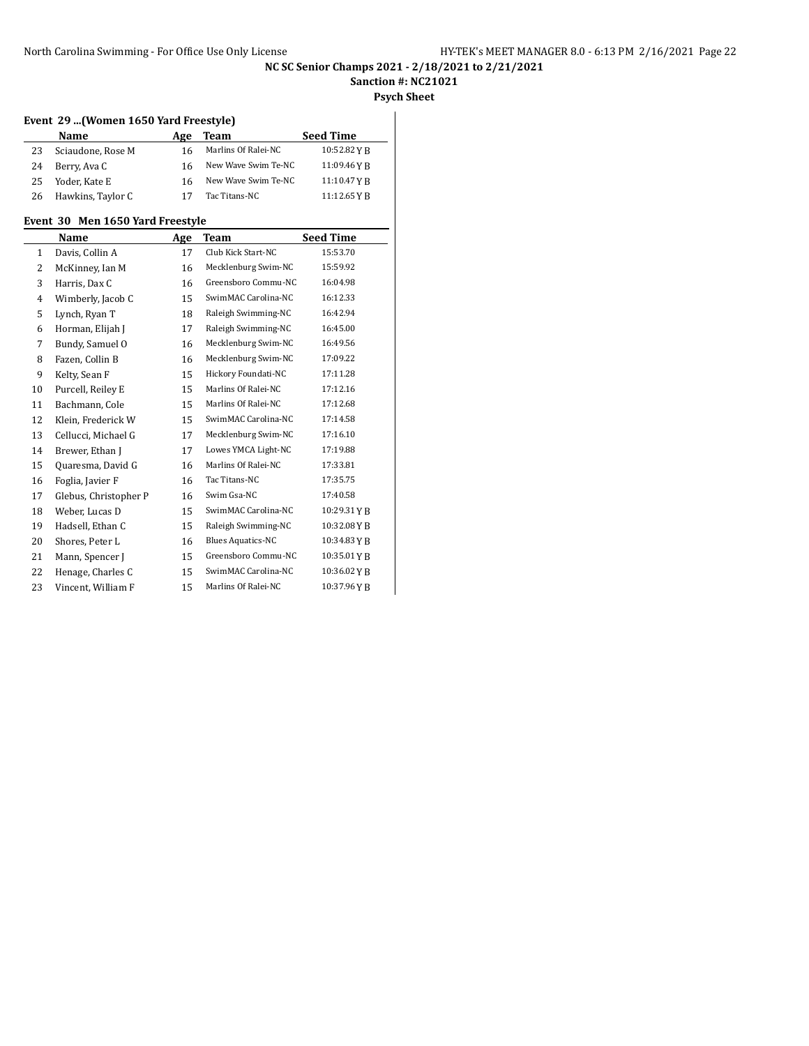NC SC Senior Champs 2021 - 2/18/2021 to 2/21/2021

Sanction #: NC21021

Psych Sheet

### Event 29 ...(Women 1650 Yard Freestyle)

| | Name | Age | Team | Seed Time |
|---|---|---|---|---|
| 23 | Sciaudone, Rose M | 16 | Marlins Of Ralei-NC | 10:52.82 Y B |
| 24 | Berry, Ava C | 16 | New Wave Swim Te-NC | 11:09.46 Y B |
| 25 | Yoder, Kate E | 16 | New Wave Swim Te-NC | 11:10.47 Y B |
| 26 | Hawkins, Taylor C | 17 | Tac Titans-NC | 11:12.65 Y B |

### Event 30 Men 1650 Yard Freestyle

| | Name | Age | Team | Seed Time |
|---|---|---|---|---|
| 1 | Davis, Collin A | 17 | Club Kick Start-NC | 15:53.70 |
| 2 | McKinney, Ian M | 16 | Mecklenburg Swim-NC | 15:59.92 |
| 3 | Harris, Dax C | 16 | Greensboro Commu-NC | 16:04.98 |
| 4 | Wimberly, Jacob C | 15 | SwimMAC Carolina-NC | 16:12.33 |
| 5 | Lynch, Ryan T | 18 | Raleigh Swimming-NC | 16:42.94 |
| 6 | Horman, Elijah J | 17 | Raleigh Swimming-NC | 16:45.00 |
| 7 | Bundy, Samuel O | 16 | Mecklenburg Swim-NC | 16:49.56 |
| 8 | Fazen, Collin B | 16 | Mecklenburg Swim-NC | 17:09.22 |
| 9 | Kelty, Sean F | 15 | Hickory Foundati-NC | 17:11.28 |
| 10 | Purcell, Reiley E | 15 | Marlins Of Ralei-NC | 17:12.16 |
| 11 | Bachmann, Cole | 15 | Marlins Of Ralei-NC | 17:12.68 |
| 12 | Klein, Frederick W | 15 | SwimMAC Carolina-NC | 17:14.58 |
| 13 | Cellucci, Michael G | 17 | Mecklenburg Swim-NC | 17:16.10 |
| 14 | Brewer, Ethan J | 17 | Lowes YMCA Light-NC | 17:19.88 |
| 15 | Quaresma, David G | 16 | Marlins Of Ralei-NC | 17:33.81 |
| 16 | Foglia, Javier F | 16 | Tac Titans-NC | 17:35.75 |
| 17 | Glebus, Christopher P | 16 | Swim Gsa-NC | 17:40.58 |
| 18 | Weber, Lucas D | 15 | SwimMAC Carolina-NC | 10:29.31 Y B |
| 19 | Hadsell, Ethan C | 15 | Raleigh Swimming-NC | 10:32.08 Y B |
| 20 | Shores, Peter L | 16 | Blues Aquatics-NC | 10:34.83 Y B |
| 21 | Mann, Spencer J | 15 | Greensboro Commu-NC | 10:35.01 Y B |
| 22 | Henage, Charles C | 15 | SwimMAC Carolina-NC | 10:36.02 Y B |
| 23 | Vincent, William F | 15 | Marlins Of Ralei-NC | 10:37.96 Y B |